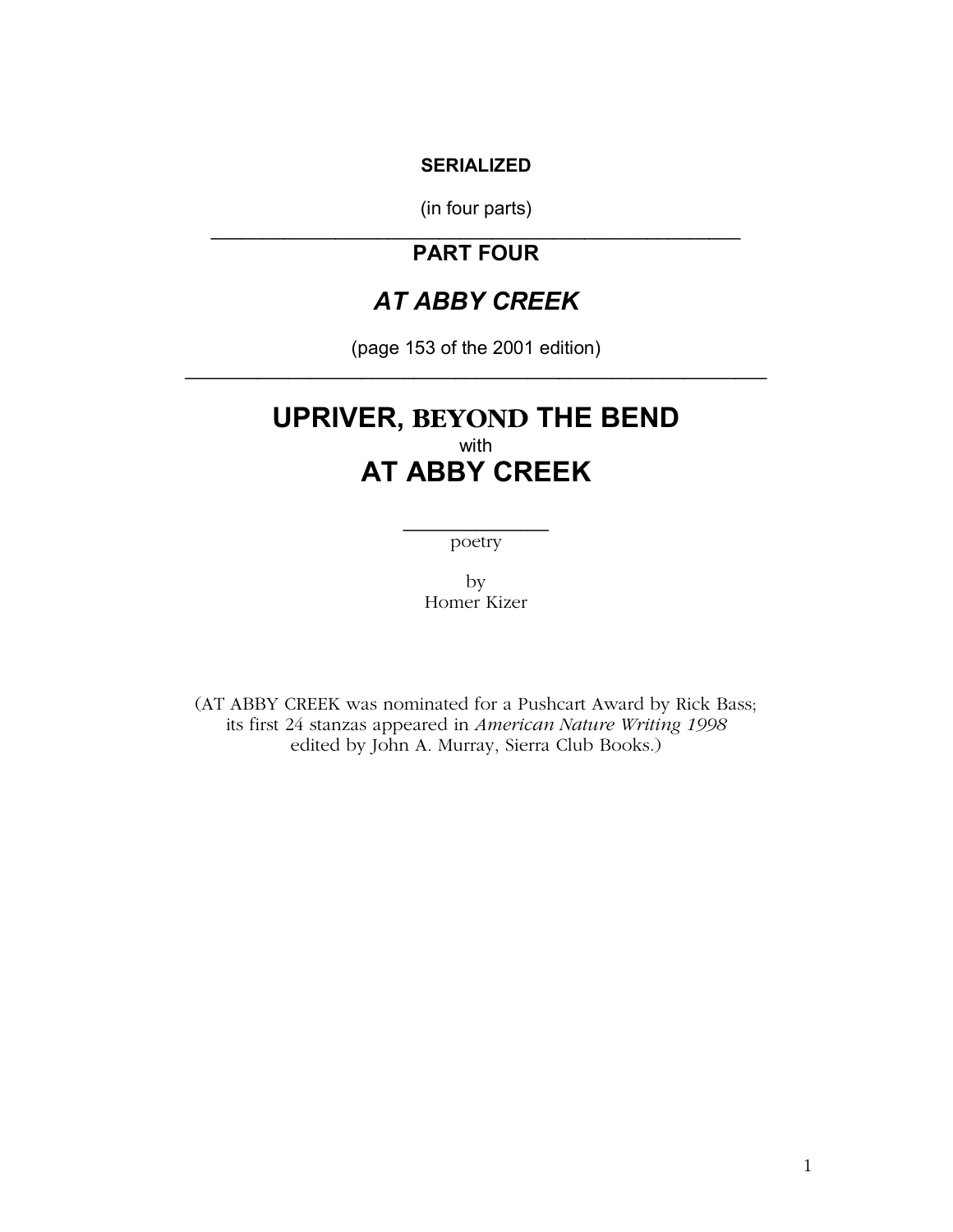**SERIALIZED**

(in four parts)

---

**PART FOUR**

## *AT ABBY CREEK*

(page 153 of the 2001 edition)

---

# UPRIVER, BEYOND THE BEND

with

# AT ABBY CREEK

---

poetry

by
Homer Kizer

(AT ABBY CREEK was nominated for a Pushcart Award by Rick Bass; its first 24 stanzas appeared in *American Nature Writing 1998* edited by John A. Murray, Sierra Club Books.)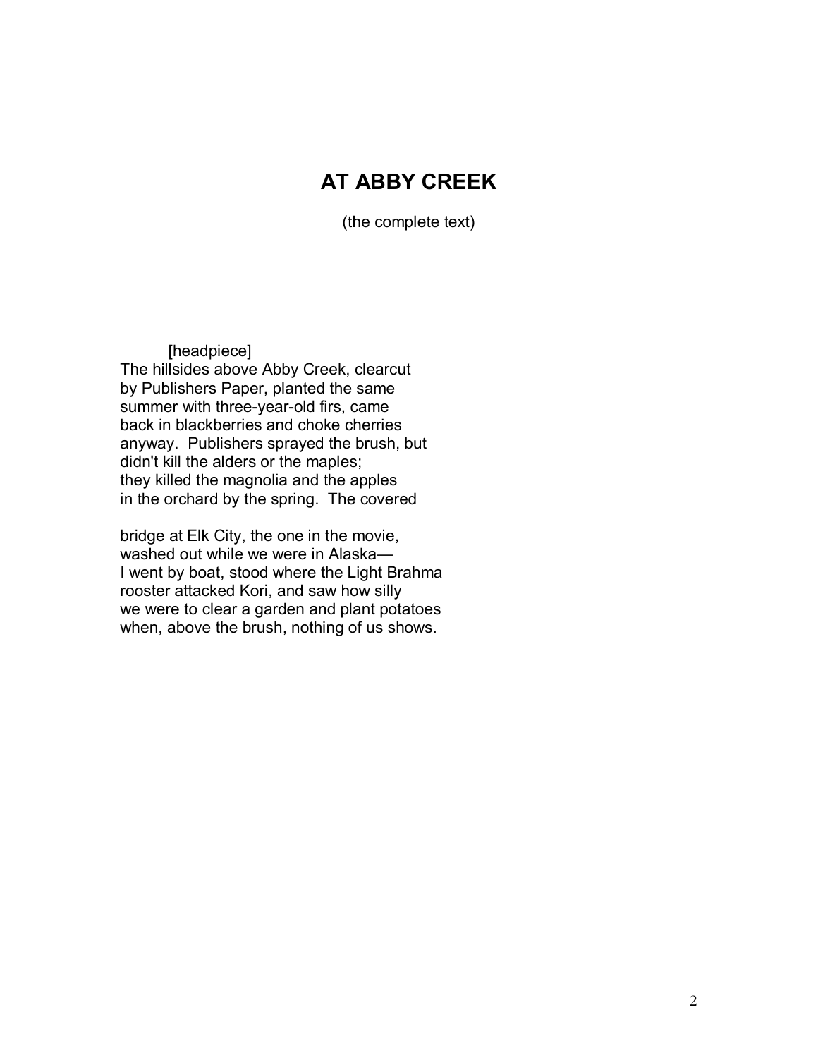# AT ABBY CREEK

(the complete text)

[headpiece]
The hillsides above Abby Creek, clearcut
by Publishers Paper, planted the same
summer with three-year-old firs, came
back in blackberries and choke cherries
anyway. Publishers sprayed the brush, but
didn't kill the alders or the maples;
they killed the magnolia and the apples
in the orchard by the spring. The covered

bridge at Elk City, the one in the movie,
washed out while we were in Alaska—
I went by boat, stood where the Light Brahma
rooster attacked Kori, and saw how silly
we were to clear a garden and plant potatoes
when, above the brush, nothing of us shows.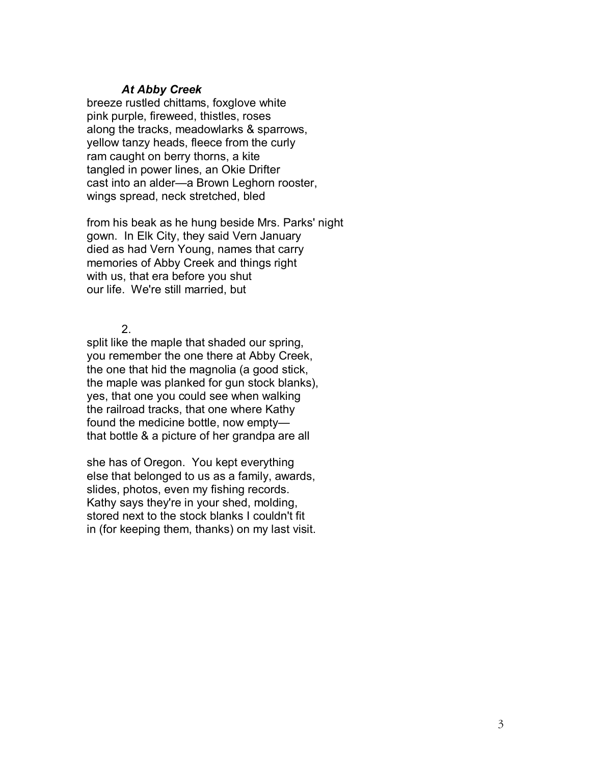***At Abby Creek***

breeze rustled chittams, foxglove white
pink purple, fireweed, thistles, roses
along the tracks, meadowlarks & sparrows,
yellow tanzy heads, fleece from the curly
ram caught on berry thorns, a kite
tangled in power lines, an Okie Drifter
cast into an alder—a Brown Leghorn rooster,
wings spread, neck stretched, bled

from his beak as he hung beside Mrs. Parks' night
gown. In Elk City, they said Vern January
died as had Vern Young, names that carry
memories of Abby Creek and things right
with us, that era before you shut
our life. We're still married, but

2.

split like the maple that shaded our spring,
you remember the one there at Abby Creek,
the one that hid the magnolia (a good stick,
the maple was planked for gun stock blanks),
yes, that one you could see when walking
the railroad tracks, that one where Kathy
found the medicine bottle, now empty—
that bottle & a picture of her grandpa are all

she has of Oregon. You kept everything
else that belonged to us as a family, awards,
slides, photos, even my fishing records.
Kathy says they're in your shed, molding,
stored next to the stock blanks I couldn't fit
in (for keeping them, thanks) on my last visit.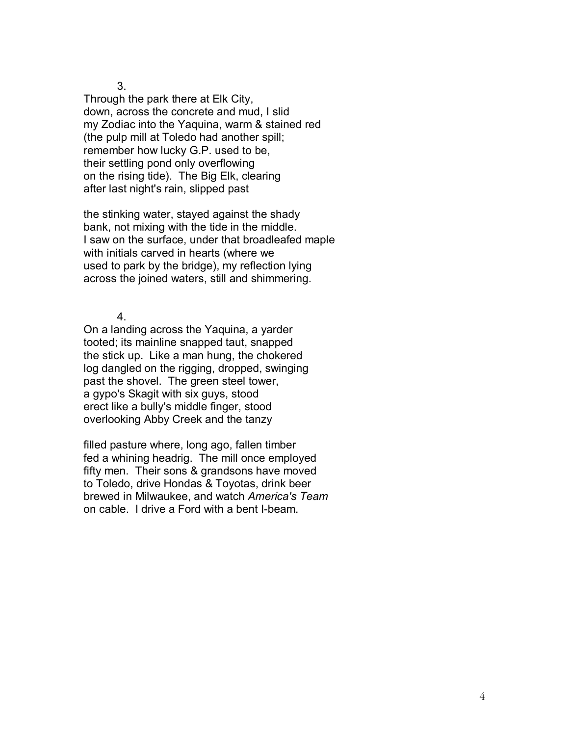3.

Through the park there at Elk City,
down, across the concrete and mud, I slid
my Zodiac into the Yaquina, warm & stained red
(the pulp mill at Toledo had another spill;
remember how lucky G.P. used to be,
their settling pond only overflowing
on the rising tide). The Big Elk, clearing
after last night's rain, slipped past

the stinking water, stayed against the shady
bank, not mixing with the tide in the middle.
I saw on the surface, under that broadleafed maple
with initials carved in hearts (where we
used to park by the bridge), my reflection lying
across the joined waters, still and shimmering.

4.

On a landing across the Yaquina, a yarder
tooted; its mainline snapped taut, snapped
the stick up. Like a man hung, the chokered
log dangled on the rigging, dropped, swinging
past the shovel. The green steel tower,
a gypo's Skagit with six guys, stood
erect like a bully's middle finger, stood
overlooking Abby Creek and the tanzy

filled pasture where, long ago, fallen timber
fed a whining headrig. The mill once employed
fifty men. Their sons & grandsons have moved
to Toledo, drive Hondas & Toyotas, drink beer
brewed in Milwaukee, and watch *America's Team*
on cable. I drive a Ford with a bent I-beam.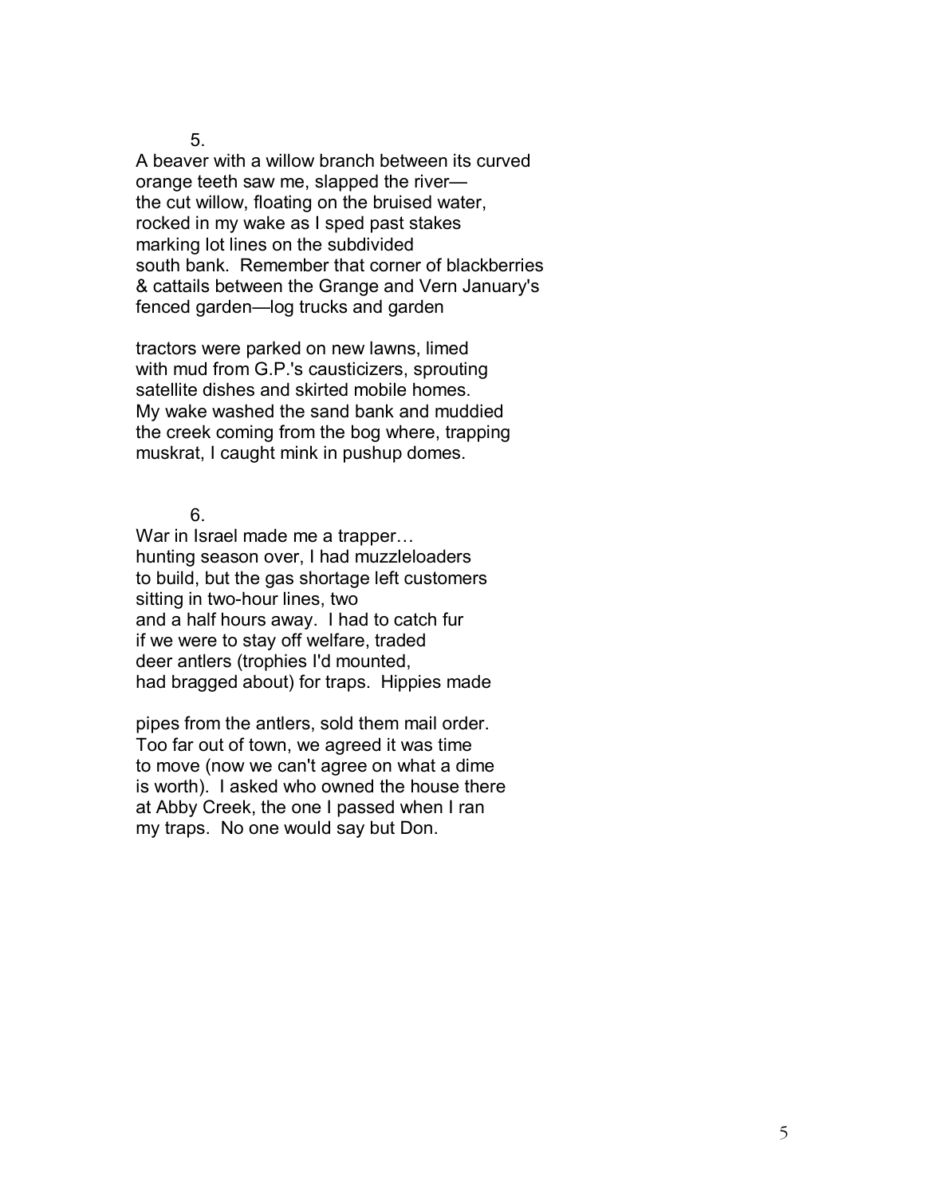5.

A beaver with a willow branch between its curved
orange teeth saw me, slapped the river—
the cut willow, floating on the bruised water,
rocked in my wake as I sped past stakes
marking lot lines on the subdivided
south bank. Remember that corner of blackberries
& cattails between the Grange and Vern January's
fenced garden—log trucks and garden

tractors were parked on new lawns, limed
with mud from G.P.'s causticizers, sprouting
satellite dishes and skirted mobile homes.
My wake washed the sand bank and muddied
the creek coming from the bog where, trapping
muskrat, I caught mink in pushup domes.

6.

War in Israel made me a trapper…
hunting season over, I had muzzleloaders
to build, but the gas shortage left customers
sitting in two-hour lines, two
and a half hours away. I had to catch fur
if we were to stay off welfare, traded
deer antlers (trophies I'd mounted,
had bragged about) for traps. Hippies made

pipes from the antlers, sold them mail order.
Too far out of town, we agreed it was time
to move (now we can't agree on what a dime
is worth). I asked who owned the house there
at Abby Creek, the one I passed when I ran
my traps. No one would say but Don.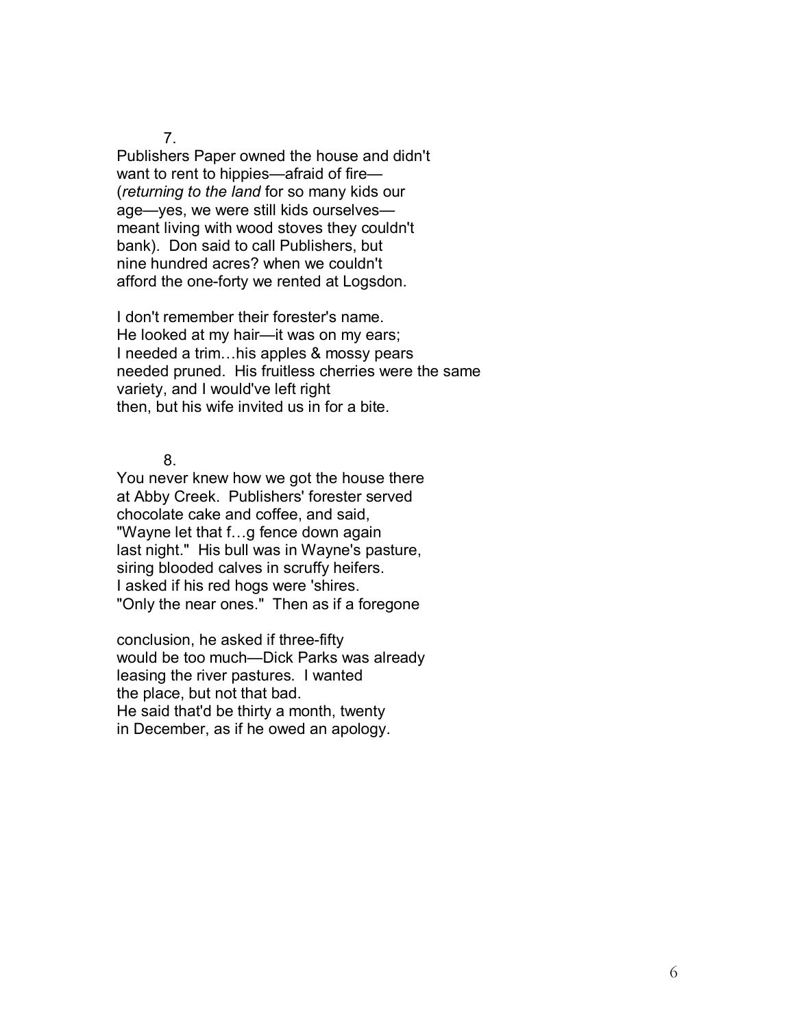7.

Publishers Paper owned the house and didn't
want to rent to hippies—afraid of fire—
(*returning to the land* for so many kids our
age—yes, we were still kids ourselves—
meant living with wood stoves they couldn't
bank). Don said to call Publishers, but
nine hundred acres? when we couldn't
afford the one-forty we rented at Logsdon.

I don't remember their forester's name.
He looked at my hair—it was on my ears;
I needed a trim…his apples & mossy pears
needed pruned. His fruitless cherries were the same
variety, and I would've left right
then, but his wife invited us in for a bite.

8.

You never knew how we got the house there
at Abby Creek. Publishers' forester served
chocolate cake and coffee, and said,
"Wayne let that f…g fence down again
last night." His bull was in Wayne's pasture,
siring blooded calves in scruffy heifers.
I asked if his red hogs were 'shires.
"Only the near ones." Then as if a foregone

conclusion, he asked if three-fifty
would be too much—Dick Parks was already
leasing the river pastures. I wanted
the place, but not that bad.
He said that'd be thirty a month, twenty
in December, as if he owed an apology.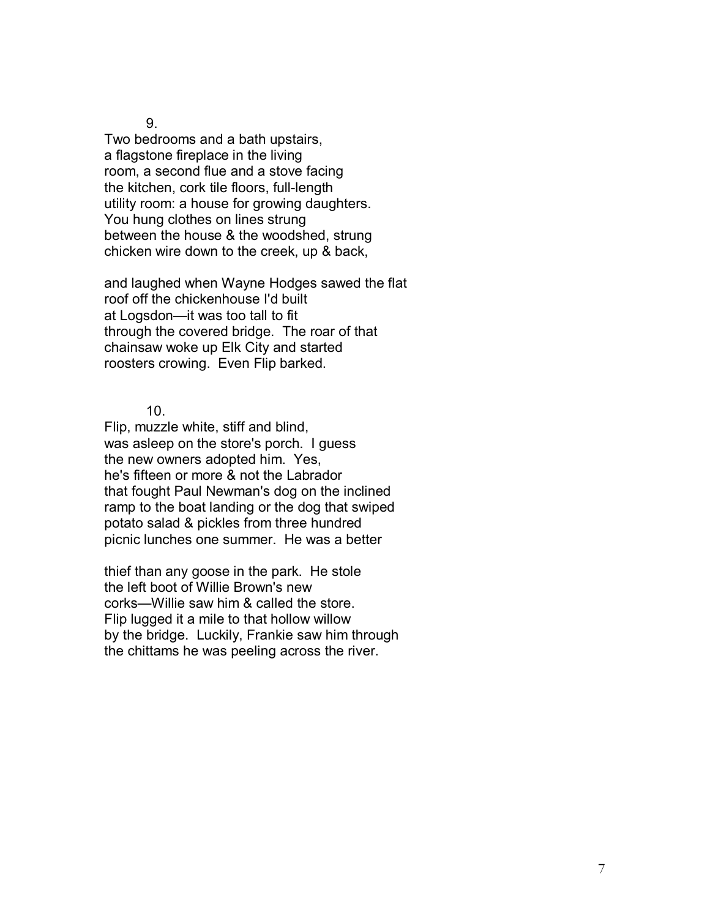9.

Two bedrooms and a bath upstairs,  
a flagstone fireplace in the living  
room, a second flue and a stove facing  
the kitchen, cork tile floors, full-length  
utility room: a house for growing daughters.  
You hung clothes on lines strung  
between the house & the woodshed, strung  
chicken wire down to the creek, up & back,

and laughed when Wayne Hodges sawed the flat  
roof off the chickenhouse I'd built  
at Logsdon—it was too tall to fit  
through the covered bridge.  The roar of that  
chainsaw woke up Elk City and started  
roosters crowing.  Even Flip barked.

10.

Flip, muzzle white, stiff and blind,  
was asleep on the store's porch.  I guess  
the new owners adopted him.  Yes,  
he's fifteen or more & not the Labrador  
that fought Paul Newman's dog on the inclined  
ramp to the boat landing or the dog that swiped  
potato salad & pickles from three hundred  
picnic lunches one summer.  He was a better

thief than any goose in the park.  He stole  
the left boot of Willie Brown's new  
corks—Willie saw him & called the store.  
Flip lugged it a mile to that hollow willow  
by the bridge.  Luckily, Frankie saw him through  
the chittams he was peeling across the river.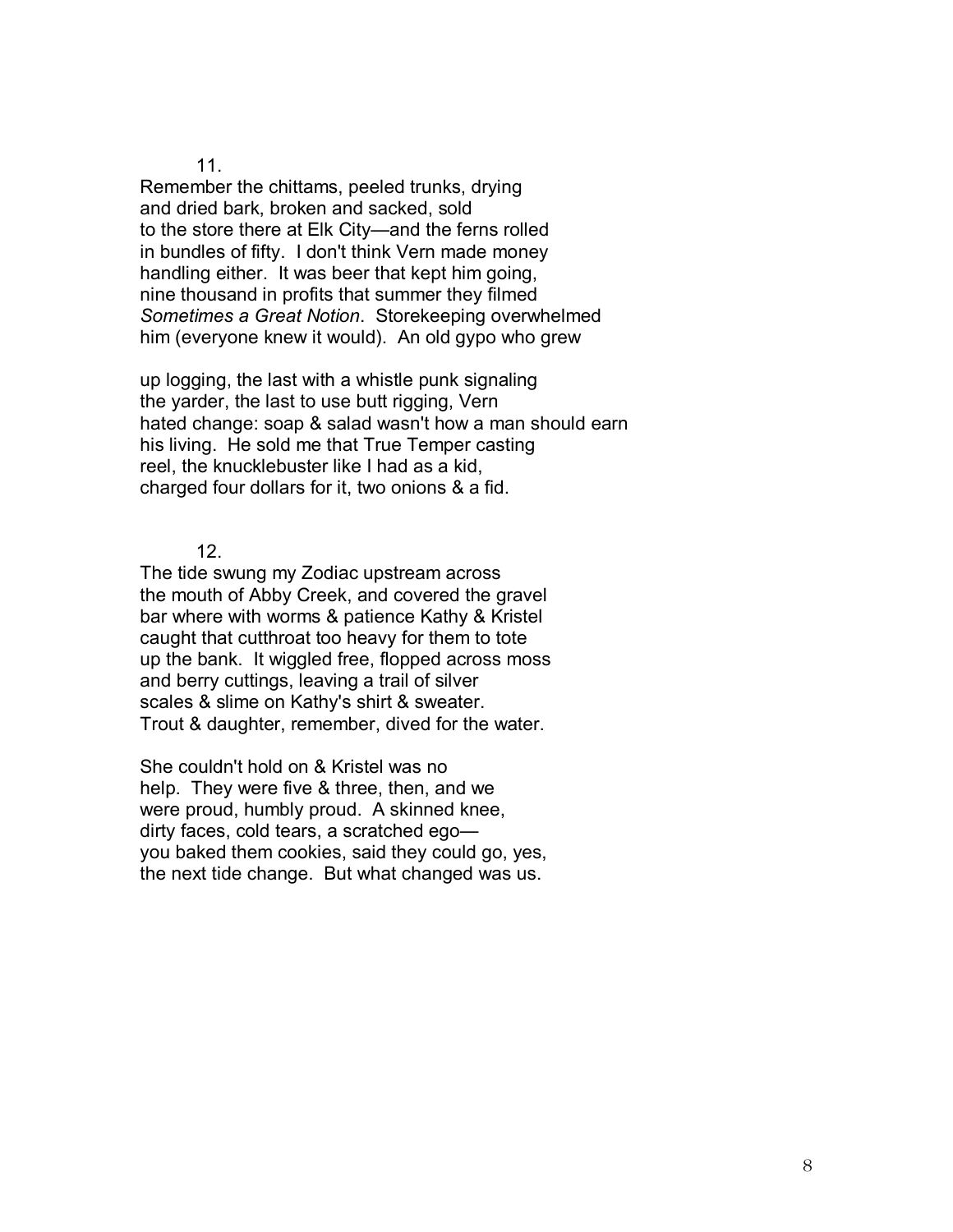11.

Remember the chittams, peeled trunks, drying
and dried bark, broken and sacked, sold
to the store there at Elk City—and the ferns rolled
in bundles of fifty. I don't think Vern made money
handling either. It was beer that kept him going,
nine thousand in profits that summer they filmed
*Sometimes a Great Notion*. Storekeeping overwhelmed
him (everyone knew it would). An old gypo who grew

up logging, the last with a whistle punk signaling
the yarder, the last to use butt rigging, Vern
hated change: soap & salad wasn't how a man should earn
his living. He sold me that True Temper casting
reel, the knucklebuster like I had as a kid,
charged four dollars for it, two onions & a fid.

12.

The tide swung my Zodiac upstream across
the mouth of Abby Creek, and covered the gravel
bar where with worms & patience Kathy & Kristel
caught that cutthroat too heavy for them to tote
up the bank. It wiggled free, flopped across moss
and berry cuttings, leaving a trail of silver
scales & slime on Kathy's shirt & sweater.
Trout & daughter, remember, dived for the water.

She couldn't hold on & Kristel was no
help. They were five & three, then, and we
were proud, humbly proud. A skinned knee,
dirty faces, cold tears, a scratched ego—
you baked them cookies, said they could go, yes,
the next tide change. But what changed was us.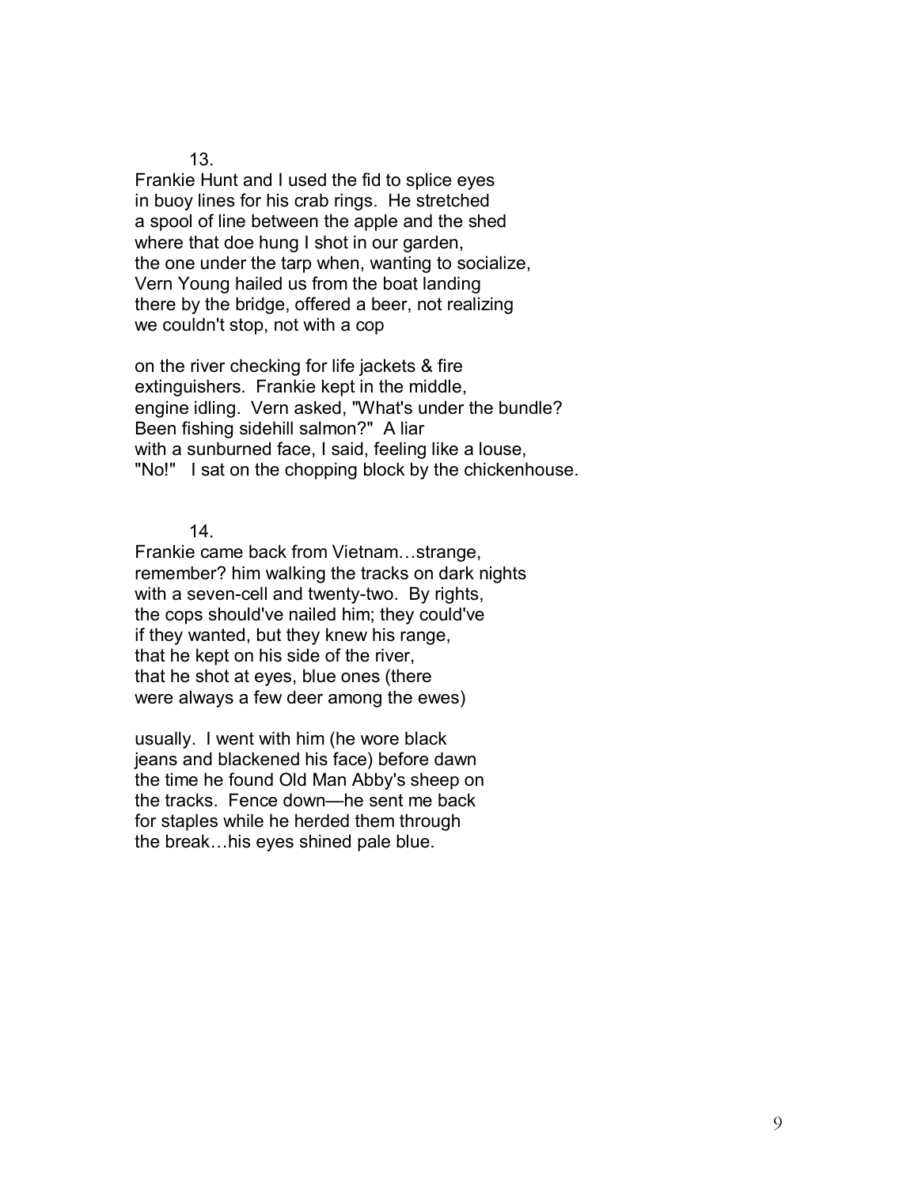13.

Frankie Hunt and I used the fid to splice eyes  
in buoy lines for his crab rings.  He stretched  
a spool of line between the apple and the shed  
where that doe hung I shot in our garden,  
the one under the tarp when, wanting to socialize,  
Vern Young hailed us from the boat landing  
there by the bridge, offered a beer, not realizing  
we couldn't stop, not with a cop

on the river checking for life jackets & fire  
extinguishers.  Frankie kept in the middle,  
engine idling.  Vern asked, "What's under the bundle?  
Been fishing sidehill salmon?"  A liar  
with a sunburned face, I said, feeling like a louse,  
"No!"   I sat on the chopping block by the chickenhouse.

14.

Frankie came back from Vietnam…strange,  
remember? him walking the tracks on dark nights  
with a seven-cell and twenty-two.  By rights,  
the cops should've nailed him; they could've  
if they wanted, but they knew his range,  
that he kept on his side of the river,  
that he shot at eyes, blue ones (there  
were always a few deer among the ewes)

usually.  I went with him (he wore black  
jeans and blackened his face) before dawn  
the time he found Old Man Abby's sheep on  
the tracks.  Fence down—he sent me back  
for staples while he herded them through  
the break…his eyes shined pale blue.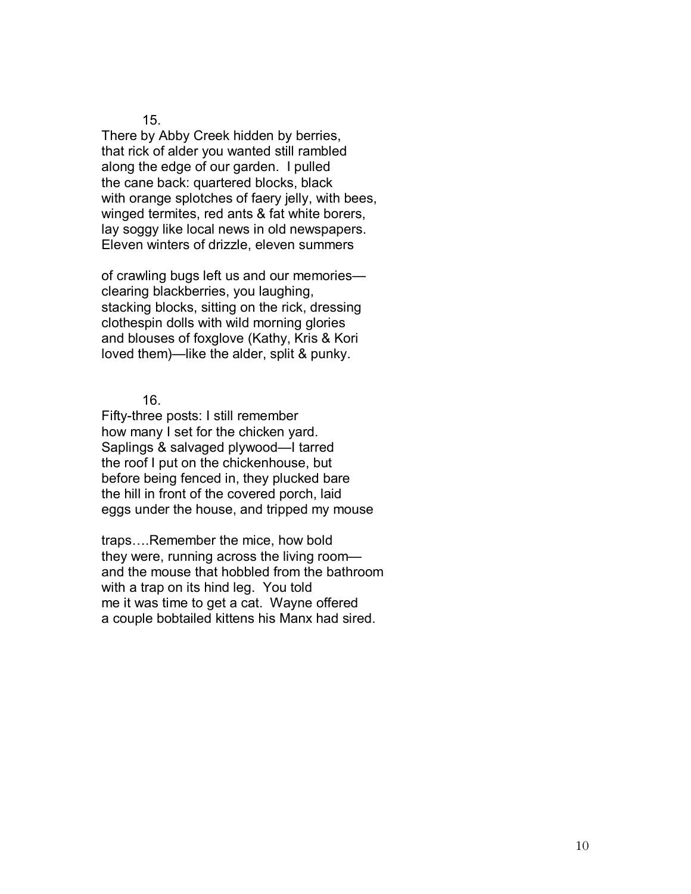15.

There by Abby Creek hidden by berries,  
that rick of alder you wanted still rambled  
along the edge of our garden.  I pulled  
the cane back: quartered blocks, black  
with orange splotches of faery jelly, with bees,  
winged termites, red ants & fat white borers,  
lay soggy like local news in old newspapers.  
Eleven winters of drizzle, eleven summers

of crawling bugs left us and our memories—  
clearing blackberries, you laughing,  
stacking blocks, sitting on the rick, dressing  
clothespin dolls with wild morning glories  
and blouses of foxglove (Kathy, Kris & Kori  
loved them)—like the alder, split & punky.

16.

Fifty-three posts: I still remember  
how many I set for the chicken yard.  
Saplings & salvaged plywood—I tarred  
the roof I put on the chickenhouse, but  
before being fenced in, they plucked bare  
the hill in front of the covered porch, laid  
eggs under the house, and tripped my mouse

traps….Remember the mice, how bold  
they were, running across the living room—  
and the mouse that hobbled from the bathroom  
with a trap on its hind leg.  You told  
me it was time to get a cat.  Wayne offered  
a couple bobtailed kittens his Manx had sired.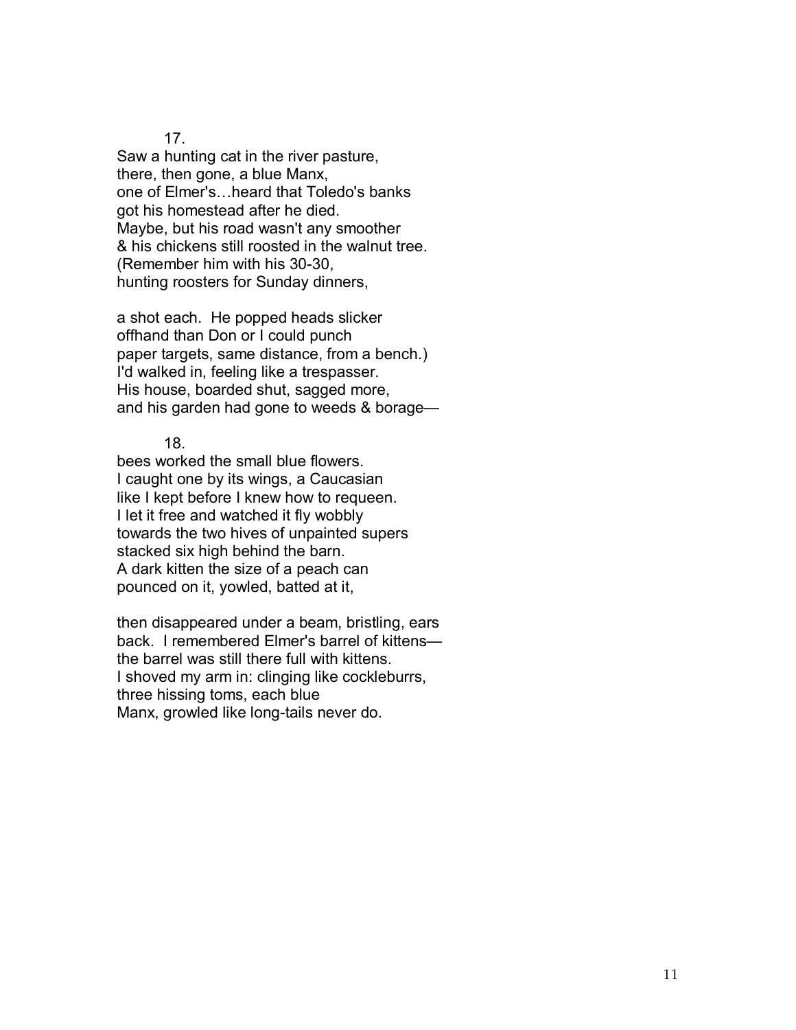17.

Saw a hunting cat in the river pasture,
there, then gone, a blue Manx,
one of Elmer's…heard that Toledo's banks
got his homestead after he died.
Maybe, but his road wasn't any smoother
& his chickens still roosted in the walnut tree.
(Remember him with his 30-30,
hunting roosters for Sunday dinners,

a shot each. He popped heads slicker
offhand than Don or I could punch
paper targets, same distance, from a bench.)
I'd walked in, feeling like a trespasser.
His house, boarded shut, sagged more,
and his garden had gone to weeds & borage—

18.

bees worked the small blue flowers.
I caught one by its wings, a Caucasian
like I kept before I knew how to requeen.
I let it free and watched it fly wobbly
towards the two hives of unpainted supers
stacked six high behind the barn.
A dark kitten the size of a peach can
pounced on it, yowled, batted at it,

then disappeared under a beam, bristling, ears
back. I remembered Elmer's barrel of kittens—
the barrel was still there full with kittens.
I shoved my arm in: clinging like cockleburrs,
three hissing toms, each blue
Manx, growled like long-tails never do.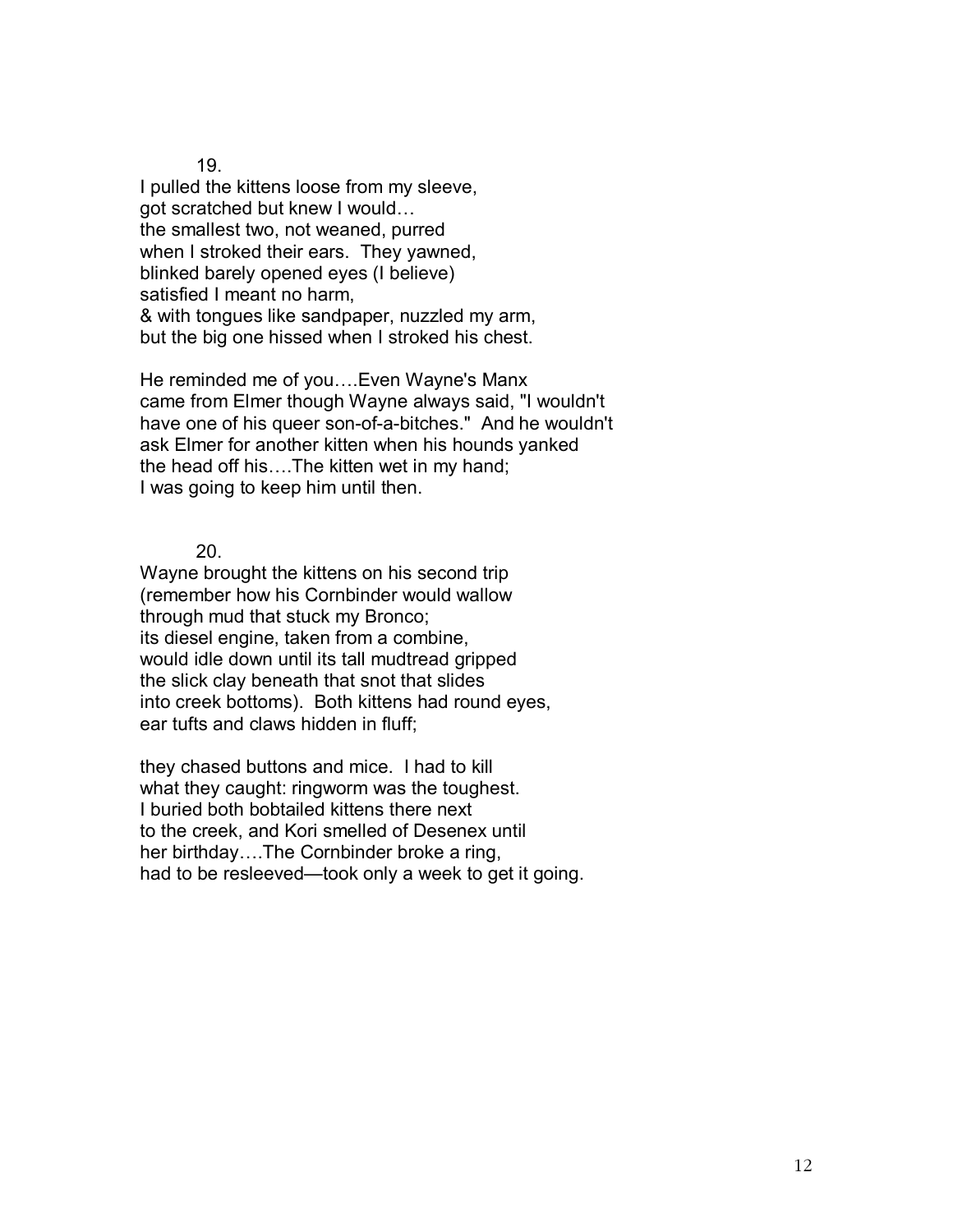19.

I pulled the kittens loose from my sleeve,  
got scratched but knew I would…  
the smallest two, not weaned, purred  
when I stroked their ears. They yawned,  
blinked barely opened eyes (I believe)  
satisfied I meant no harm,  
& with tongues like sandpaper, nuzzled my arm,  
but the big one hissed when I stroked his chest.

He reminded me of you….Even Wayne's Manx  
came from Elmer though Wayne always said, "I wouldn't  
have one of his queer son-of-a-bitches." And he wouldn't  
ask Elmer for another kitten when his hounds yanked  
the head off his….The kitten wet in my hand;  
I was going to keep him until then.

20.

Wayne brought the kittens on his second trip  
(remember how his Cornbinder would wallow  
through mud that stuck my Bronco;  
its diesel engine, taken from a combine,  
would idle down until its tall mudtread gripped  
the slick clay beneath that snot that slides  
into creek bottoms). Both kittens had round eyes,  
ear tufts and claws hidden in fluff;

they chased buttons and mice. I had to kill  
what they caught: ringworm was the toughest.  
I buried both bobtailed kittens there next  
to the creek, and Kori smelled of Desenex until  
her birthday….The Cornbinder broke a ring,  
had to be resleeved—took only a week to get it going.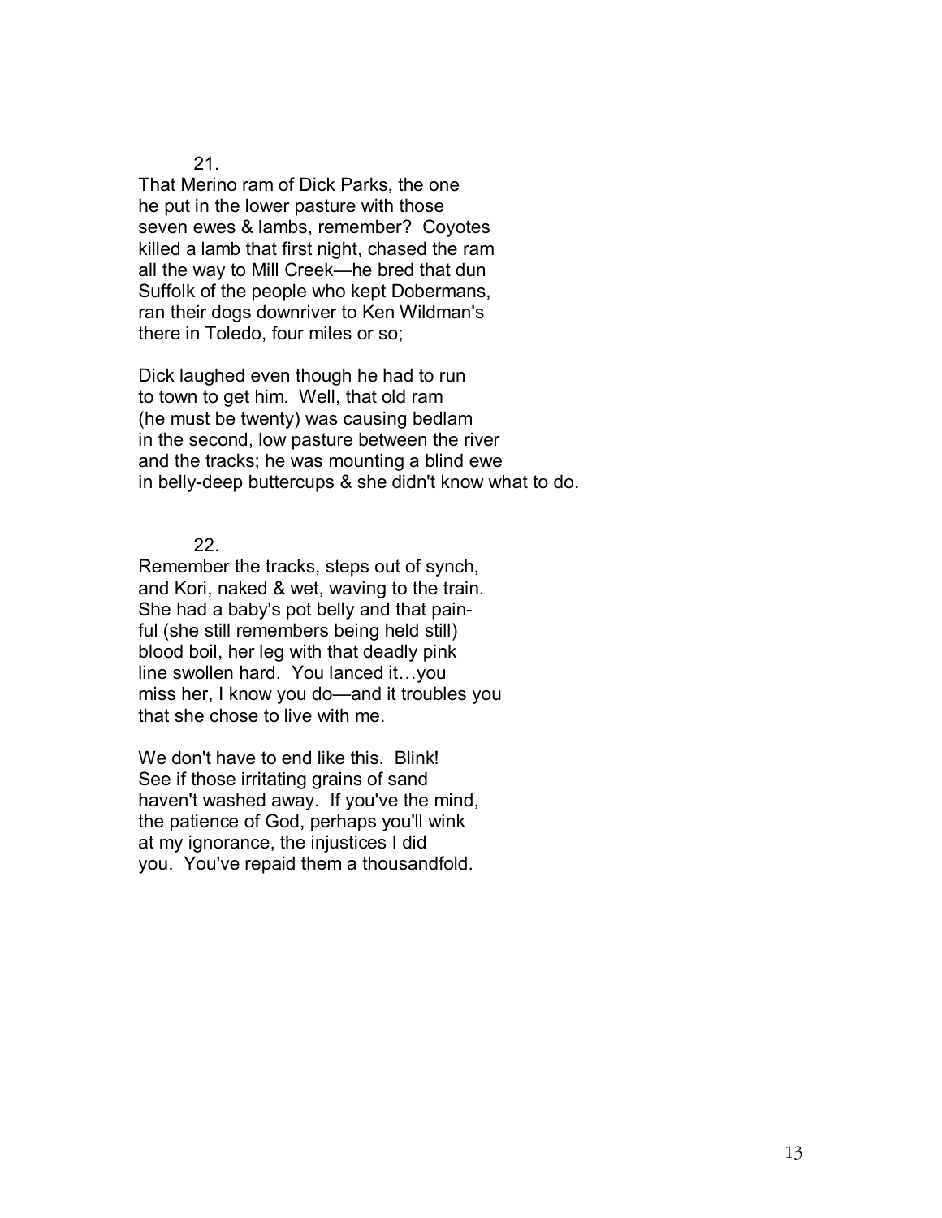21.

That Merino ram of Dick Parks, the one
he put in the lower pasture with those
seven ewes & lambs, remember? Coyotes
killed a lamb that first night, chased the ram
all the way to Mill Creek—he bred that dun
Suffolk of the people who kept Dobermans,
ran their dogs downriver to Ken Wildman's
there in Toledo, four miles or so;

Dick laughed even though he had to run
to town to get him. Well, that old ram
(he must be twenty) was causing bedlam
in the second, low pasture between the river
and the tracks; he was mounting a blind ewe
in belly-deep buttercups & she didn't know what to do.

22.

Remember the tracks, steps out of synch,
and Kori, naked & wet, waving to the train.
She had a baby's pot belly and that pain-
ful (she still remembers being held still)
blood boil, her leg with that deadly pink
line swollen hard. You lanced it…you
miss her, I know you do—and it troubles you
that she chose to live with me.

We don't have to end like this. Blink!
See if those irritating grains of sand
haven't washed away. If you've the mind,
the patience of God, perhaps you'll wink
at my ignorance, the injustices I did
you. You've repaid them a thousandfold.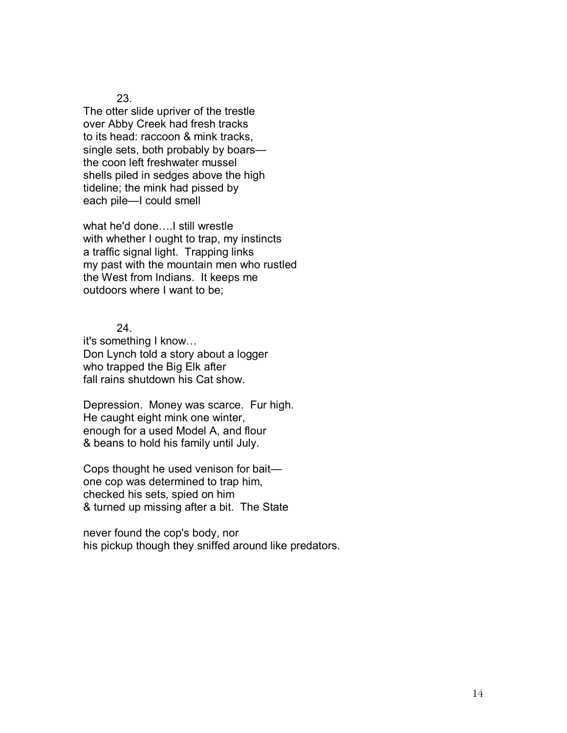23.

The otter slide upriver of the trestle  
over Abby Creek had fresh tracks  
to its head: raccoon & mink tracks,  
single sets, both probably by boars—  
the coon left freshwater mussel  
shells piled in sedges above the high  
tideline; the mink had pissed by  
each pile—I could smell

what he'd done….I still wrestle  
with whether I ought to trap, my instincts  
a traffic signal light.  Trapping links  
my past with the mountain men who rustled  
the West from Indians.  It keeps me  
outdoors where I want to be;

24.

it's something I know…  
Don Lynch told a story about a logger  
who trapped the Big Elk after  
fall rains shutdown his Cat show.

Depression.  Money was scarce.  Fur high.  
He caught eight mink one winter,  
enough for a used Model A, and flour  
& beans to hold his family until July.

Cops thought he used venison for bait—  
one cop was determined to trap him,  
checked his sets, spied on him  
& turned up missing after a bit.  The State

never found the cop's body, nor  
his pickup though they sniffed around like predators.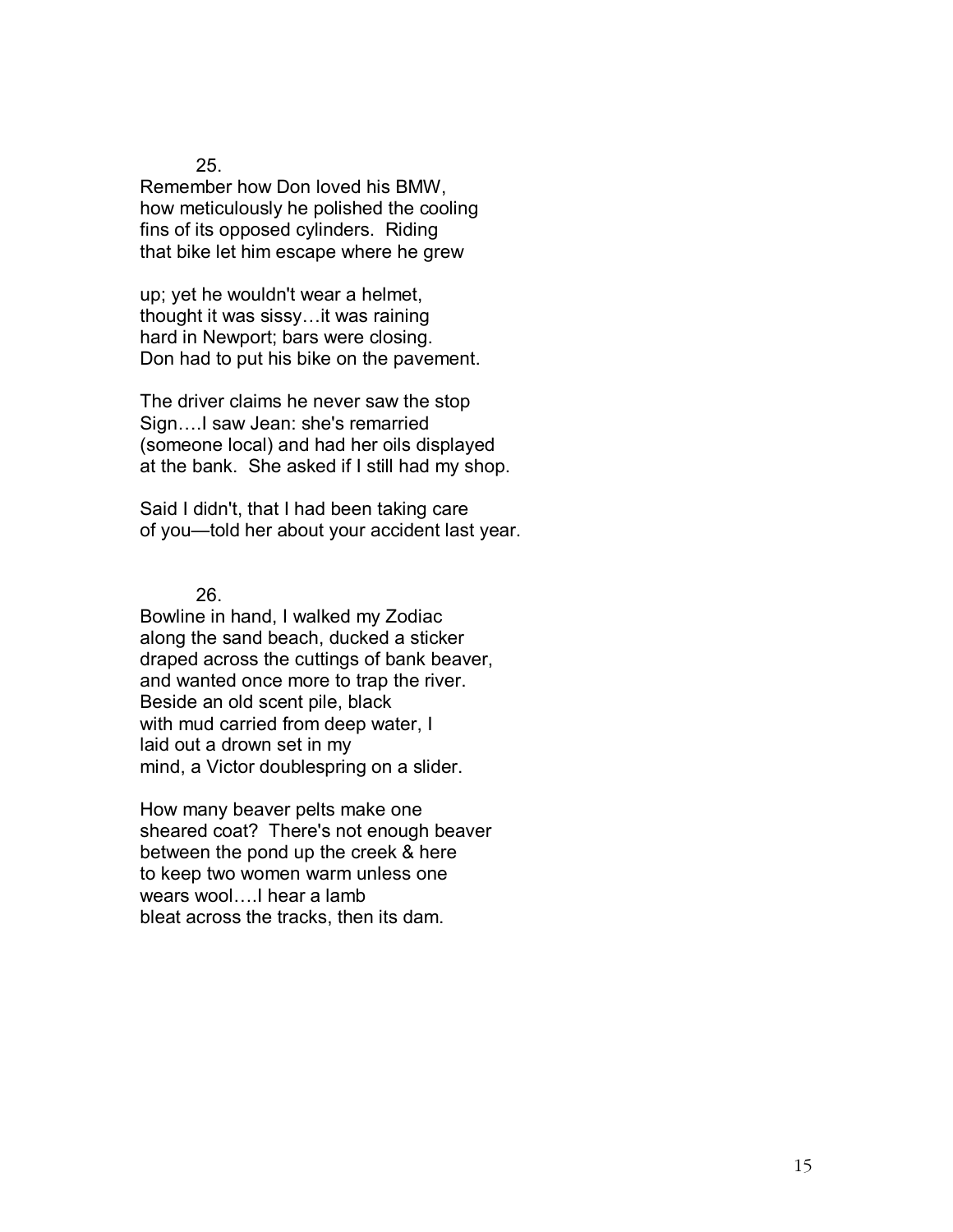25.

Remember how Don loved his BMW,
how meticulously he polished the cooling
fins of its opposed cylinders.  Riding
that bike let him escape where he grew

up; yet he wouldn't wear a helmet,
thought it was sissy…it was raining
hard in Newport; bars were closing.
Don had to put his bike on the pavement.

The driver claims he never saw the stop
Sign….I saw Jean: she's remarried
(someone local) and had her oils displayed
at the bank.  She asked if I still had my shop.

Said I didn't, that I had been taking care
of you—told her about your accident last year.

26.

Bowline in hand, I walked my Zodiac
along the sand beach, ducked a sticker
draped across the cuttings of bank beaver,
and wanted once more to trap the river.
Beside an old scent pile, black
with mud carried from deep water, I
laid out a drown set in my
mind, a Victor doublespring on a slider.

How many beaver pelts make one
sheared coat?  There's not enough beaver
between the pond up the creek & here
to keep two women warm unless one
wears wool….I hear a lamb
bleat across the tracks, then its dam.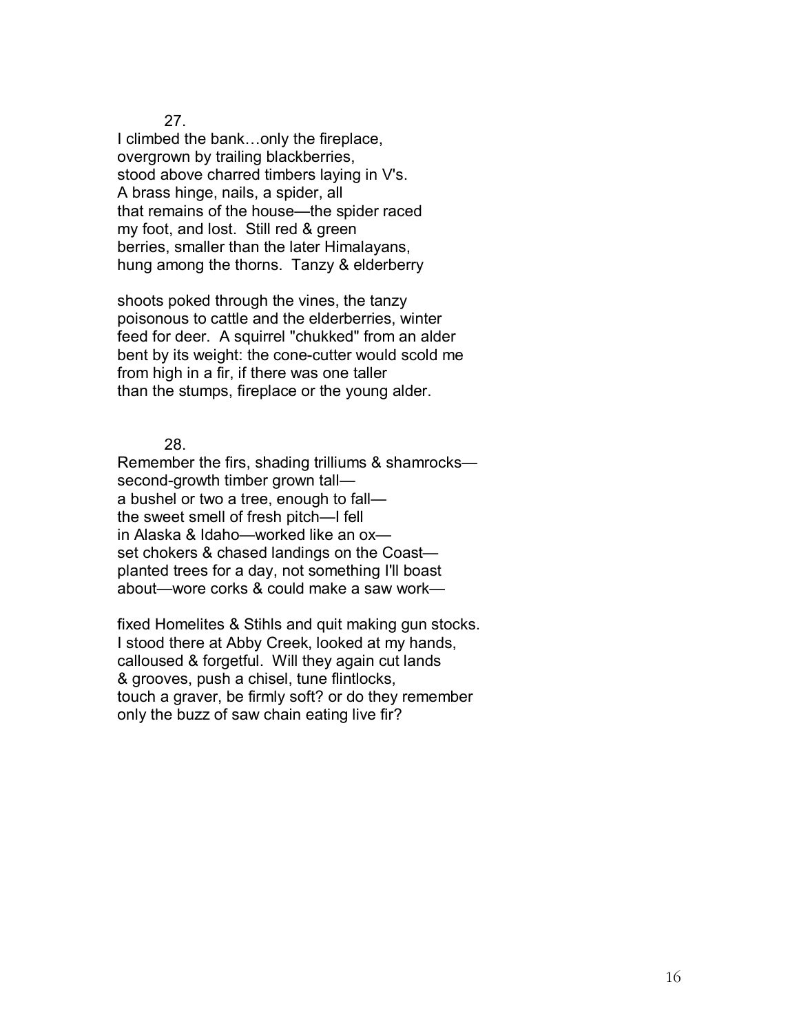27.

I climbed the bank…only the fireplace,
overgrown by trailing blackberries,
stood above charred timbers laying in V's.
A brass hinge, nails, a spider, all
that remains of the house—the spider raced
my foot, and lost. Still red & green
berries, smaller than the later Himalayans,
hung among the thorns. Tanzy & elderberry

shoots poked through the vines, the tanzy
poisonous to cattle and the elderberries, winter
feed for deer. A squirrel "chukked" from an alder
bent by its weight: the cone-cutter would scold me
from high in a fir, if there was one taller
than the stumps, fireplace or the young alder.

28.

Remember the firs, shading trilliums & shamrocks—
second-growth timber grown tall—
a bushel or two a tree, enough to fall—
the sweet smell of fresh pitch—I fell
in Alaska & Idaho—worked like an ox—
set chokers & chased landings on the Coast—
planted trees for a day, not something I'll boast
about—wore corks & could make a saw work—

fixed Homelites & Stihls and quit making gun stocks.
I stood there at Abby Creek, looked at my hands,
calloused & forgetful. Will they again cut lands
& grooves, push a chisel, tune flintlocks,
touch a graver, be firmly soft? or do they remember
only the buzz of saw chain eating live fir?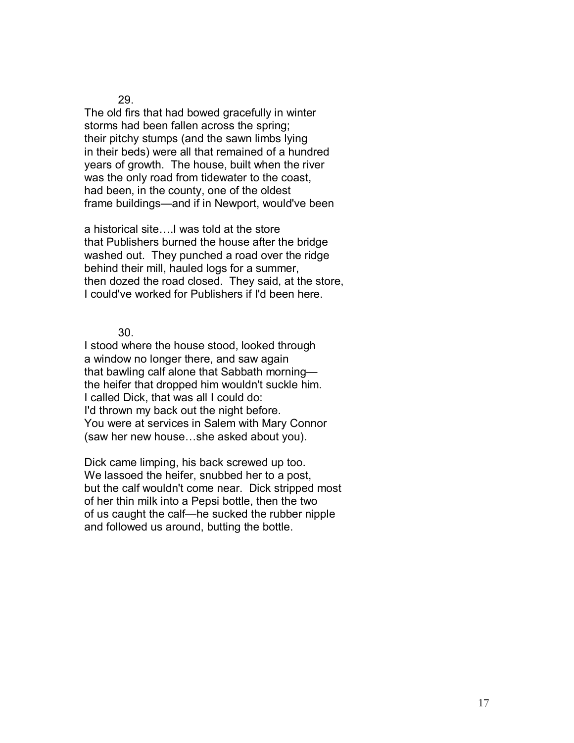29.

The old firs that had bowed gracefully in winter
storms had been fallen across the spring;
their pitchy stumps (and the sawn limbs lying
in their beds) were all that remained of a hundred
years of growth. The house, built when the river
was the only road from tidewater to the coast,
had been, in the county, one of the oldest
frame buildings—and if in Newport, would've been

a historical site….I was told at the store
that Publishers burned the house after the bridge
washed out. They punched a road over the ridge
behind their mill, hauled logs for a summer,
then dozed the road closed. They said, at the store,
I could've worked for Publishers if I'd been here.

30.

I stood where the house stood, looked through
a window no longer there, and saw again
that bawling calf alone that Sabbath morning—
the heifer that dropped him wouldn't suckle him.
I called Dick, that was all I could do:
I'd thrown my back out the night before.
You were at services in Salem with Mary Connor
(saw her new house…she asked about you).

Dick came limping, his back screwed up too.
We lassoed the heifer, snubbed her to a post,
but the calf wouldn't come near. Dick stripped most
of her thin milk into a Pepsi bottle, then the two
of us caught the calf—he sucked the rubber nipple
and followed us around, butting the bottle.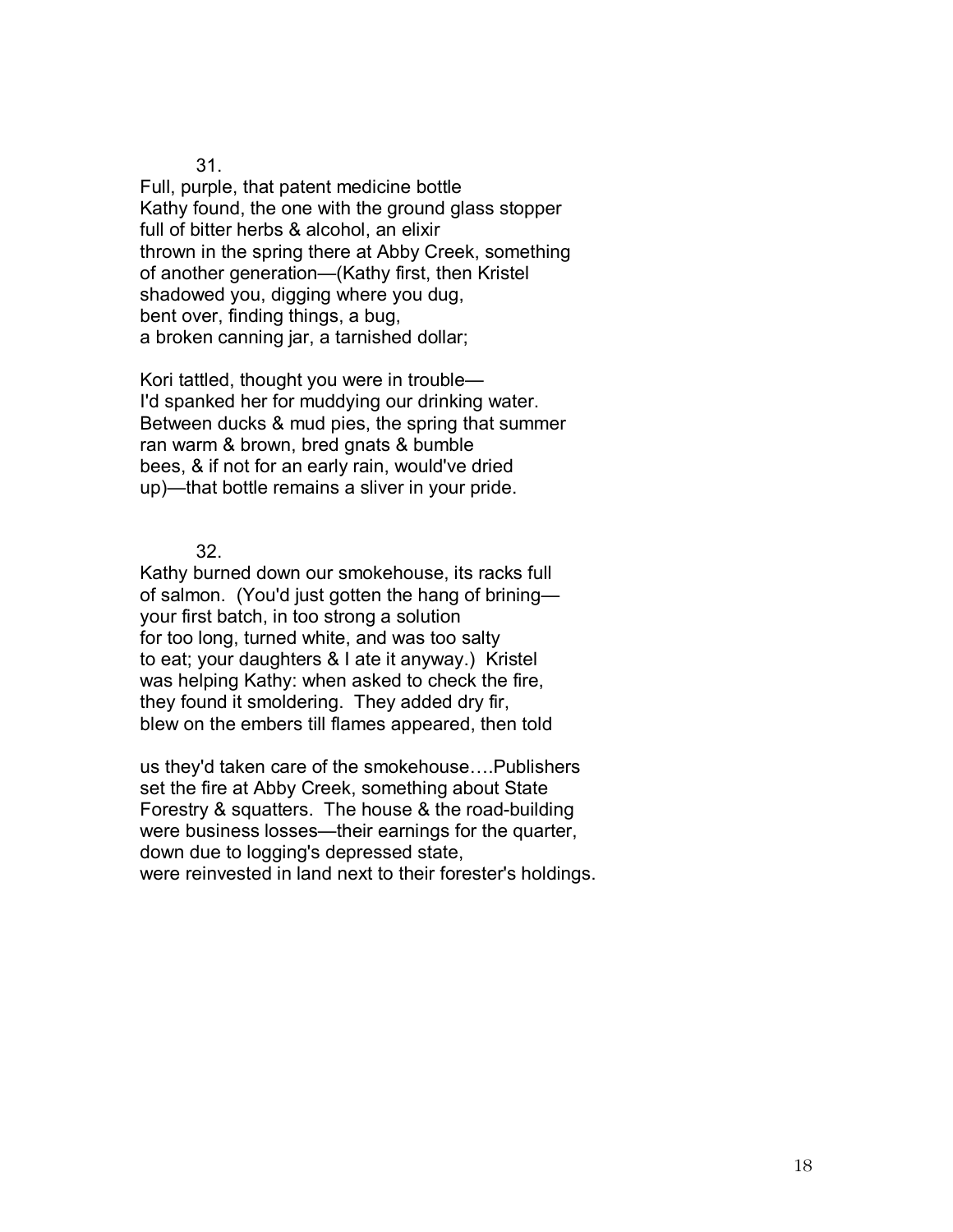31.

Full, purple, that patent medicine bottle  
Kathy found, the one with the ground glass stopper  
full of bitter herbs & alcohol, an elixir  
thrown in the spring there at Abby Creek, something  
of another generation—(Kathy first, then Kristel  
shadowed you, digging where you dug,  
bent over, finding things, a bug,  
a broken canning jar, a tarnished dollar;

Kori tattled, thought you were in trouble—  
I'd spanked her for muddying our drinking water.  
Between ducks & mud pies, the spring that summer  
ran warm & brown, bred gnats & bumble  
bees, & if not for an early rain, would've dried  
up)—that bottle remains a sliver in your pride.

32.

Kathy burned down our smokehouse, its racks full  
of salmon. (You'd just gotten the hang of brining—  
your first batch, in too strong a solution  
for too long, turned white, and was too salty  
to eat; your daughters & I ate it anyway.) Kristel  
was helping Kathy: when asked to check the fire,  
they found it smoldering. They added dry fir,  
blew on the embers till flames appeared, then told

us they'd taken care of the smokehouse….Publishers  
set the fire at Abby Creek, something about State  
Forestry & squatters. The house & the road-building  
were business losses—their earnings for the quarter,  
down due to logging's depressed state,  
were reinvested in land next to their forester's holdings.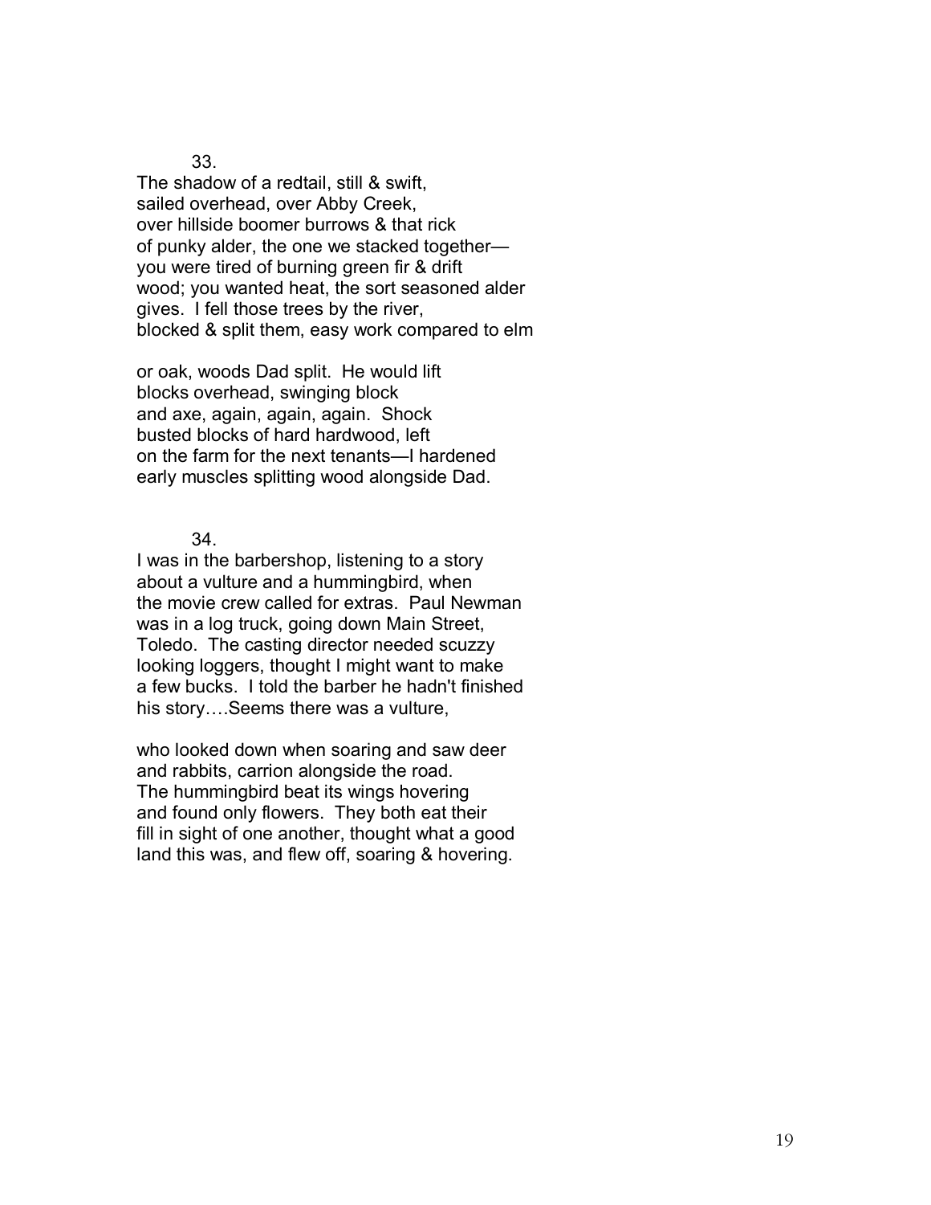33.

The shadow of a redtail, still & swift,  
sailed overhead, over Abby Creek,  
over hillside boomer burrows & that rick  
of punky alder, the one we stacked together—  
you were tired of burning green fir & drift  
wood; you wanted heat, the sort seasoned alder  
gives. I fell those trees by the river,  
blocked & split them, easy work compared to elm

or oak, woods Dad split. He would lift  
blocks overhead, swinging block  
and axe, again, again, again. Shock  
busted blocks of hard hardwood, left  
on the farm for the next tenants—I hardened  
early muscles splitting wood alongside Dad.

34.

I was in the barbershop, listening to a story  
about a vulture and a hummingbird, when  
the movie crew called for extras. Paul Newman  
was in a log truck, going down Main Street,  
Toledo. The casting director needed scuzzy  
looking loggers, thought I might want to make  
a few bucks. I told the barber he hadn't finished  
his story….Seems there was a vulture,

who looked down when soaring and saw deer  
and rabbits, carrion alongside the road.  
The hummingbird beat its wings hovering  
and found only flowers. They both eat their  
fill in sight of one another, thought what a good  
land this was, and flew off, soaring & hovering.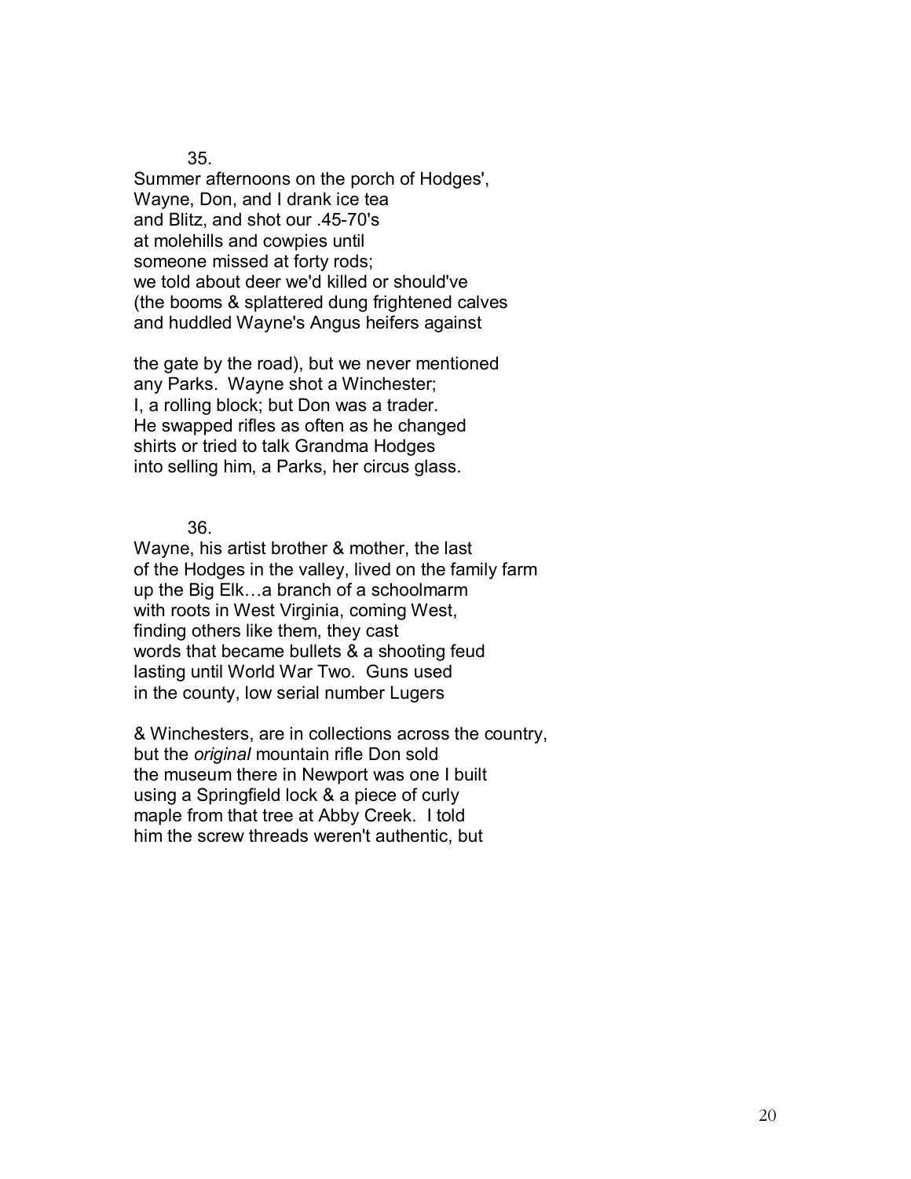35.

Summer afternoons on the porch of Hodges',
Wayne, Don, and I drank ice tea
and Blitz, and shot our .45-70's
at molehills and cowpies until
someone missed at forty rods;
we told about deer we'd killed or should've
(the booms & splattered dung frightened calves
and huddled Wayne's Angus heifers against

the gate by the road), but we never mentioned
any Parks. Wayne shot a Winchester;
I, a rolling block; but Don was a trader.
He swapped rifles as often as he changed
shirts or tried to talk Grandma Hodges
into selling him, a Parks, her circus glass.

36.

Wayne, his artist brother & mother, the last
of the Hodges in the valley, lived on the family farm
up the Big Elk…a branch of a schoolmarm
with roots in West Virginia, coming West,
finding others like them, they cast
words that became bullets & a shooting feud
lasting until World War Two. Guns used
in the county, low serial number Lugers

& Winchesters, are in collections across the country,
but the *original* mountain rifle Don sold
the museum there in Newport was one I built
using a Springfield lock & a piece of curly
maple from that tree at Abby Creek. I told
him the screw threads weren't authentic, but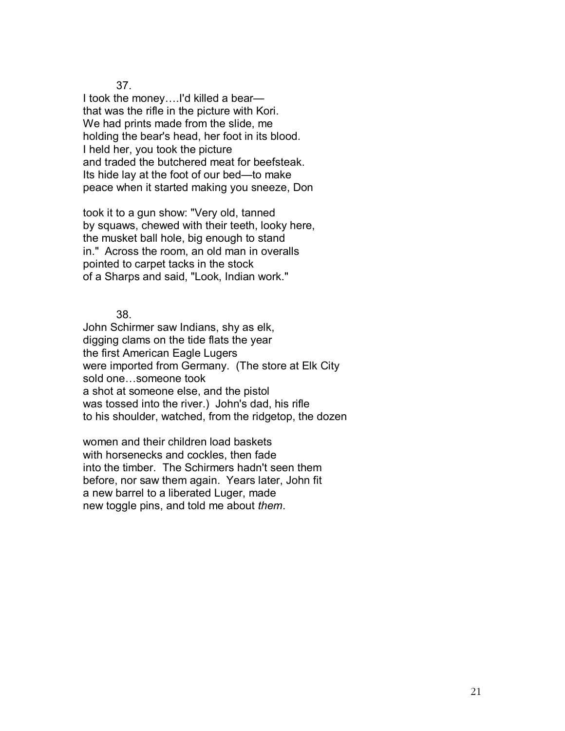37.

I took the money….I'd killed a bear—  
that was the rifle in the picture with Kori.  
We had prints made from the slide, me  
holding the bear's head, her foot in its blood.  
I held her, you took the picture  
and traded the butchered meat for beefsteak.  
Its hide lay at the foot of our bed—to make  
peace when it started making you sneeze, Don

took it to a gun show: "Very old, tanned  
by squaws, chewed with their teeth, looky here,  
the musket ball hole, big enough to stand  
in."  Across the room, an old man in overalls  
pointed to carpet tacks in the stock  
of a Sharps and said, "Look, Indian work."

38.

John Schirmer saw Indians, shy as elk,  
digging clams on the tide flats the year  
the first American Eagle Lugers  
were imported from Germany.  (The store at Elk City  
sold one…someone took  
a shot at someone else, and the pistol  
was tossed into the river.)  John's dad, his rifle  
to his shoulder, watched, from the ridgetop, the dozen

women and their children load baskets  
with horsenecks and cockles, then fade  
into the timber.  The Schirmers hadn't seen them  
before, nor saw them again.  Years later, John fit  
a new barrel to a liberated Luger, made  
new toggle pins, and told me about *them*.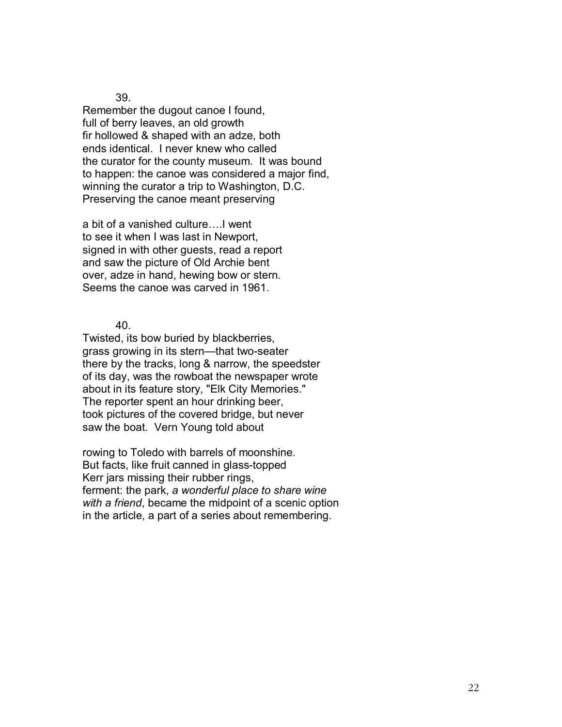39.

Remember the dugout canoe I found,  
full of berry leaves, an old growth  
fir hollowed & shaped with an adze, both  
ends identical. I never knew who called  
the curator for the county museum. It was bound  
to happen: the canoe was considered a major find,  
winning the curator a trip to Washington, D.C.  
Preserving the canoe meant preserving

a bit of a vanished culture….I went  
to see it when I was last in Newport,  
signed in with other guests, read a report  
and saw the picture of Old Archie bent  
over, adze in hand, hewing bow or stern.  
Seems the canoe was carved in 1961.

40.

Twisted, its bow buried by blackberries,  
grass growing in its stern—that two-seater  
there by the tracks, long & narrow, the speedster  
of its day, was the rowboat the newspaper wrote  
about in its feature story, "Elk City Memories."  
The reporter spent an hour drinking beer,  
took pictures of the covered bridge, but never  
saw the boat. Vern Young told about

rowing to Toledo with barrels of moonshine.  
But facts, like fruit canned in glass-topped  
Kerr jars missing their rubber rings,  
ferment: the park, *a wonderful place to share wine*  
*with a friend*, became the midpoint of a scenic option  
in the article, a part of a series about remembering.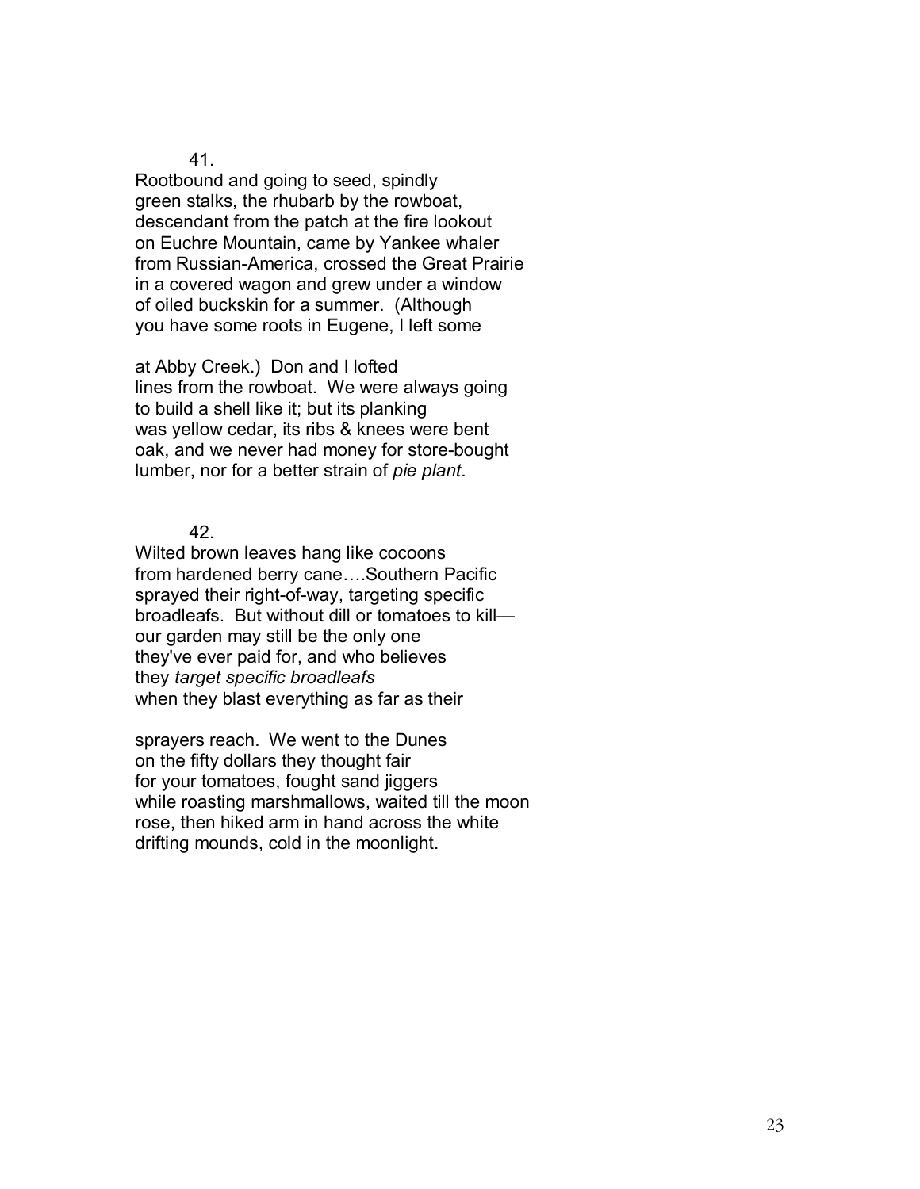41.

Rootbound and going to seed, spindly
green stalks, the rhubarb by the rowboat,
descendant from the patch at the fire lookout
on Euchre Mountain, came by Yankee whaler
from Russian-America, crossed the Great Prairie
in a covered wagon and grew under a window
of oiled buckskin for a summer. (Although
you have some roots in Eugene, I left some

at Abby Creek.) Don and I lofted
lines from the rowboat. We were always going
to build a shell like it; but its planking
was yellow cedar, its ribs & knees were bent
oak, and we never had money for store-bought
lumber, nor for a better strain of *pie plant*.

42.

Wilted brown leaves hang like cocoons
from hardened berry cane….Southern Pacific
sprayed their right-of-way, targeting specific
broadleafs. But without dill or tomatoes to kill—
our garden may still be the only one
they've ever paid for, and who believes
they *target specific broadleafs*
when they blast everything as far as their

sprayers reach. We went to the Dunes
on the fifty dollars they thought fair
for your tomatoes, fought sand jiggers
while roasting marshmallows, waited till the moon
rose, then hiked arm in hand across the white
drifting mounds, cold in the moonlight.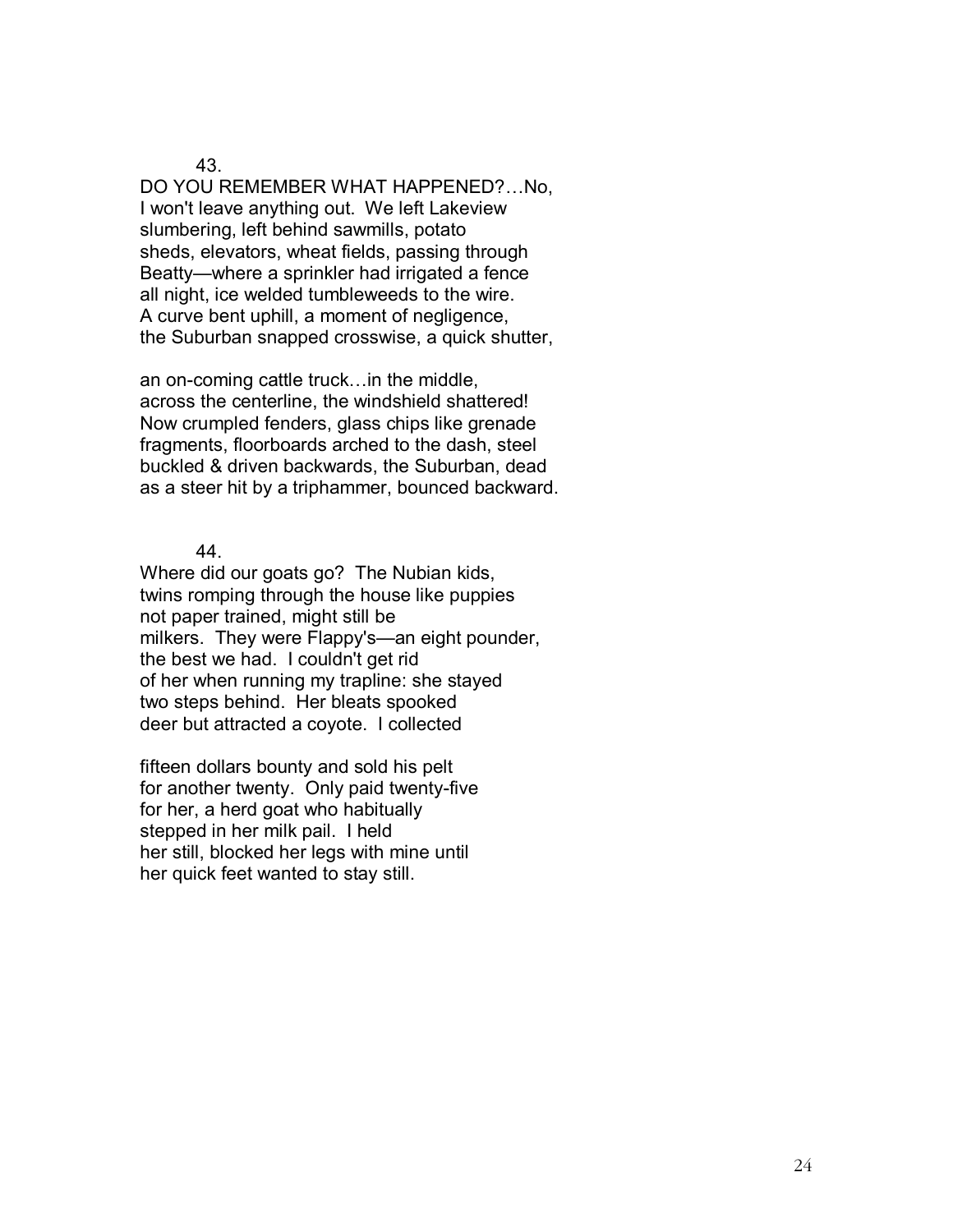43.

DO YOU REMEMBER WHAT HAPPENED?…No,
I won't leave anything out. We left Lakeview
slumbering, left behind sawmills, potato
sheds, elevators, wheat fields, passing through
Beatty—where a sprinkler had irrigated a fence
all night, ice welded tumbleweeds to the wire.
A curve bent uphill, a moment of negligence,
the Suburban snapped crosswise, a quick shutter,

an on-coming cattle truck…in the middle,
across the centerline, the windshield shattered!
Now crumpled fenders, glass chips like grenade
fragments, floorboards arched to the dash, steel
buckled & driven backwards, the Suburban, dead
as a steer hit by a triphammer, bounced backward.

44.

Where did our goats go? The Nubian kids,
twins romping through the house like puppies
not paper trained, might still be
milkers. They were Flappy's—an eight pounder,
the best we had. I couldn't get rid
of her when running my trapline: she stayed
two steps behind. Her bleats spooked
deer but attracted a coyote. I collected

fifteen dollars bounty and sold his pelt
for another twenty. Only paid twenty-five
for her, a herd goat who habitually
stepped in her milk pail. I held
her still, blocked her legs with mine until
her quick feet wanted to stay still.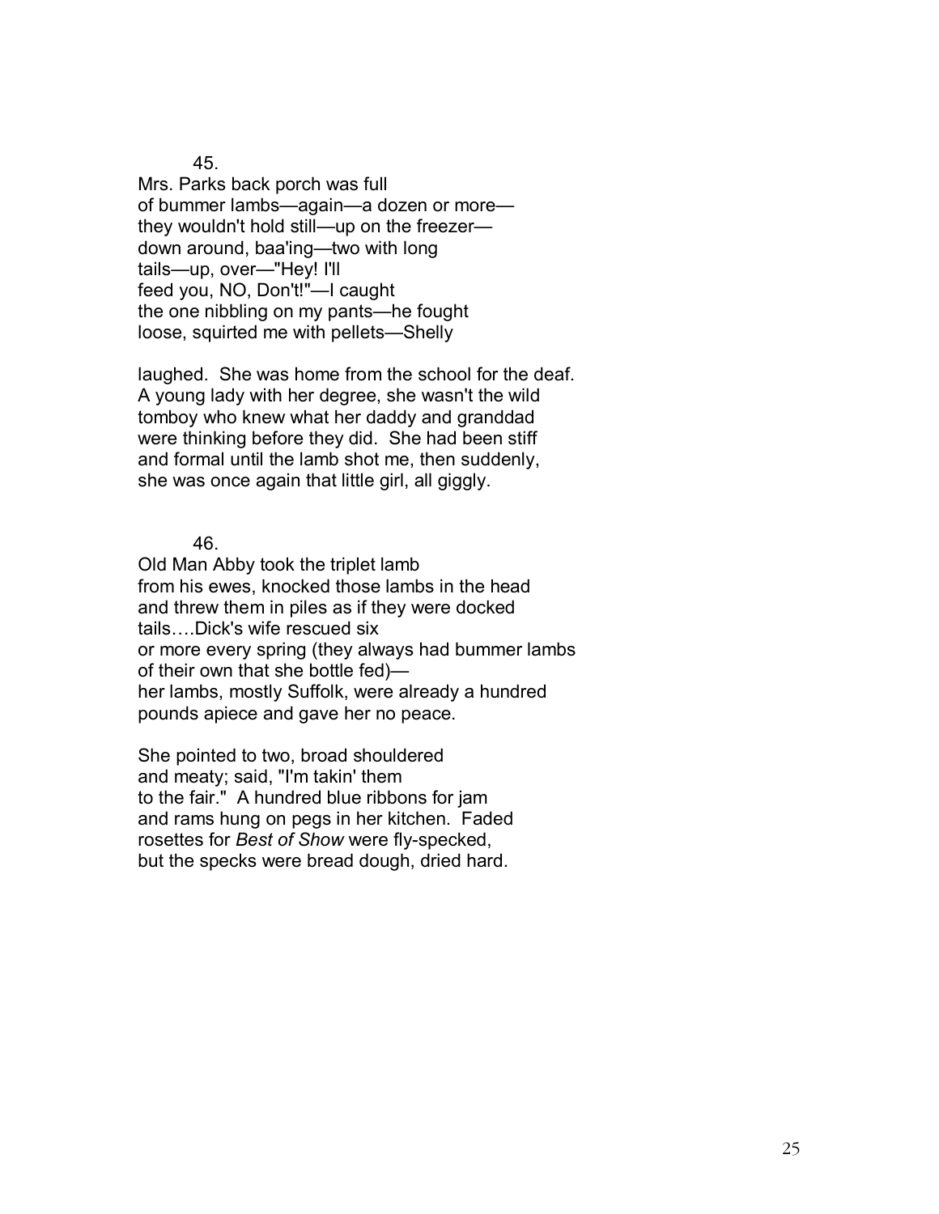45.

Mrs. Parks back porch was full  
of bummer lambs—again—a dozen or more—  
they wouldn't hold still—up on the freezer—  
down around, baa'ing—two with long  
tails—up, over—"Hey! I'll  
feed you, NO, Don't!"—I caught  
the one nibbling on my pants—he fought  
loose, squirted me with pellets—Shelly

laughed. She was home from the school for the deaf.  
A young lady with her degree, she wasn't the wild  
tomboy who knew what her daddy and granddad  
were thinking before they did. She had been stiff  
and formal until the lamb shot me, then suddenly,  
she was once again that little girl, all giggly.

46.

Old Man Abby took the triplet lamb  
from his ewes, knocked those lambs in the head  
and threw them in piles as if they were docked  
tails….Dick's wife rescued six  
or more every spring (they always had bummer lambs  
of their own that she bottle fed)—  
her lambs, mostly Suffolk, were already a hundred  
pounds apiece and gave her no peace.

She pointed to two, broad shouldered  
and meaty; said, "I'm takin' them  
to the fair." A hundred blue ribbons for jam  
and rams hung on pegs in her kitchen. Faded  
rosettes for *Best of Show* were fly-specked,  
but the specks were bread dough, dried hard.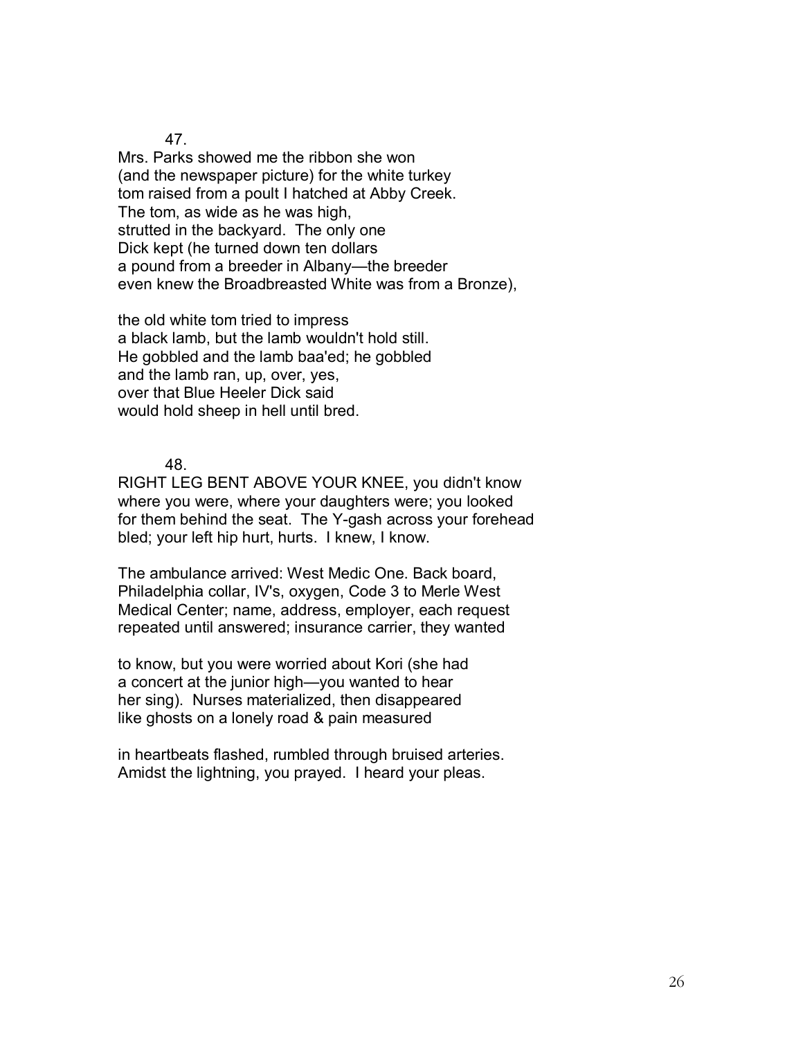47.

Mrs. Parks showed me the ribbon she won
(and the newspaper picture) for the white turkey
tom raised from a poult I hatched at Abby Creek.
The tom, as wide as he was high,
strutted in the backyard. The only one
Dick kept (he turned down ten dollars
a pound from a breeder in Albany—the breeder
even knew the Broadbreasted White was from a Bronze),

the old white tom tried to impress
a black lamb, but the lamb wouldn't hold still.
He gobbled and the lamb baa'ed; he gobbled
and the lamb ran, up, over, yes,
over that Blue Heeler Dick said
would hold sheep in hell until bred.

48.

RIGHT LEG BENT ABOVE YOUR KNEE, you didn't know
where you were, where your daughters were; you looked
for them behind the seat. The Y-gash across your forehead
bled; your left hip hurt, hurts. I knew, I know.

The ambulance arrived: West Medic One. Back board,
Philadelphia collar, IV's, oxygen, Code 3 to Merle West
Medical Center; name, address, employer, each request
repeated until answered; insurance carrier, they wanted

to know, but you were worried about Kori (she had
a concert at the junior high—you wanted to hear
her sing). Nurses materialized, then disappeared
like ghosts on a lonely road & pain measured

in heartbeats flashed, rumbled through bruised arteries.
Amidst the lightning, you prayed. I heard your pleas.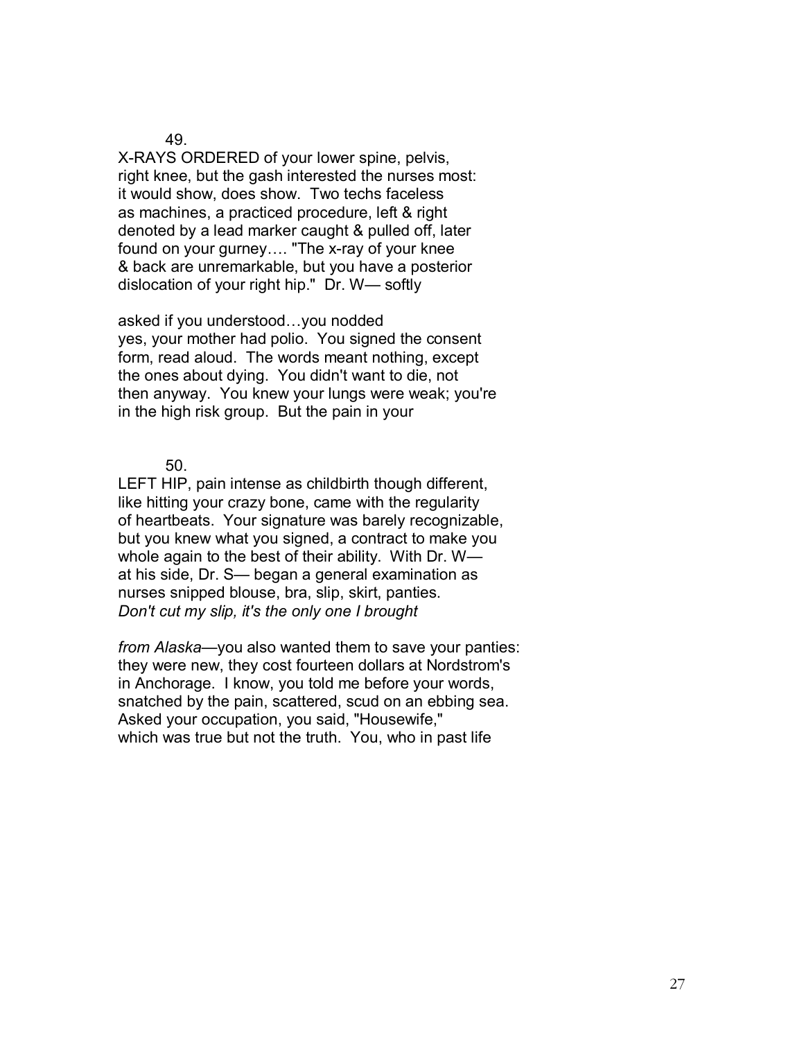49.

X-RAYS ORDERED of your lower spine, pelvis,
right knee, but the gash interested the nurses most:
it would show, does show. Two techs faceless
as machines, a practiced procedure, left & right
denoted by a lead marker caught & pulled off, later
found on your gurney…. "The x-ray of your knee
& back are unremarkable, but you have a posterior
dislocation of your right hip." Dr. W— softly

asked if you understood…you nodded
yes, your mother had polio. You signed the consent
form, read aloud. The words meant nothing, except
the ones about dying. You didn't want to die, not
then anyway. You knew your lungs were weak; you're
in the high risk group. But the pain in your

50.

LEFT HIP, pain intense as childbirth though different,
like hitting your crazy bone, came with the regularity
of heartbeats. Your signature was barely recognizable,
but you knew what you signed, a contract to make you
whole again to the best of their ability. With Dr. W—
at his side, Dr. S— began a general examination as
nurses snipped blouse, bra, slip, skirt, panties.
*Don't cut my slip, it's the only one I brought*

*from Alaska*—you also wanted them to save your panties:
they were new, they cost fourteen dollars at Nordstrom's
in Anchorage. I know, you told me before your words,
snatched by the pain, scattered, scud on an ebbing sea.
Asked your occupation, you said, "Housewife,"
which was true but not the truth. You, who in past life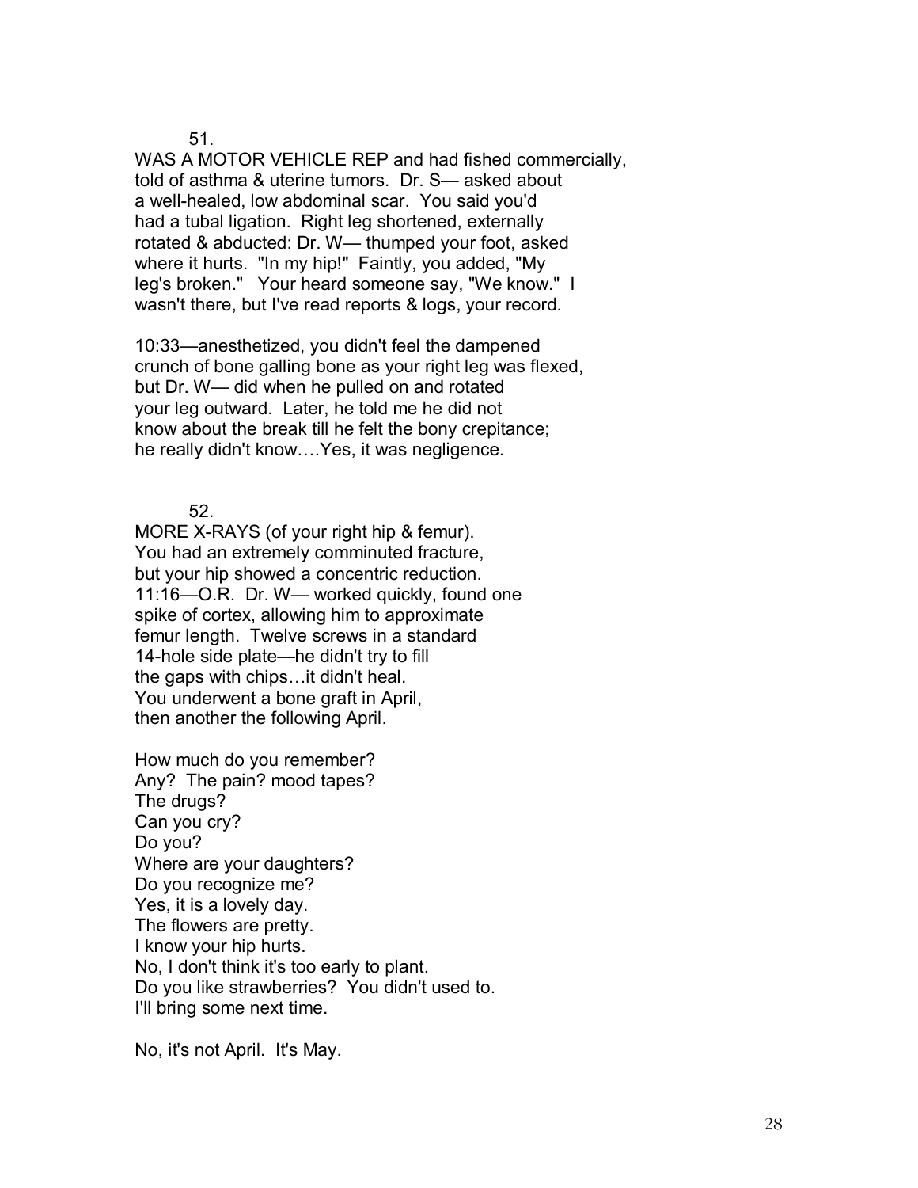51.

WAS A MOTOR VEHICLE REP and had fished commercially,
told of asthma & uterine tumors. Dr. S— asked about
a well-healed, low abdominal scar. You said you'd
had a tubal ligation. Right leg shortened, externally
rotated & abducted: Dr. W— thumped your foot, asked
where it hurts. "In my hip!" Faintly, you added, "My
leg's broken." Your heard someone say, "We know." I
wasn't there, but I've read reports & logs, your record.

10:33—anesthetized, you didn't feel the dampened
crunch of bone galling bone as your right leg was flexed,
but Dr. W— did when he pulled on and rotated
your leg outward. Later, he told me he did not
know about the break till he felt the bony crepitance;
he really didn't know….Yes, it was negligence.

52.

MORE X-RAYS (of your right hip & femur).
You had an extremely comminuted fracture,
but your hip showed a concentric reduction.
11:16—O.R. Dr. W— worked quickly, found one
spike of cortex, allowing him to approximate
femur length. Twelve screws in a standard
14-hole side plate—he didn't try to fill
the gaps with chips…it didn't heal.
You underwent a bone graft in April,
then another the following April.

How much do you remember?
Any? The pain? mood tapes?
The drugs?
Can you cry?
Do you?
Where are your daughters?
Do you recognize me?
Yes, it is a lovely day.
The flowers are pretty.
I know your hip hurts.
No, I don't think it's too early to plant.
Do you like strawberries? You didn't used to.
I'll bring some next time.

No, it's not April. It's May.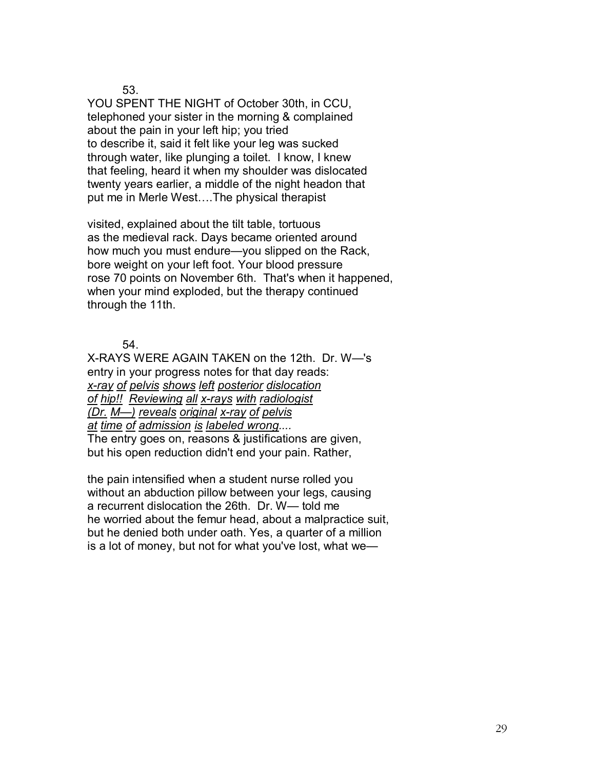53.

YOU SPENT THE NIGHT of October 30th, in CCU,
telephoned your sister in the morning & complained
about the pain in your left hip; you tried
to describe it, said it felt like your leg was sucked
through water, like plunging a toilet. I know, I knew
that feeling, heard it when my shoulder was dislocated
twenty years earlier, a middle of the night headon that
put me in Merle West….The physical therapist

visited, explained about the tilt table, tortuous
as the medieval rack. Days became oriented around
how much you must endure—you slipped on the Rack,
bore weight on your left foot. Your blood pressure
rose 70 points on November 6th. That's when it happened,
when your mind exploded, but the therapy continued
through the 11th.

54.

X-RAYS WERE AGAIN TAKEN on the 12th. Dr. W—'s
entry in your progress notes for that day reads:
*x-ray of pelvis shows left posterior dislocation*
*of hip!! Reviewing all x-rays with radiologist*
*(Dr. M—) reveals original x-ray of pelvis*
*at time of admission is labeled wrong....*
The entry goes on, reasons & justifications are given,
but his open reduction didn't end your pain. Rather,

the pain intensified when a student nurse rolled you
without an abduction pillow between your legs, causing
a recurrent dislocation the 26th. Dr. W— told me
he worried about the femur head, about a malpractice suit,
but he denied both under oath. Yes, a quarter of a million
is a lot of money, but not for what you've lost, what we—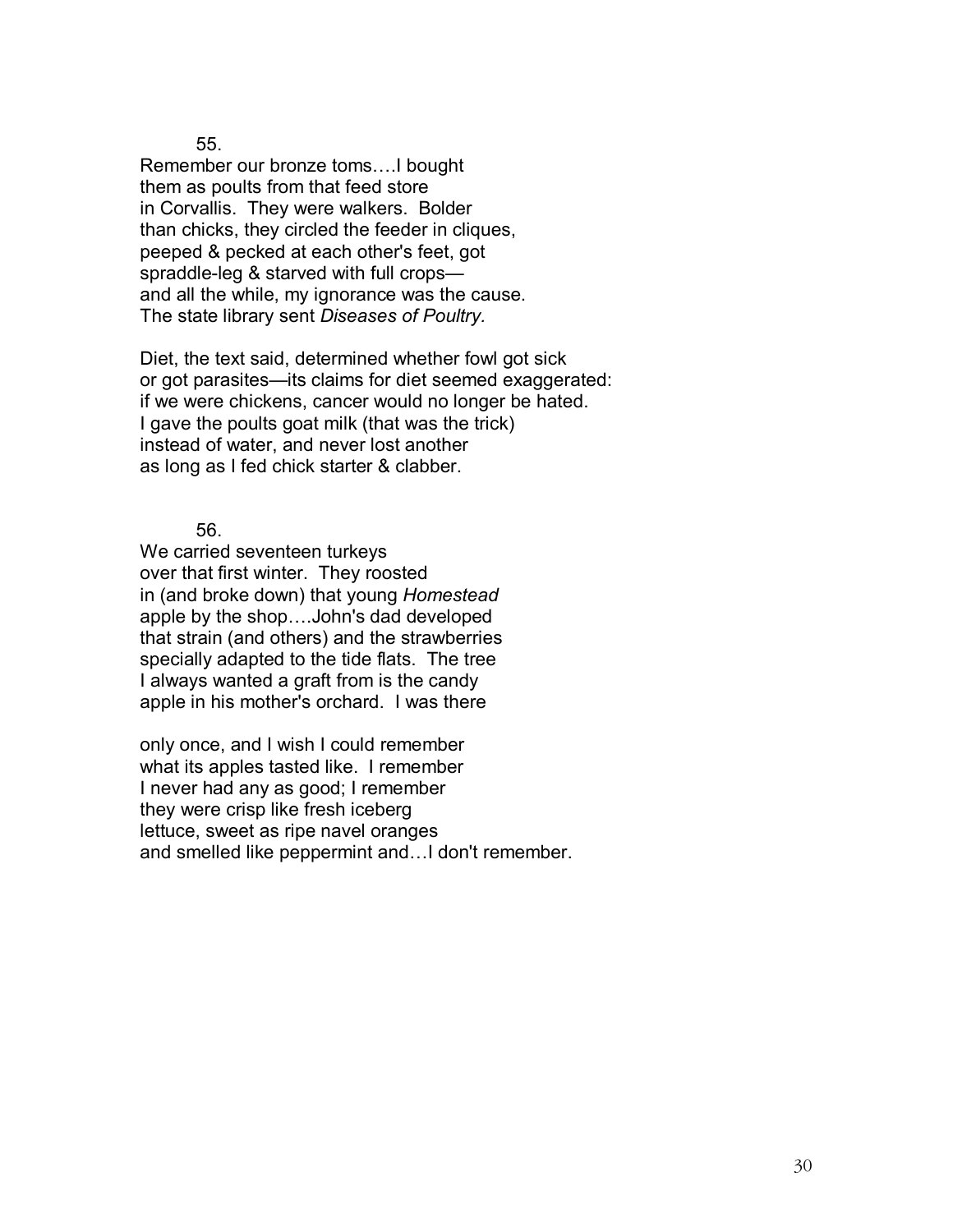55.

Remember our bronze toms….I bought  
them as poults from that feed store  
in Corvallis. They were walkers. Bolder  
than chicks, they circled the feeder in cliques,  
peeped & pecked at each other's feet, got  
spraddle-leg & starved with full crops—  
and all the while, my ignorance was the cause.  
The state library sent *Diseases of Poultry.*

Diet, the text said, determined whether fowl got sick  
or got parasites—its claims for diet seemed exaggerated:  
if we were chickens, cancer would no longer be hated.  
I gave the poults goat milk (that was the trick)  
instead of water, and never lost another  
as long as I fed chick starter & clabber.

56.

We carried seventeen turkeys  
over that first winter. They roosted  
in (and broke down) that young *Homestead*  
apple by the shop….John's dad developed  
that strain (and others) and the strawberries  
specially adapted to the tide flats. The tree  
I always wanted a graft from is the candy  
apple in his mother's orchard. I was there

only once, and I wish I could remember  
what its apples tasted like. I remember  
I never had any as good; I remember  
they were crisp like fresh iceberg  
lettuce, sweet as ripe navel oranges  
and smelled like peppermint and…I don't remember.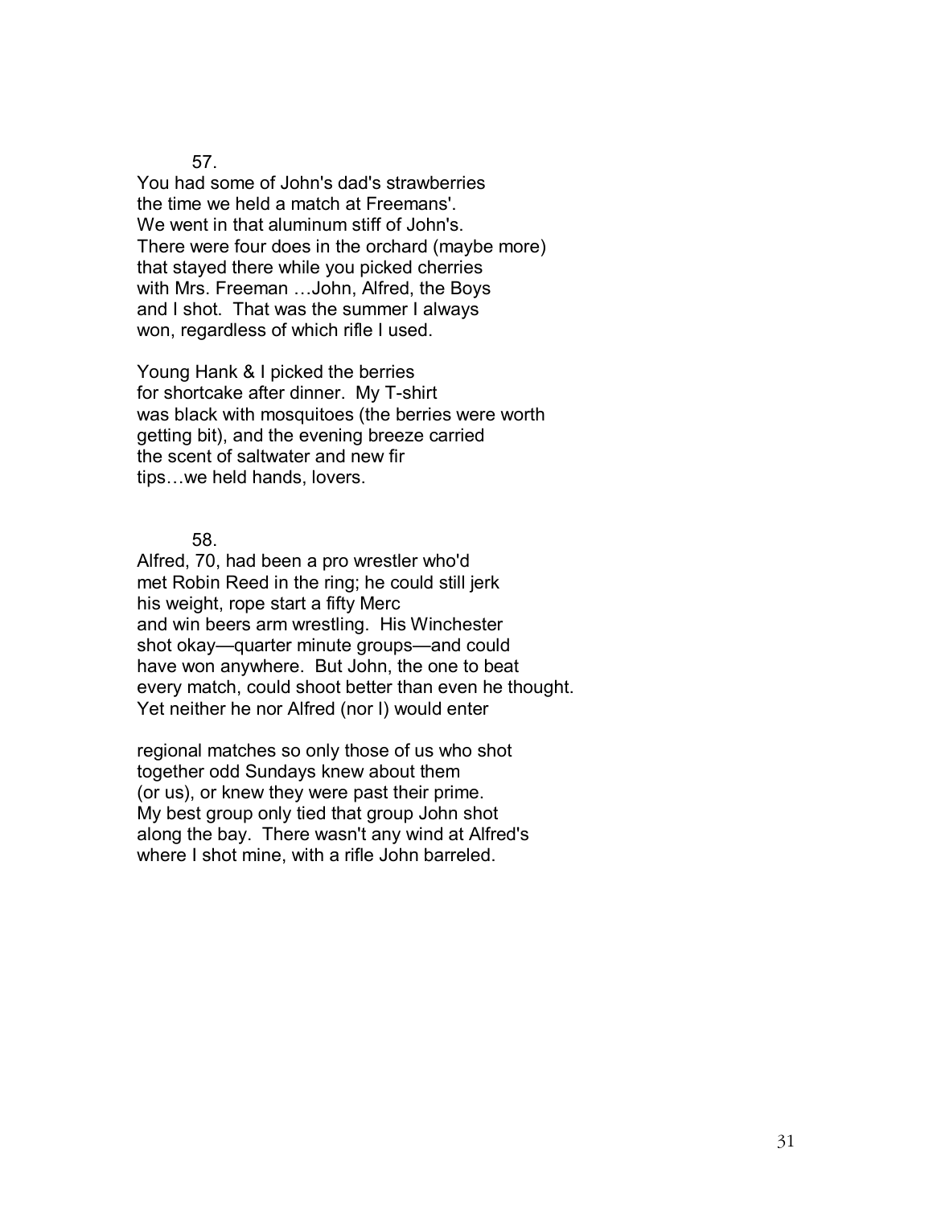57.

You had some of John's dad's strawberries  
the time we held a match at Freemans'.  
We went in that aluminum stiff of John's.  
There were four does in the orchard (maybe more)  
that stayed there while you picked cherries  
with Mrs. Freeman …John, Alfred, the Boys  
and I shot. That was the summer I always  
won, regardless of which rifle I used.

Young Hank & I picked the berries  
for shortcake after dinner. My T-shirt  
was black with mosquitoes (the berries were worth  
getting bit), and the evening breeze carried  
the scent of saltwater and new fir  
tips…we held hands, lovers.

58.

Alfred, 70, had been a pro wrestler who'd  
met Robin Reed in the ring; he could still jerk  
his weight, rope start a fifty Merc  
and win beers arm wrestling. His Winchester  
shot okay—quarter minute groups—and could  
have won anywhere. But John, the one to beat  
every match, could shoot better than even he thought.  
Yet neither he nor Alfred (nor I) would enter

regional matches so only those of us who shot  
together odd Sundays knew about them  
(or us), or knew they were past their prime.  
My best group only tied that group John shot  
along the bay. There wasn't any wind at Alfred's  
where I shot mine, with a rifle John barreled.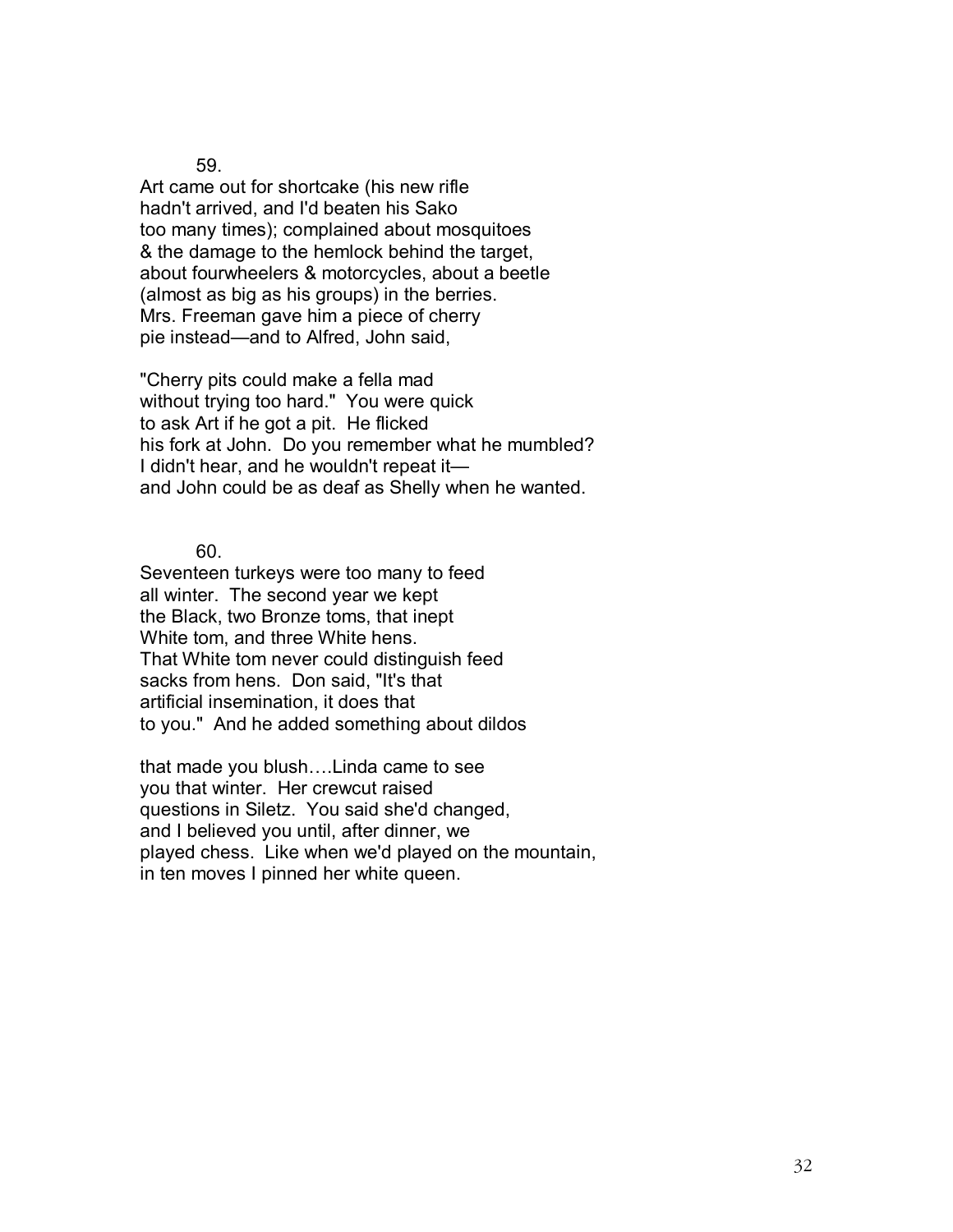59.

Art came out for shortcake (his new rifle  
hadn't arrived, and I'd beaten his Sako  
too many times); complained about mosquitoes  
& the damage to the hemlock behind the target,  
about fourwheelers & motorcycles, about a beetle  
(almost as big as his groups) in the berries.  
Mrs. Freeman gave him a piece of cherry  
pie instead—and to Alfred, John said,

"Cherry pits could make a fella mad  
without trying too hard." You were quick  
to ask Art if he got a pit. He flicked  
his fork at John. Do you remember what he mumbled?  
I didn't hear, and he wouldn't repeat it—  
and John could be as deaf as Shelly when he wanted.

60.

Seventeen turkeys were too many to feed  
all winter. The second year we kept  
the Black, two Bronze toms, that inept  
White tom, and three White hens.  
That White tom never could distinguish feed  
sacks from hens. Don said, "It's that  
artificial insemination, it does that  
to you." And he added something about dildos

that made you blush….Linda came to see  
you that winter. Her crewcut raised  
questions in Siletz. You said she'd changed,  
and I believed you until, after dinner, we  
played chess. Like when we'd played on the mountain,  
in ten moves I pinned her white queen.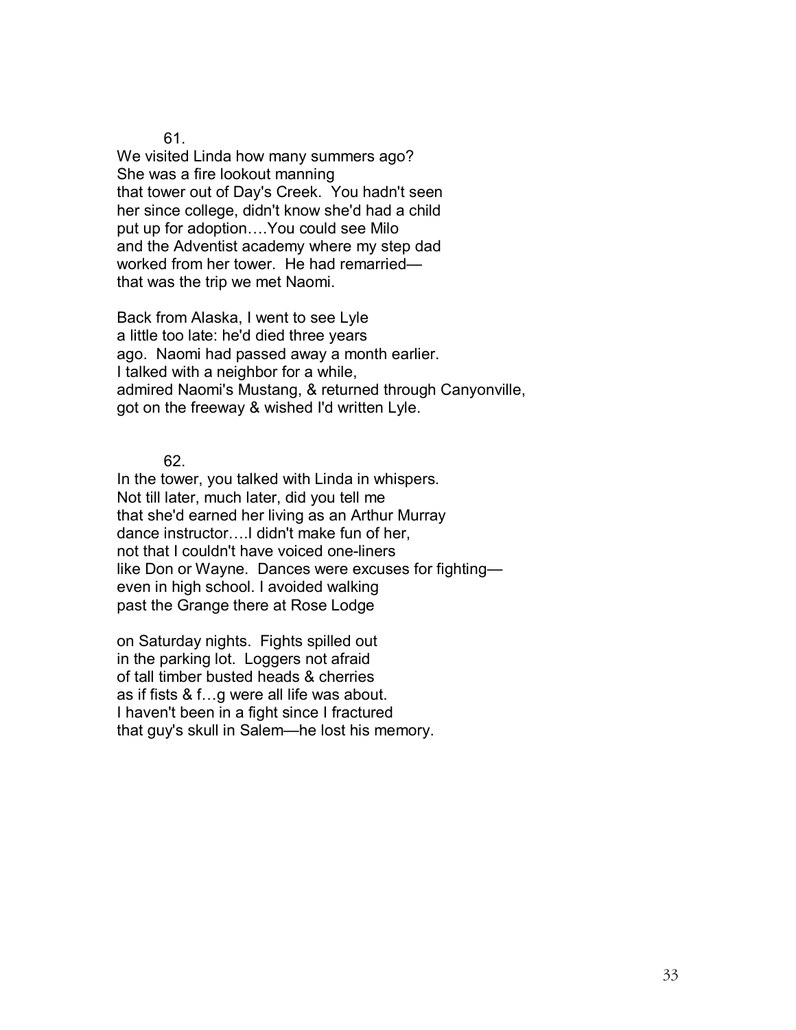61.

We visited Linda how many summers ago?
She was a fire lookout manning
that tower out of Day's Creek.  You hadn't seen
her since college, didn't know she'd had a child
put up for adoption….You could see Milo
and the Adventist academy where my step dad
worked from her tower.  He had remarried—
that was the trip we met Naomi.

Back from Alaska, I went to see Lyle
a little too late: he'd died three years
ago.  Naomi had passed away a month earlier.
I talked with a neighbor for a while,
admired Naomi's Mustang, & returned through Canyonville,
got on the freeway & wished I'd written Lyle.

62.

In the tower, you talked with Linda in whispers.
Not till later, much later, did you tell me
that she'd earned her living as an Arthur Murray
dance instructor….I didn't make fun of her,
not that I couldn't have voiced one-liners
like Don or Wayne.  Dances were excuses for fighting—
even in high school. I avoided walking
past the Grange there at Rose Lodge

on Saturday nights.  Fights spilled out
in the parking lot.  Loggers not afraid
of tall timber busted heads & cherries
as if fists & f…g were all life was about.
I haven't been in a fight since I fractured
that guy's skull in Salem—he lost his memory.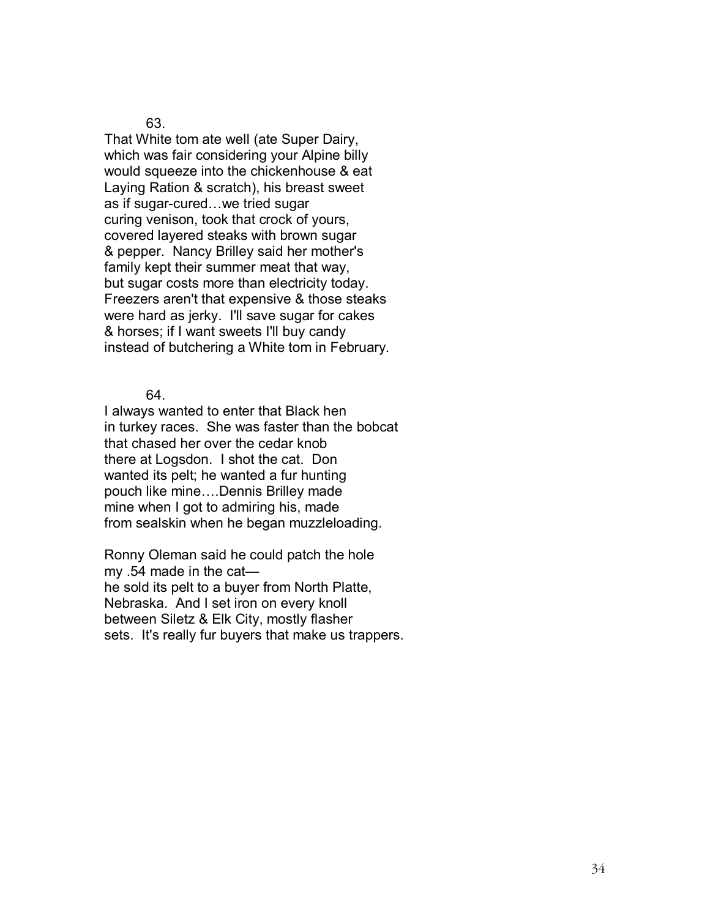63.

That White tom ate well (ate Super Dairy,  
which was fair considering your Alpine billy  
would squeeze into the chickenhouse & eat  
Laying Ration & scratch), his breast sweet  
as if sugar-cured…we tried sugar  
curing venison, took that crock of yours,  
covered layered steaks with brown sugar  
& pepper. Nancy Brilley said her mother's  
family kept their summer meat that way,  
but sugar costs more than electricity today.  
Freezers aren't that expensive & those steaks  
were hard as jerky. I'll save sugar for cakes  
& horses; if I want sweets I'll buy candy  
instead of butchering a White tom in February.

64.

I always wanted to enter that Black hen  
in turkey races. She was faster than the bobcat  
that chased her over the cedar knob  
there at Logsdon. I shot the cat. Don  
wanted its pelt; he wanted a fur hunting  
pouch like mine….Dennis Brilley made  
mine when I got to admiring his, made  
from sealskin when he began muzzleloading.

Ronny Oleman said he could patch the hole  
my .54 made in the cat—  
he sold its pelt to a buyer from North Platte,  
Nebraska. And I set iron on every knoll  
between Siletz & Elk City, mostly flasher  
sets. It's really fur buyers that make us trappers.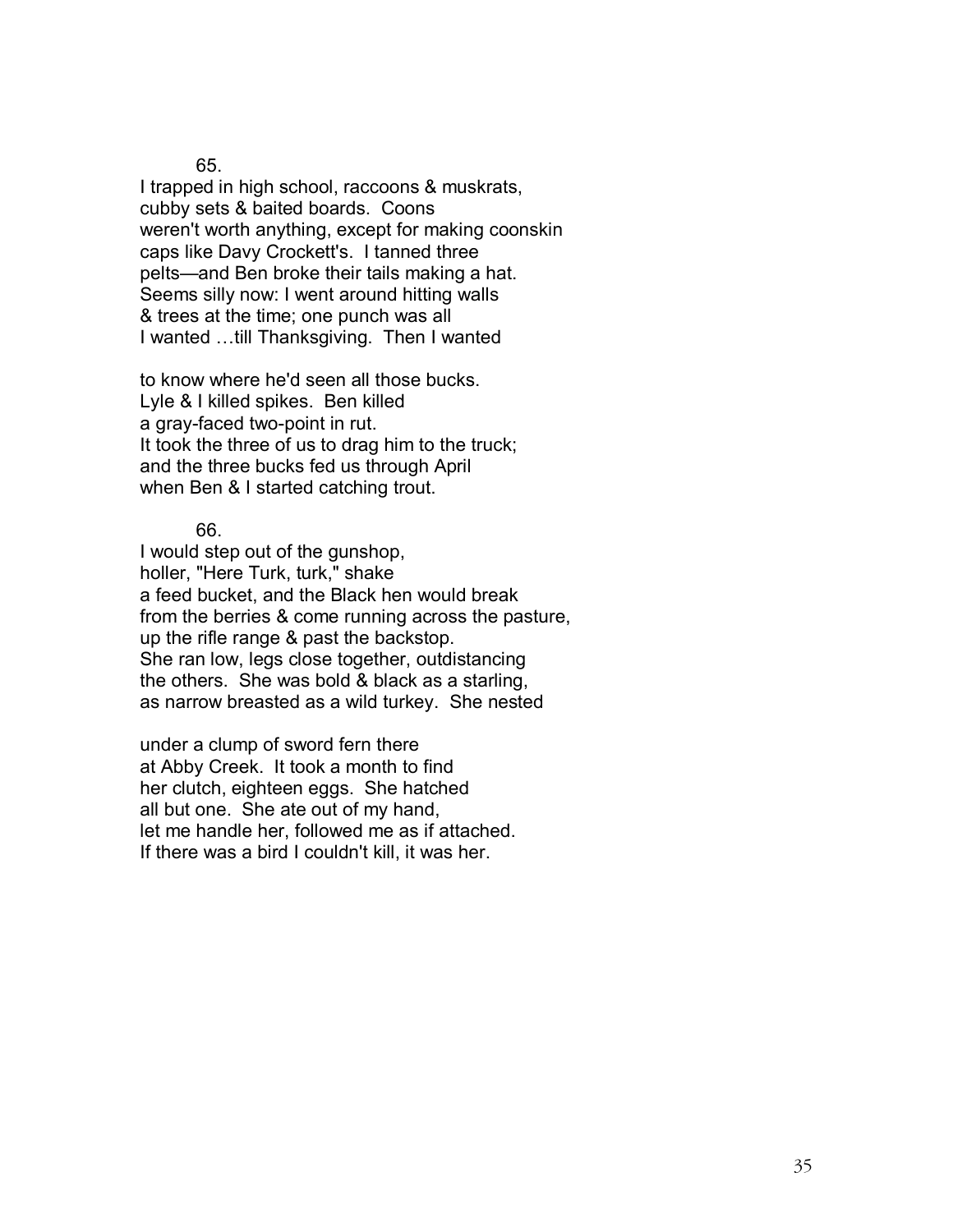65.

I trapped in high school, raccoons & muskrats,
cubby sets & baited boards. Coons
weren't worth anything, except for making coonskin
caps like Davy Crockett's. I tanned three
pelts—and Ben broke their tails making a hat.
Seems silly now: I went around hitting walls
& trees at the time; one punch was all
I wanted …till Thanksgiving. Then I wanted

to know where he'd seen all those bucks.
Lyle & I killed spikes. Ben killed
a gray-faced two-point in rut.
It took the three of us to drag him to the truck;
and the three bucks fed us through April
when Ben & I started catching trout.

66.

I would step out of the gunshop,
holler, "Here Turk, turk," shake
a feed bucket, and the Black hen would break
from the berries & come running across the pasture,
up the rifle range & past the backstop.
She ran low, legs close together, outdistancing
the others. She was bold & black as a starling,
as narrow breasted as a wild turkey. She nested

under a clump of sword fern there
at Abby Creek. It took a month to find
her clutch, eighteen eggs. She hatched
all but one. She ate out of my hand,
let me handle her, followed me as if attached.
If there was a bird I couldn't kill, it was her.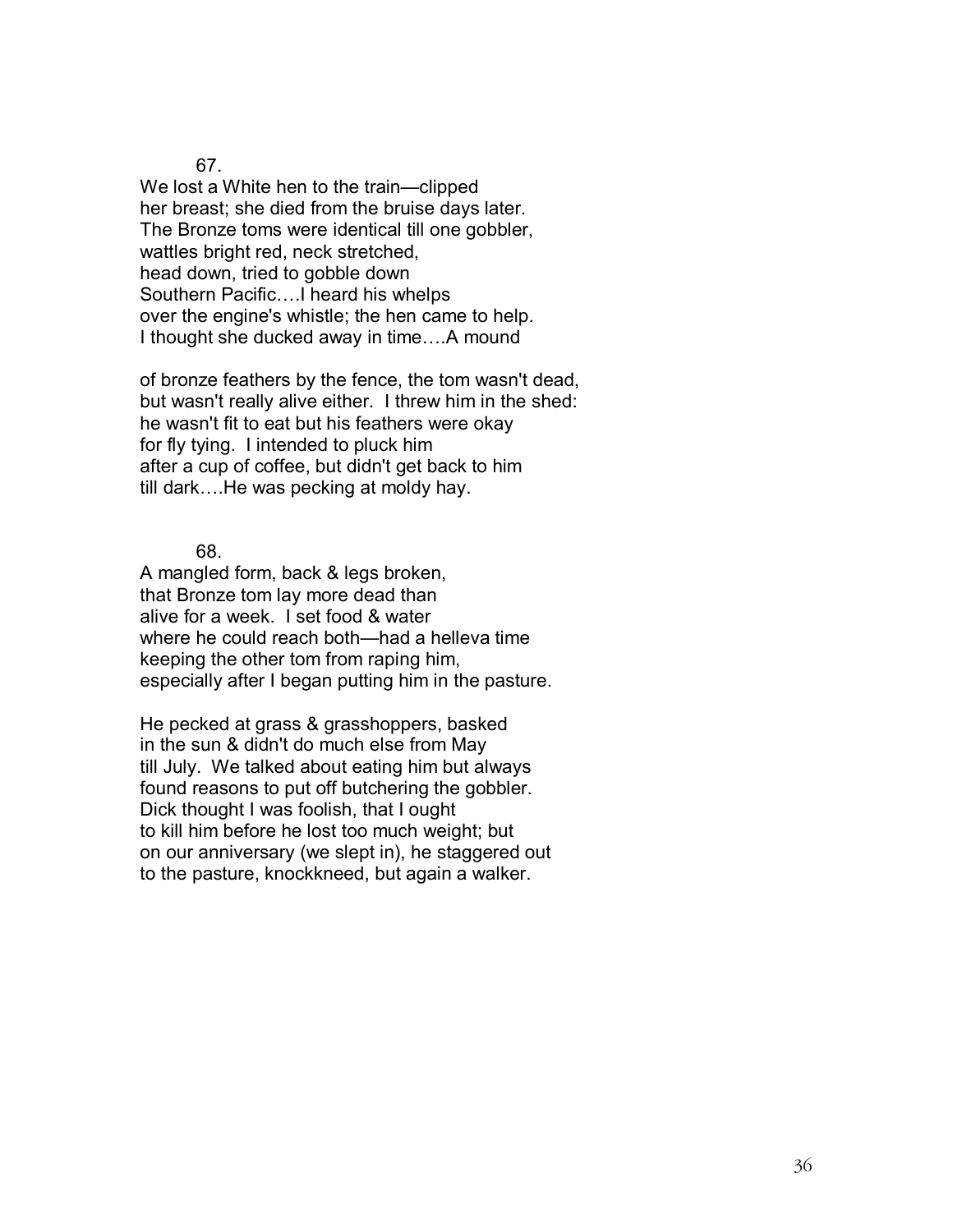67.

We lost a White hen to the train—clipped
her breast; she died from the bruise days later.
The Bronze toms were identical till one gobbler,
wattles bright red, neck stretched,
head down, tried to gobble down
Southern Pacific….I heard his whelps
over the engine's whistle; the hen came to help.
I thought she ducked away in time….A mound

of bronze feathers by the fence, the tom wasn't dead,
but wasn't really alive either. I threw him in the shed:
he wasn't fit to eat but his feathers were okay
for fly tying. I intended to pluck him
after a cup of coffee, but didn't get back to him
till dark….He was pecking at moldy hay.

68.

A mangled form, back & legs broken,
that Bronze tom lay more dead than
alive for a week. I set food & water
where he could reach both—had a helleva time
keeping the other tom from raping him,
especially after I began putting him in the pasture.

He pecked at grass & grasshoppers, basked
in the sun & didn't do much else from May
till July. We talked about eating him but always
found reasons to put off butchering the gobbler.
Dick thought I was foolish, that I ought
to kill him before he lost too much weight; but
on our anniversary (we slept in), he staggered out
to the pasture, knockkneed, but again a walker.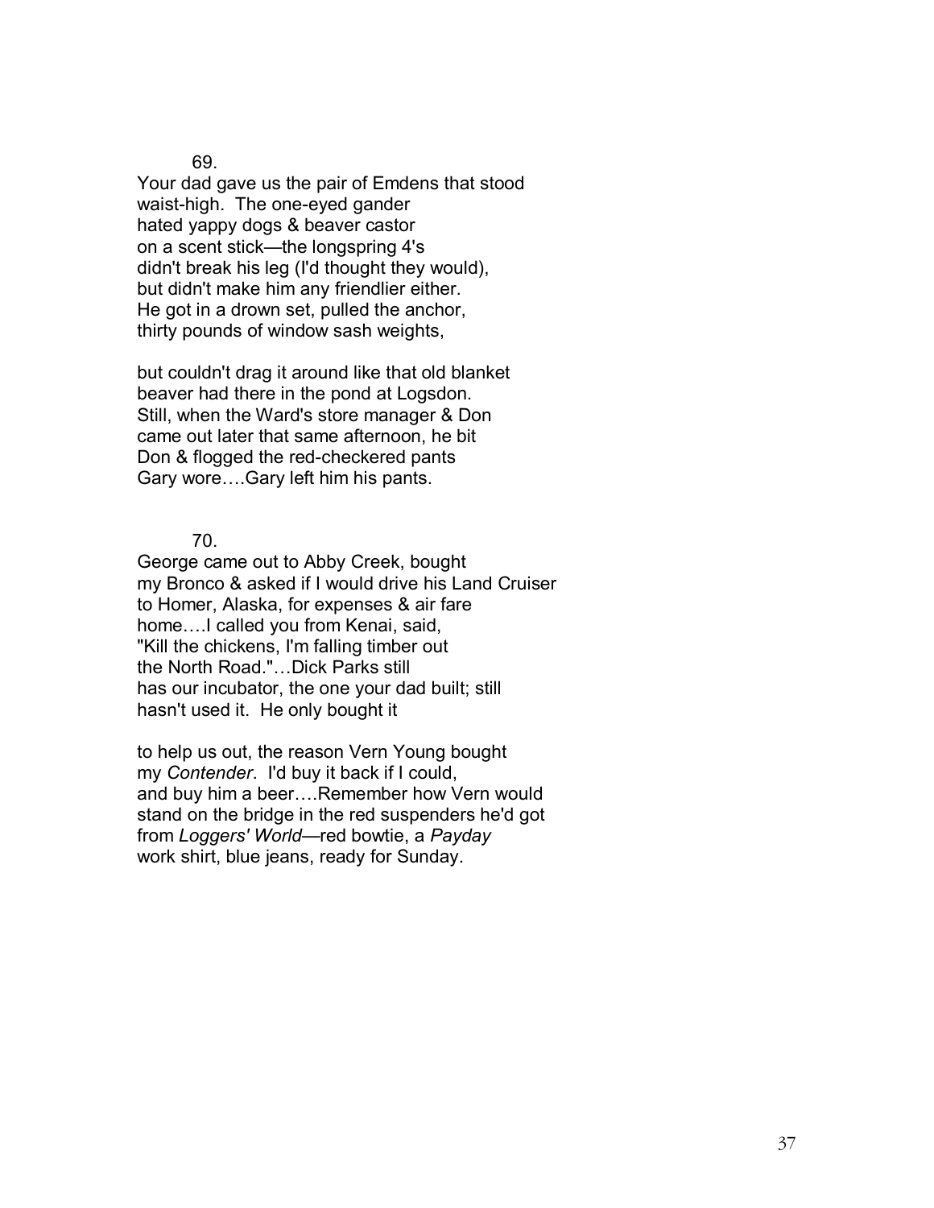69.

Your dad gave us the pair of Emdens that stood  
waist-high. The one-eyed gander  
hated yappy dogs & beaver castor  
on a scent stick—the longspring 4's  
didn't break his leg (I'd thought they would),  
but didn't make him any friendlier either.  
He got in a drown set, pulled the anchor,  
thirty pounds of window sash weights,

but couldn't drag it around like that old blanket  
beaver had there in the pond at Logsdon.  
Still, when the Ward's store manager & Don  
came out later that same afternoon, he bit  
Don & flogged the red-checkered pants  
Gary wore….Gary left him his pants.

70.

George came out to Abby Creek, bought  
my Bronco & asked if I would drive his Land Cruiser  
to Homer, Alaska, for expenses & air fare  
home….I called you from Kenai, said,  
"Kill the chickens, I'm falling timber out  
the North Road."…Dick Parks still  
has our incubator, the one your dad built; still  
hasn't used it. He only bought it

to help us out, the reason Vern Young bought  
my *Contender*. I'd buy it back if I could,  
and buy him a beer….Remember how Vern would  
stand on the bridge in the red suspenders he'd got  
from *Loggers' World*—red bowtie, a *Payday*  
work shirt, blue jeans, ready for Sunday.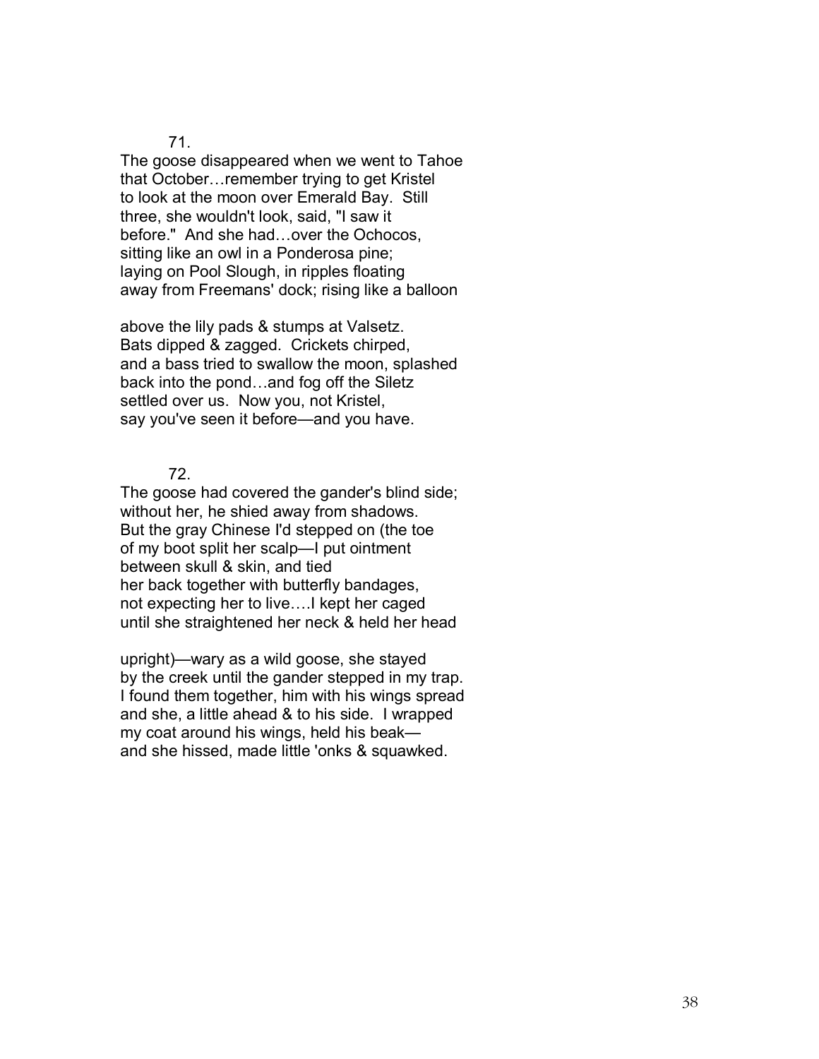71.

The goose disappeared when we went to Tahoe
that October…remember trying to get Kristel
to look at the moon over Emerald Bay.  Still
three, she wouldn't look, said, "I saw it
before."  And she had…over the Ochocos,
sitting like an owl in a Ponderosa pine;
laying on Pool Slough, in ripples floating
away from Freemans' dock; rising like a balloon

above the lily pads & stumps at Valsetz.
Bats dipped & zagged.  Crickets chirped,
and a bass tried to swallow the moon, splashed
back into the pond…and fog off the Siletz
settled over us.  Now you, not Kristel,
say you've seen it before—and you have.

72.

The goose had covered the gander's blind side;
without her, he shied away from shadows.
But the gray Chinese I'd stepped on (the toe
of my boot split her scalp—I put ointment
between skull & skin, and tied
her back together with butterfly bandages,
not expecting her to live….I kept her caged
until she straightened her neck & held her head

upright)—wary as a wild goose, she stayed
by the creek until the gander stepped in my trap.
I found them together, him with his wings spread
and she, a little ahead & to his side.  I wrapped
my coat around his wings, held his beak—
and she hissed, made little 'onks & squawked.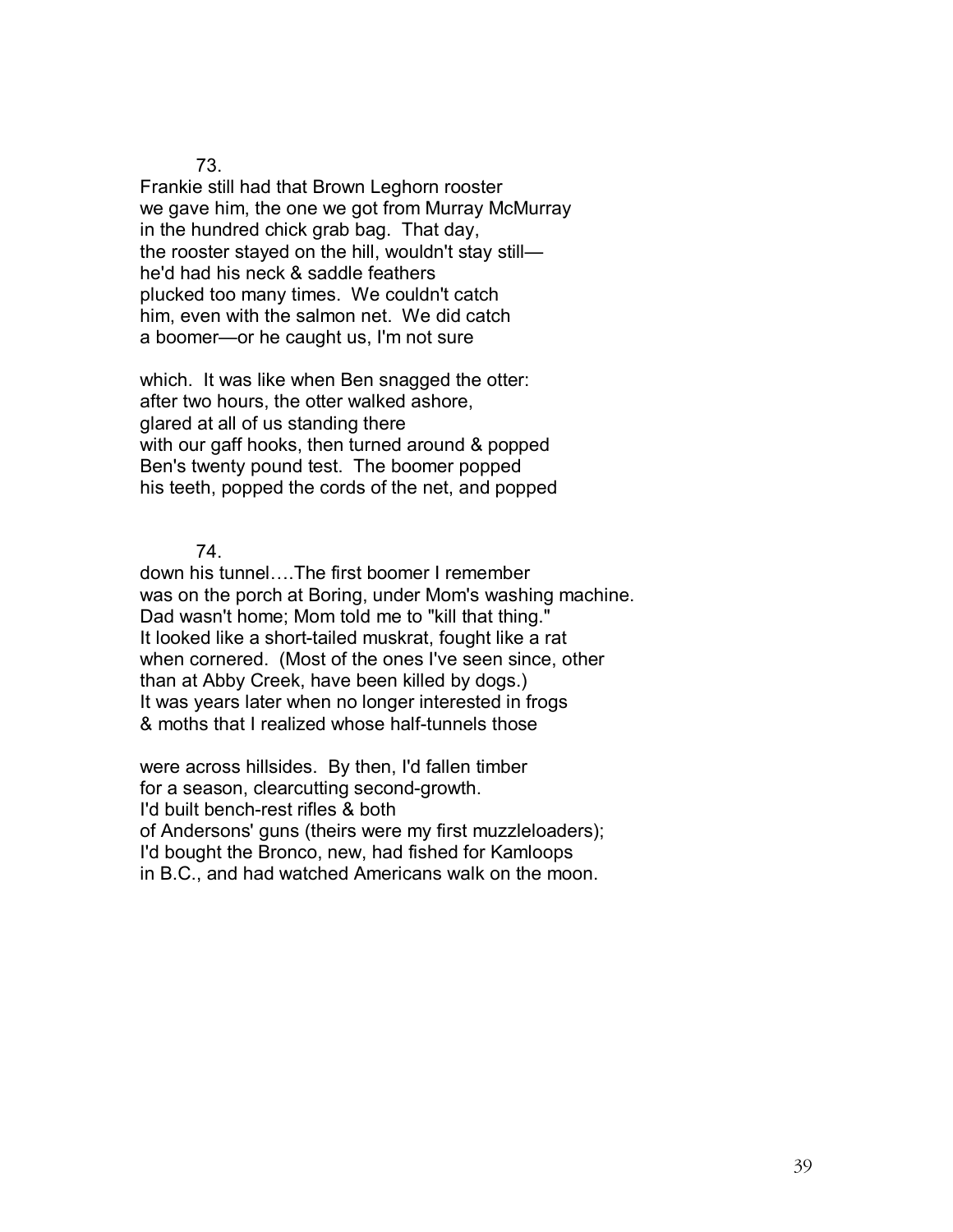73.

Frankie still had that Brown Leghorn rooster  
we gave him, the one we got from Murray McMurray  
in the hundred chick grab bag. That day,  
the rooster stayed on the hill, wouldn't stay still—  
he'd had his neck & saddle feathers  
plucked too many times. We couldn't catch  
him, even with the salmon net. We did catch  
a boomer—or he caught us, I'm not sure

which. It was like when Ben snagged the otter:  
after two hours, the otter walked ashore,  
glared at all of us standing there  
with our gaff hooks, then turned around & popped  
Ben's twenty pound test. The boomer popped  
his teeth, popped the cords of the net, and popped

74.

down his tunnel….The first boomer I remember  
was on the porch at Boring, under Mom's washing machine.  
Dad wasn't home; Mom told me to "kill that thing."  
It looked like a short-tailed muskrat, fought like a rat  
when cornered. (Most of the ones I've seen since, other  
than at Abby Creek, have been killed by dogs.)  
It was years later when no longer interested in frogs  
& moths that I realized whose half-tunnels those

were across hillsides. By then, I'd fallen timber  
for a season, clearcutting second-growth.  
I'd built bench-rest rifles & both  
of Andersons' guns (theirs were my first muzzleloaders);  
I'd bought the Bronco, new, had fished for Kamloops  
in B.C., and had watched Americans walk on the moon.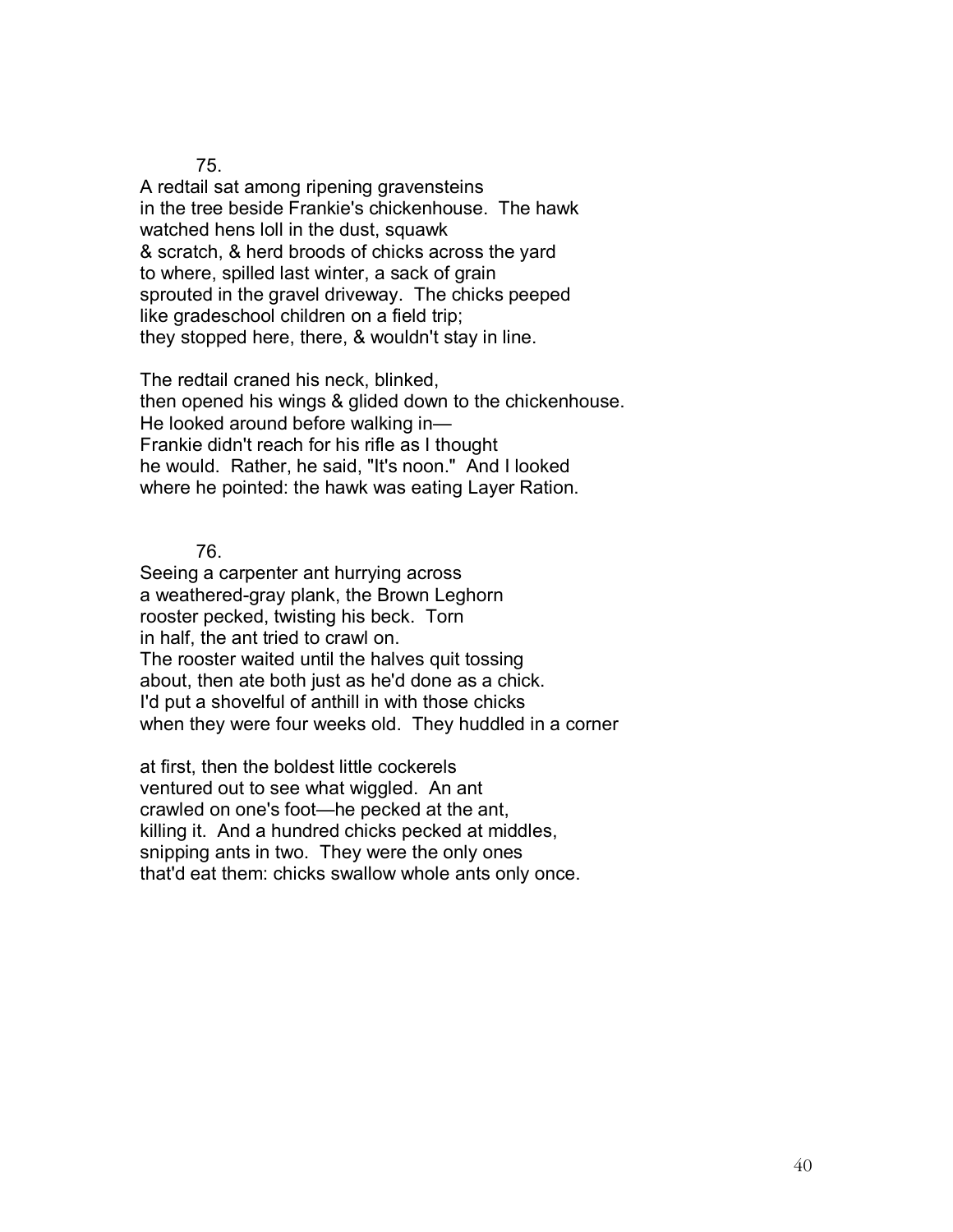75.

A redtail sat among ripening gravensteins  
in the tree beside Frankie's chickenhouse. The hawk  
watched hens loll in the dust, squawk  
& scratch, & herd broods of chicks across the yard  
to where, spilled last winter, a sack of grain  
sprouted in the gravel driveway. The chicks peeped  
like gradeschool children on a field trip;  
they stopped here, there, & wouldn't stay in line.

The redtail craned his neck, blinked,  
then opened his wings & glided down to the chickenhouse.  
He looked around before walking in—  
Frankie didn't reach for his rifle as I thought  
he would. Rather, he said, "It's noon." And I looked  
where he pointed: the hawk was eating Layer Ration.

76.

Seeing a carpenter ant hurrying across  
a weathered-gray plank, the Brown Leghorn  
rooster pecked, twisting his beck. Torn  
in half, the ant tried to crawl on.  
The rooster waited until the halves quit tossing  
about, then ate both just as he'd done as a chick.  
I'd put a shovelful of anthill in with those chicks  
when they were four weeks old. They huddled in a corner

at first, then the boldest little cockerels  
ventured out to see what wiggled. An ant  
crawled on one's foot—he pecked at the ant,  
killing it. And a hundred chicks pecked at middles,  
snipping ants in two. They were the only ones  
that'd eat them: chicks swallow whole ants only once.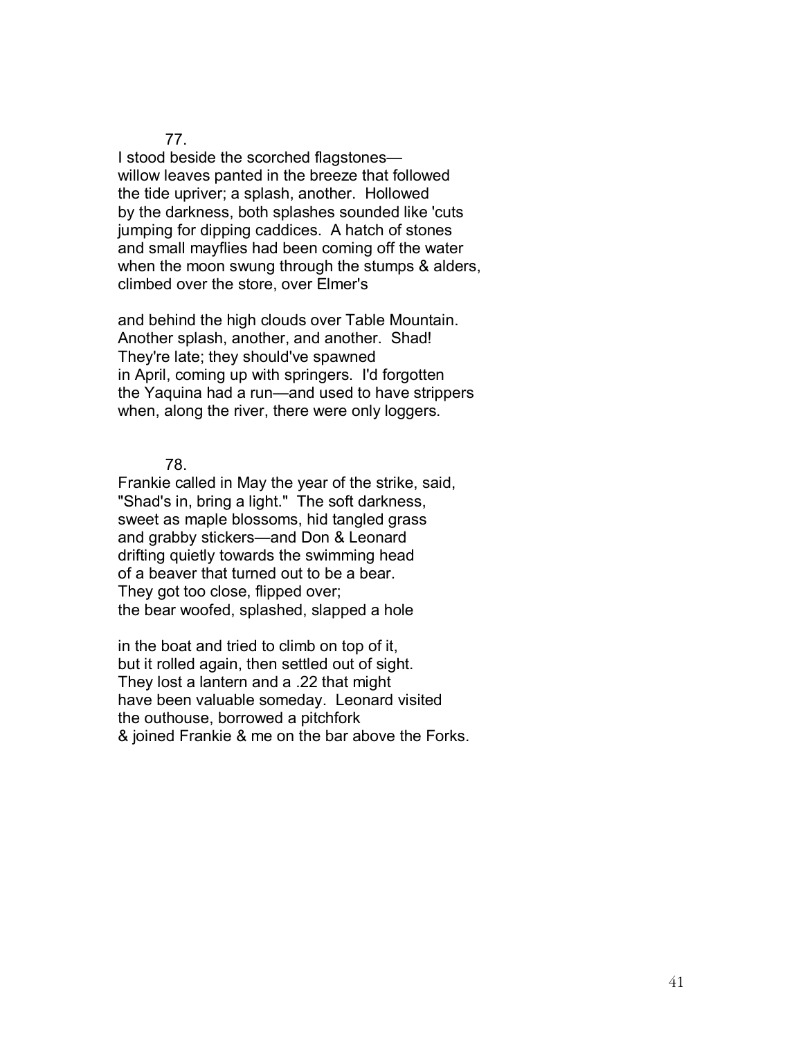77.

I stood beside the scorched flagstones—  
willow leaves panted in the breeze that followed  
the tide upriver; a splash, another. Hollowed  
by the darkness, both splashes sounded like 'cuts  
jumping for dipping caddices. A hatch of stones  
and small mayflies had been coming off the water  
when the moon swung through the stumps & alders,  
climbed over the store, over Elmer's

and behind the high clouds over Table Mountain.  
Another splash, another, and another. Shad!  
They're late; they should've spawned  
in April, coming up with springers. I'd forgotten  
the Yaquina had a run—and used to have strippers  
when, along the river, there were only loggers.

78.

Frankie called in May the year of the strike, said,  
"Shad's in, bring a light." The soft darkness,  
sweet as maple blossoms, hid tangled grass  
and grabby stickers—and Don & Leonard  
drifting quietly towards the swimming head  
of a beaver that turned out to be a bear.  
They got too close, flipped over;  
the bear woofed, splashed, slapped a hole

in the boat and tried to climb on top of it,  
but it rolled again, then settled out of sight.  
They lost a lantern and a .22 that might  
have been valuable someday. Leonard visited  
the outhouse, borrowed a pitchfork  
& joined Frankie & me on the bar above the Forks.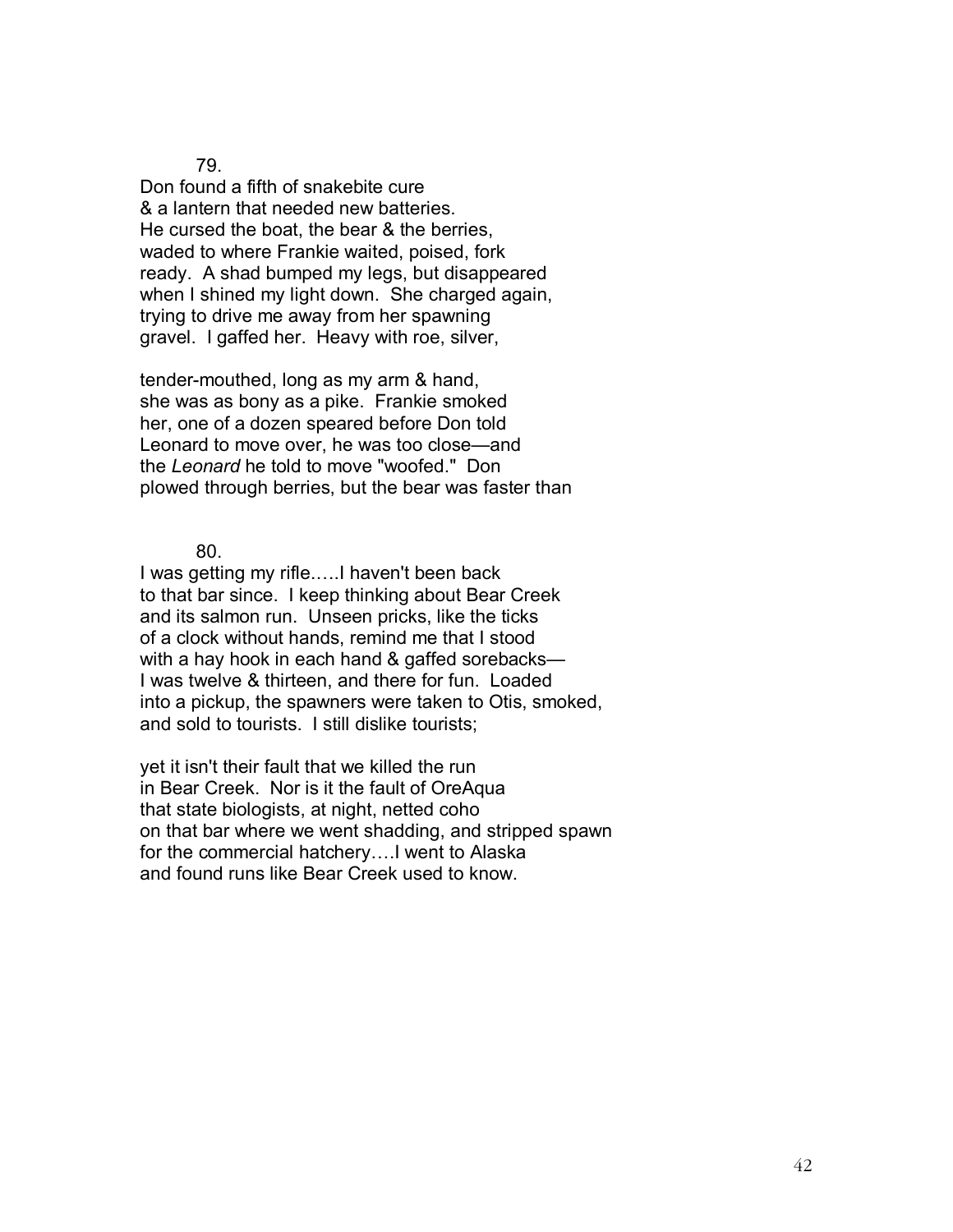79.

Don found a fifth of snakebite cure  
& a lantern that needed new batteries.  
He cursed the boat, the bear & the berries,  
waded to where Frankie waited, poised, fork  
ready.  A shad bumped my legs, but disappeared  
when I shined my light down.  She charged again,  
trying to drive me away from her spawning  
gravel.  I gaffed her.  Heavy with roe, silver,

tender-mouthed, long as my arm & hand,  
she was as bony as a pike.  Frankie smoked  
her, one of a dozen speared before Don told  
Leonard to move over, he was too close—and  
the *Leonard* he told to move "woofed."  Don  
plowed through berries, but the bear was faster than

80.

I was getting my rifle…..I haven't been back  
to that bar since.  I keep thinking about Bear Creek  
and its salmon run.  Unseen pricks, like the ticks  
of a clock without hands, remind me that I stood  
with a hay hook in each hand & gaffed sorebacks—  
I was twelve & thirteen, and there for fun.  Loaded  
into a pickup, the spawners were taken to Otis, smoked,  
and sold to tourists.  I still dislike tourists;

yet it isn't their fault that we killed the run  
in Bear Creek.  Nor is it the fault of OreAqua  
that state biologists, at night, netted coho  
on that bar where we went shadding, and stripped spawn  
for the commercial hatchery….I went to Alaska  
and found runs like Bear Creek used to know.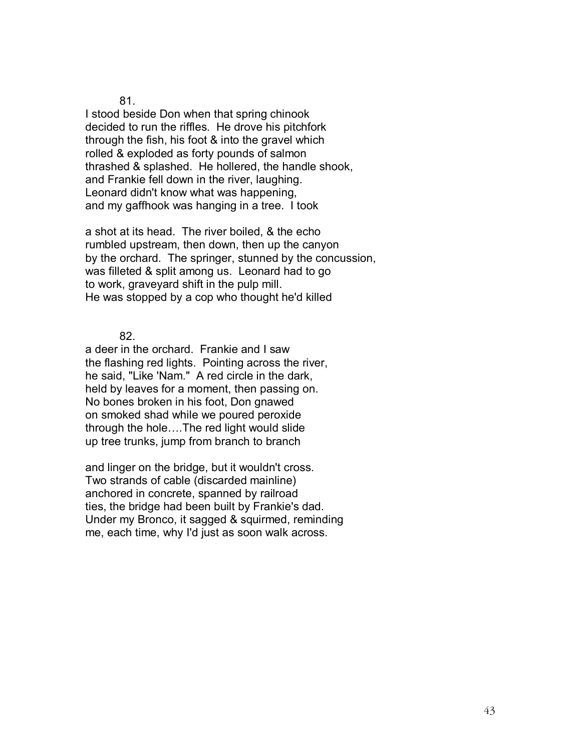81.

I stood beside Don when that spring chinook  
decided to run the riffles. He drove his pitchfork  
through the fish, his foot & into the gravel which  
rolled & exploded as forty pounds of salmon  
thrashed & splashed. He hollered, the handle shook,  
and Frankie fell down in the river, laughing.  
Leonard didn't know what was happening,  
and my gaffhook was hanging in a tree. I took

a shot at its head. The river boiled, & the echo  
rumbled upstream, then down, then up the canyon  
by the orchard. The springer, stunned by the concussion,  
was filleted & split among us. Leonard had to go  
to work, graveyard shift in the pulp mill.  
He was stopped by a cop who thought he'd killed

82.

a deer in the orchard. Frankie and I saw  
the flashing red lights. Pointing across the river,  
he said, "Like 'Nam." A red circle in the dark,  
held by leaves for a moment, then passing on.  
No bones broken in his foot, Don gnawed  
on smoked shad while we poured peroxide  
through the hole….The red light would slide  
up tree trunks, jump from branch to branch

and linger on the bridge, but it wouldn't cross.  
Two strands of cable (discarded mainline)  
anchored in concrete, spanned by railroad  
ties, the bridge had been built by Frankie's dad.  
Under my Bronco, it sagged & squirmed, reminding  
me, each time, why I'd just as soon walk across.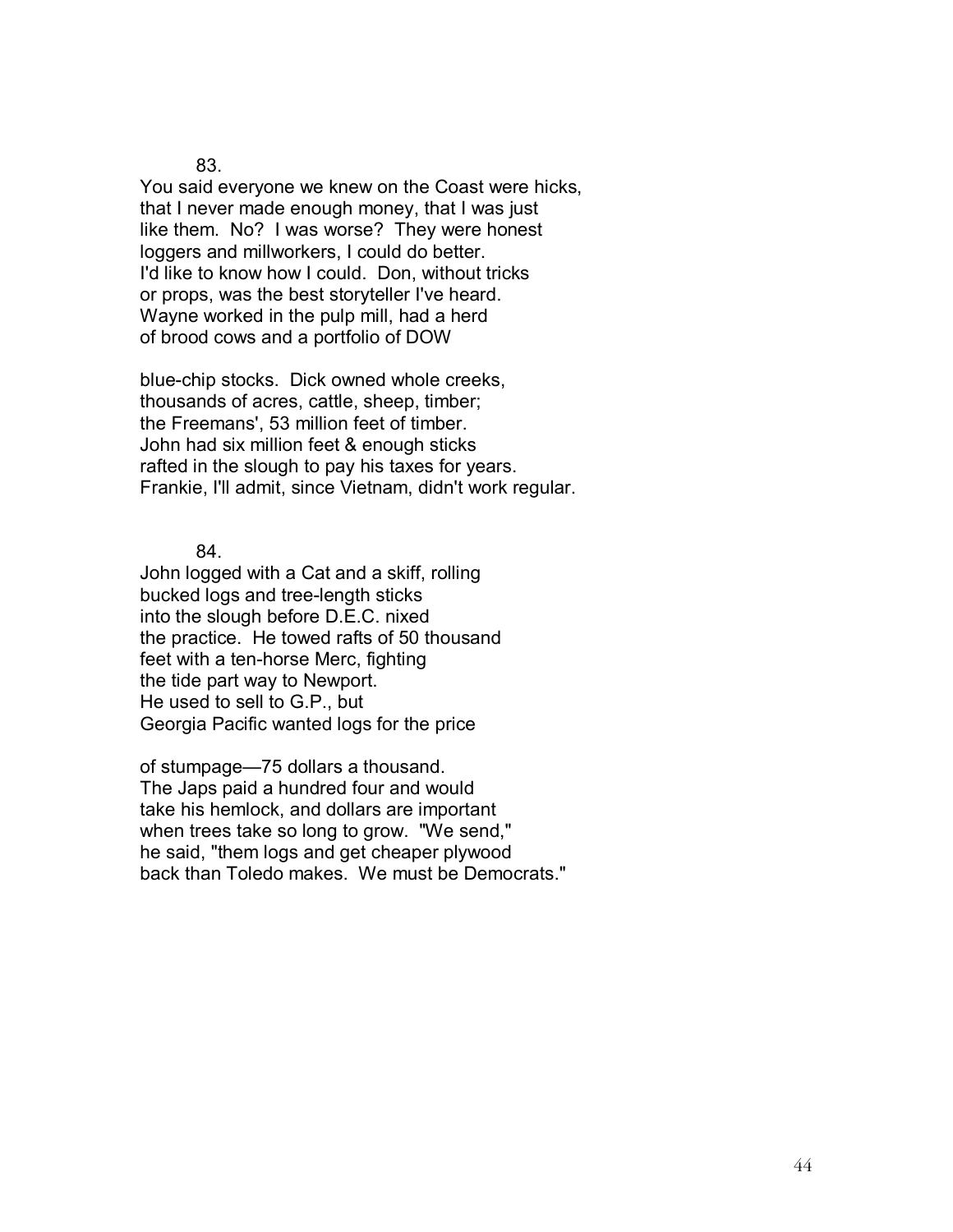83.

You said everyone we knew on the Coast were hicks,  
that I never made enough money, that I was just  
like them. No? I was worse? They were honest  
loggers and millworkers, I could do better.  
I'd like to know how I could. Don, without tricks  
or props, was the best storyteller I've heard.  
Wayne worked in the pulp mill, had a herd  
of brood cows and a portfolio of DOW

blue-chip stocks. Dick owned whole creeks,  
thousands of acres, cattle, sheep, timber;  
the Freemans', 53 million feet of timber.  
John had six million feet & enough sticks  
rafted in the slough to pay his taxes for years.  
Frankie, I'll admit, since Vietnam, didn't work regular.

84.

John logged with a Cat and a skiff, rolling  
bucked logs and tree-length sticks  
into the slough before D.E.C. nixed  
the practice. He towed rafts of 50 thousand  
feet with a ten-horse Merc, fighting  
the tide part way to Newport.  
He used to sell to G.P., but  
Georgia Pacific wanted logs for the price

of stumpage—75 dollars a thousand.  
The Japs paid a hundred four and would  
take his hemlock, and dollars are important  
when trees take so long to grow. "We send,"  
he said, "them logs and get cheaper plywood  
back than Toledo makes. We must be Democrats."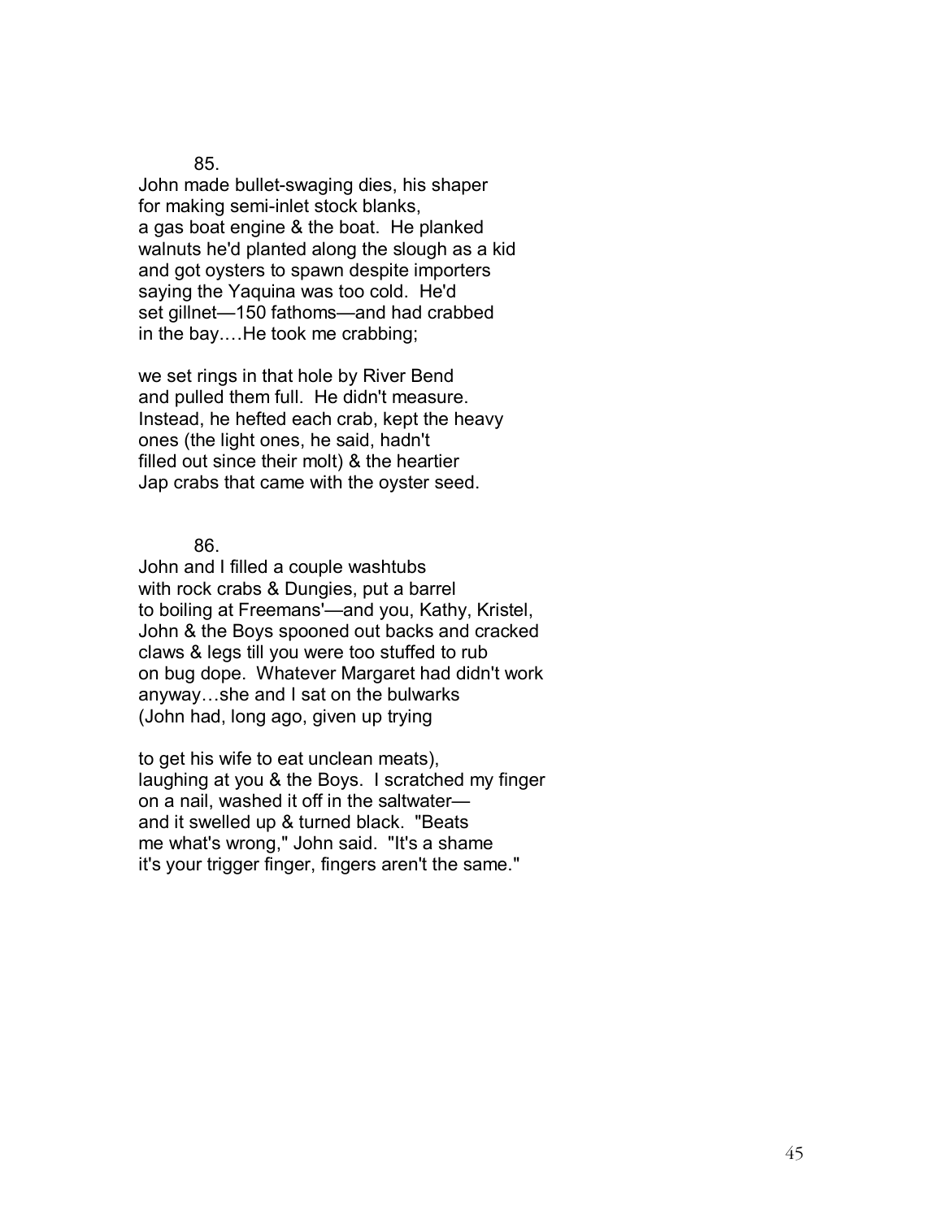85.

John made bullet-swaging dies, his shaper  
for making semi-inlet stock blanks,  
a gas boat engine & the boat.  He planked  
walnuts he'd planted along the slough as a kid  
and got oysters to spawn despite importers  
saying the Yaquina was too cold.  He'd  
set gillnet—150 fathoms—and had crabbed  
in the bay.…He took me crabbing;

we set rings in that hole by River Bend  
and pulled them full.  He didn't measure.  
Instead, he hefted each crab, kept the heavy  
ones (the light ones, he said, hadn't  
filled out since their molt) & the heartier  
Jap crabs that came with the oyster seed.

86.

John and I filled a couple washtubs  
with rock crabs & Dungies, put a barrel  
to boiling at Freemans'—and you, Kathy, Kristel,  
John & the Boys spooned out backs and cracked  
claws & legs till you were too stuffed to rub  
on bug dope.  Whatever Margaret had didn't work  
anyway…she and I sat on the bulwarks  
(John had, long ago, given up trying

to get his wife to eat unclean meats),  
laughing at you & the Boys.  I scratched my finger  
on a nail, washed it off in the saltwater—  
and it swelled up & turned black.  "Beats  
me what's wrong," John said.  "It's a shame  
it's your trigger finger, fingers aren't the same."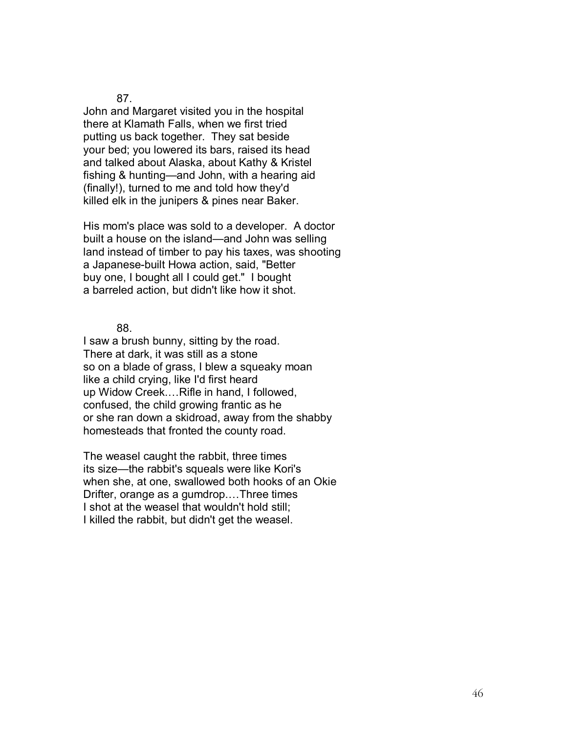87.

John and Margaret visited you in the hospital
there at Klamath Falls, when we first tried
putting us back together. They sat beside
your bed; you lowered its bars, raised its head
and talked about Alaska, about Kathy & Kristel
fishing & hunting—and John, with a hearing aid
(finally!), turned to me and told how they'd
killed elk in the junipers & pines near Baker.

His mom's place was sold to a developer. A doctor
built a house on the island—and John was selling
land instead of timber to pay his taxes, was shooting
a Japanese-built Howa action, said, "Better
buy one, I bought all I could get." I bought
a barreled action, but didn't like how it shot.

88.

I saw a brush bunny, sitting by the road.
There at dark, it was still as a stone
so on a blade of grass, I blew a squeaky moan
like a child crying, like I'd first heard
up Widow Creek.…Rifle in hand, I followed,
confused, the child growing frantic as he
or she ran down a skidroad, away from the shabby
homesteads that fronted the county road.

The weasel caught the rabbit, three times
its size—the rabbit's squeals were like Kori's
when she, at one, swallowed both hooks of an Okie
Drifter, orange as a gumdrop.…Three times
I shot at the weasel that wouldn't hold still;
I killed the rabbit, but didn't get the weasel.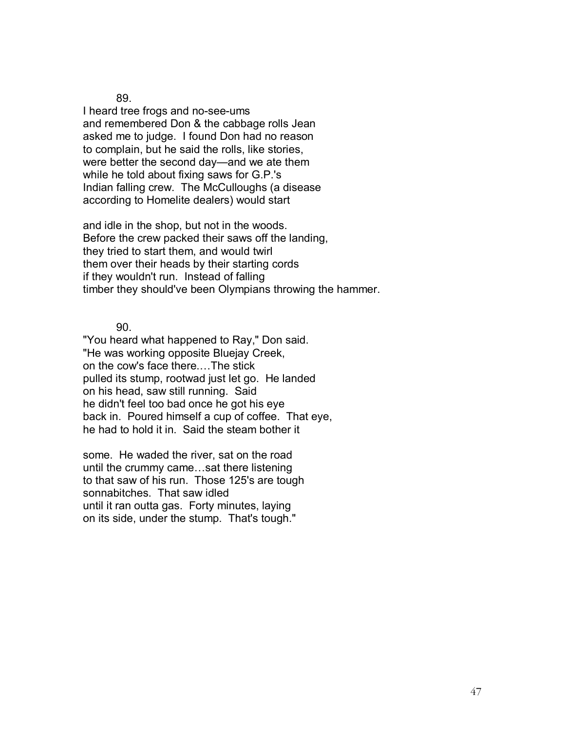89.

I heard tree frogs and no-see-ums  
and remembered Don & the cabbage rolls Jean  
asked me to judge. I found Don had no reason  
to complain, but he said the rolls, like stories,  
were better the second day—and we ate them  
while he told about fixing saws for G.P.'s  
Indian falling crew. The McCulloughs (a disease  
according to Homelite dealers) would start

and idle in the shop, but not in the woods.  
Before the crew packed their saws off the landing,  
they tried to start them, and would twirl  
them over their heads by their starting cords  
if they wouldn't run. Instead of falling  
timber they should've been Olympians throwing the hammer.

90.

"You heard what happened to Ray," Don said.  
"He was working opposite Bluejay Creek,  
on the cow's face there.…The stick  
pulled its stump, rootwad just let go. He landed  
on his head, saw still running. Said  
he didn't feel too bad once he got his eye  
back in. Poured himself a cup of coffee. That eye,  
he had to hold it in. Said the steam bother it

some. He waded the river, sat on the road  
until the crummy came…sat there listening  
to that saw of his run. Those 125's are tough  
sonnabitches. That saw idled  
until it ran outta gas. Forty minutes, laying  
on its side, under the stump. That's tough."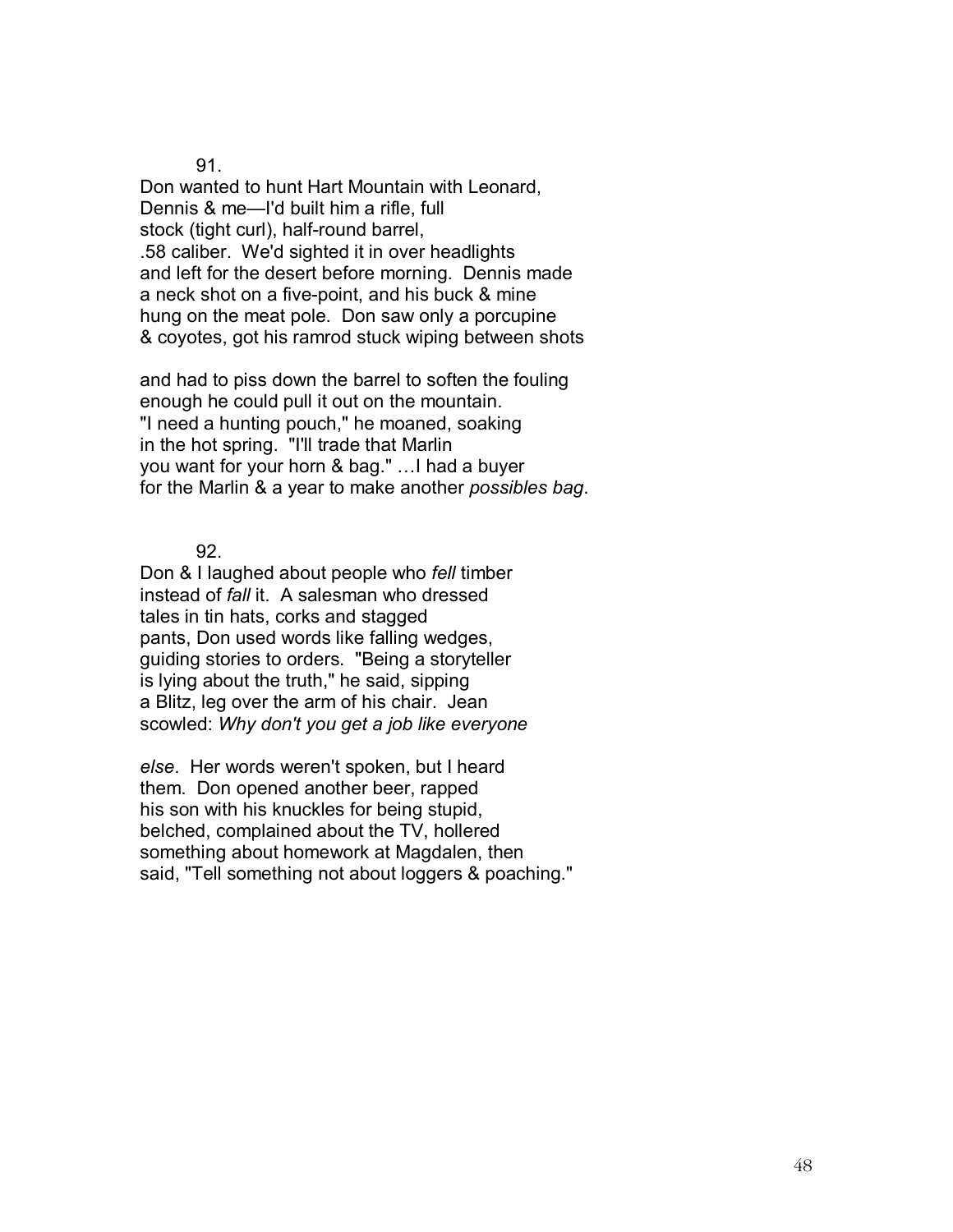91.

Don wanted to hunt Hart Mountain with Leonard,
Dennis & me—I'd built him a rifle, full
stock (tight curl), half-round barrel,
.58 caliber. We'd sighted it in over headlights
and left for the desert before morning. Dennis made
a neck shot on a five-point, and his buck & mine
hung on the meat pole. Don saw only a porcupine
& coyotes, got his ramrod stuck wiping between shots

and had to piss down the barrel to soften the fouling
enough he could pull it out on the mountain.
"I need a hunting pouch," he moaned, soaking
in the hot spring. "I'll trade that Marlin
you want for your horn & bag." …I had a buyer
for the Marlin & a year to make another *possibles bag*.

92.

Don & I laughed about people who *fell* timber
instead of *fall* it. A salesman who dressed
tales in tin hats, corks and stagged
pants, Don used words like falling wedges,
guiding stories to orders. "Being a storyteller
is lying about the truth," he said, sipping
a Blitz, leg over the arm of his chair. Jean
scowled: *Why don't you get a job like everyone*

*else*. Her words weren't spoken, but I heard
them. Don opened another beer, rapped
his son with his knuckles for being stupid,
belched, complained about the TV, hollered
something about homework at Magdalen, then
said, "Tell something not about loggers & poaching."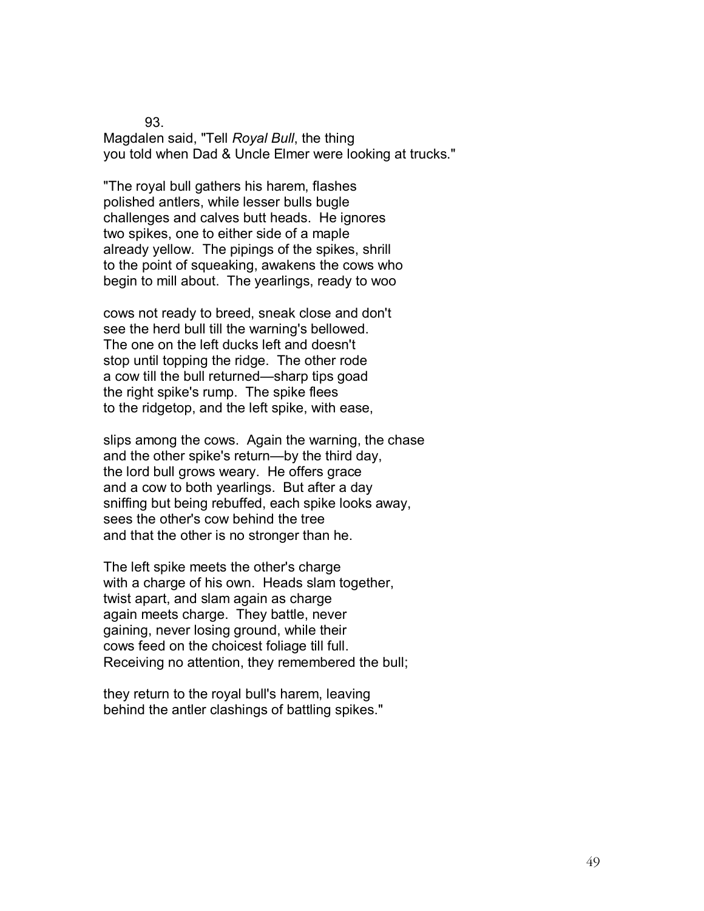93.

Magdalen said, "Tell *Royal Bull*, the thing  
you told when Dad & Uncle Elmer were looking at trucks."

"The royal bull gathers his harem, flashes  
polished antlers, while lesser bulls bugle  
challenges and calves butt heads. He ignores  
two spikes, one to either side of a maple  
already yellow. The pipings of the spikes, shrill  
to the point of squeaking, awakens the cows who  
begin to mill about. The yearlings, ready to woo

cows not ready to breed, sneak close and don't  
see the herd bull till the warning's bellowed.  
The one on the left ducks left and doesn't  
stop until topping the ridge. The other rode  
a cow till the bull returned—sharp tips goad  
the right spike's rump. The spike flees  
to the ridgetop, and the left spike, with ease,

slips among the cows. Again the warning, the chase  
and the other spike's return—by the third day,  
the lord bull grows weary. He offers grace  
and a cow to both yearlings. But after a day  
sniffing but being rebuffed, each spike looks away,  
sees the other's cow behind the tree  
and that the other is no stronger than he.

The left spike meets the other's charge  
with a charge of his own. Heads slam together,  
twist apart, and slam again as charge  
again meets charge. They battle, never  
gaining, never losing ground, while their  
cows feed on the choicest foliage till full.  
Receiving no attention, they remembered the bull;

they return to the royal bull's harem, leaving  
behind the antler clashings of battling spikes."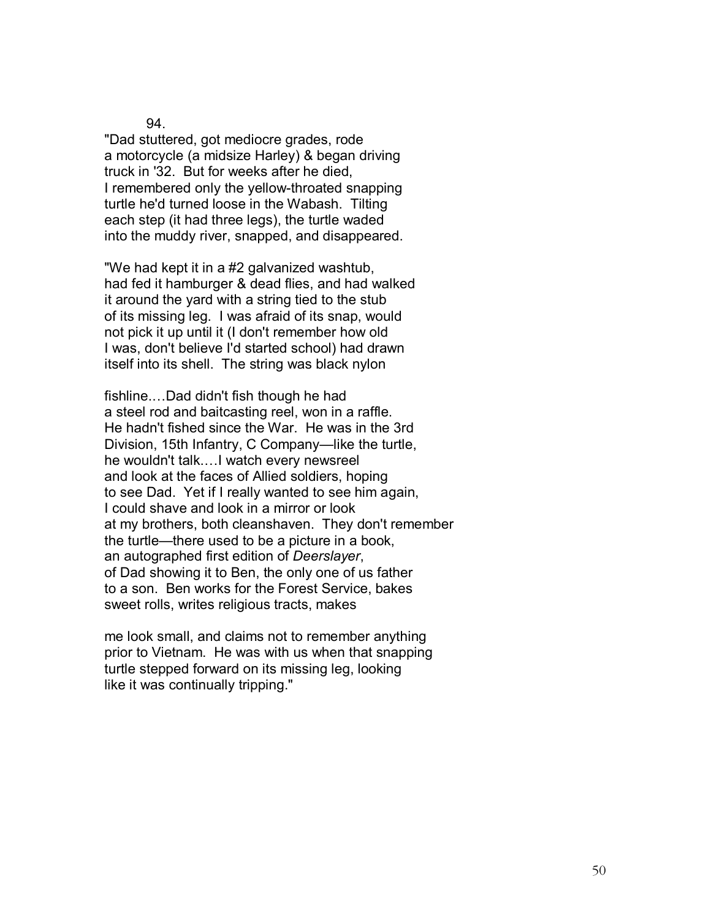94.

"Dad stuttered, got mediocre grades, rode
a motorcycle (a midsize Harley) & began driving
truck in '32. But for weeks after he died,
I remembered only the yellow-throated snapping
turtle he'd turned loose in the Wabash. Tilting
each step (it had three legs), the turtle waded
into the muddy river, snapped, and disappeared.

"We had kept it in a #2 galvanized washtub,
had fed it hamburger & dead flies, and had walked
it around the yard with a string tied to the stub
of its missing leg. I was afraid of its snap, would
not pick it up until it (I don't remember how old
I was, don't believe I'd started school) had drawn
itself into its shell. The string was black nylon

fishline.…Dad didn't fish though he had
a steel rod and baitcasting reel, won in a raffle.
He hadn't fished since the War. He was in the 3rd
Division, 15th Infantry, C Company—like the turtle,
he wouldn't talk.…I watch every newsreel
and look at the faces of Allied soldiers, hoping
to see Dad. Yet if I really wanted to see him again,
I could shave and look in a mirror or look
at my brothers, both cleanshaven. They don't remember
the turtle—there used to be a picture in a book,
an autographed first edition of *Deerslayer*,
of Dad showing it to Ben, the only one of us father
to a son. Ben works for the Forest Service, bakes
sweet rolls, writes religious tracts, makes

me look small, and claims not to remember anything
prior to Vietnam. He was with us when that snapping
turtle stepped forward on its missing leg, looking
like it was continually tripping."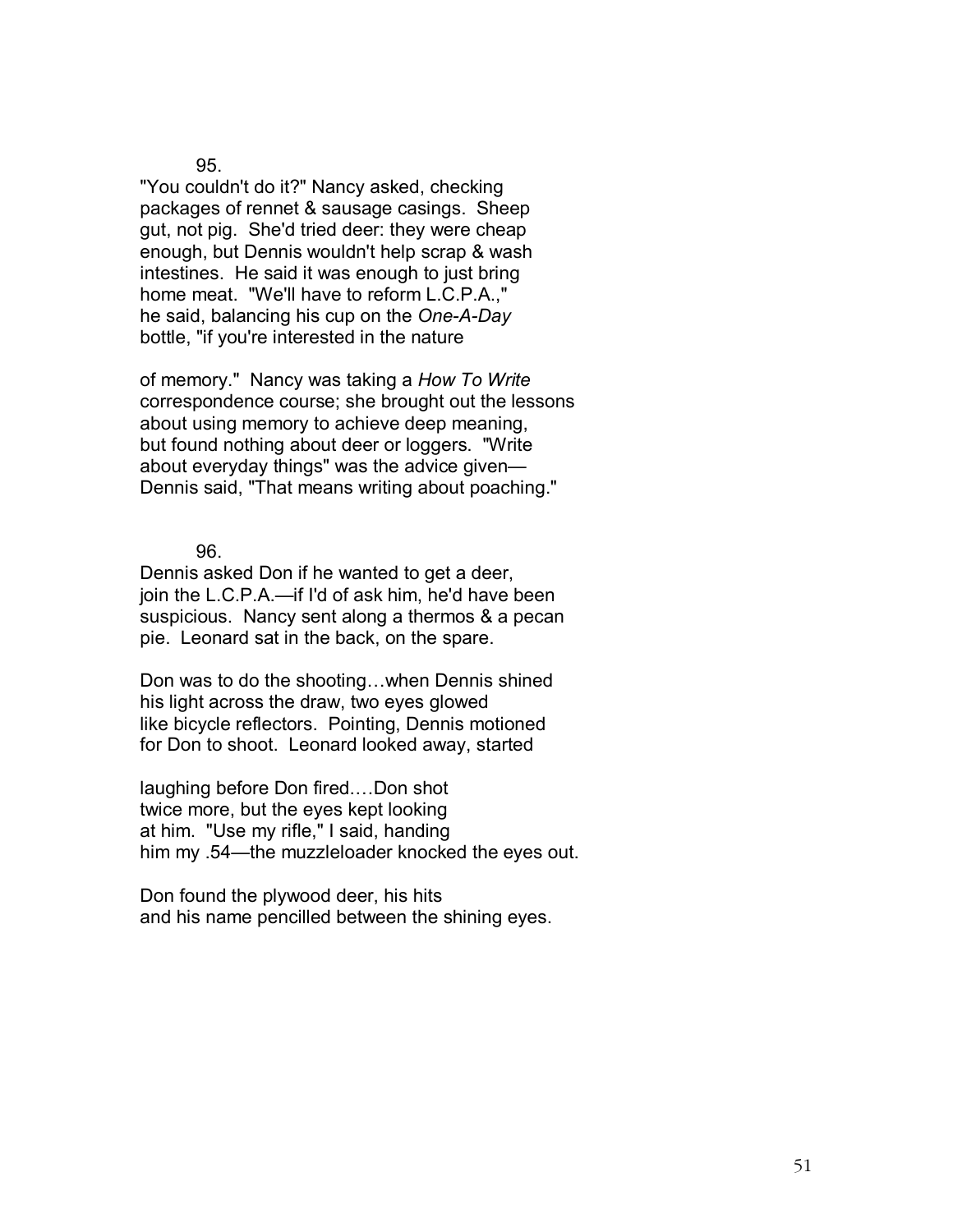95.

"You couldn't do it?" Nancy asked, checking
packages of rennet & sausage casings. Sheep
gut, not pig. She'd tried deer: they were cheap
enough, but Dennis wouldn't help scrap & wash
intestines. He said it was enough to just bring
home meat. "We'll have to reform L.C.P.A.,"
he said, balancing his cup on the *One-A-Day*
bottle, "if you're interested in the nature

of memory." Nancy was taking a *How To Write*
correspondence course; she brought out the lessons
about using memory to achieve deep meaning,
but found nothing about deer or loggers. "Write
about everyday things" was the advice given—
Dennis said, "That means writing about poaching."

96.

Dennis asked Don if he wanted to get a deer,
join the L.C.P.A.—if I'd of ask him, he'd have been
suspicious. Nancy sent along a thermos & a pecan
pie. Leonard sat in the back, on the spare.

Don was to do the shooting…when Dennis shined
his light across the draw, two eyes glowed
like bicycle reflectors. Pointing, Dennis motioned
for Don to shoot. Leonard looked away, started

laughing before Don fired.…Don shot
twice more, but the eyes kept looking
at him. "Use my rifle," I said, handing
him my .54—the muzzleloader knocked the eyes out.

Don found the plywood deer, his hits
and his name pencilled between the shining eyes.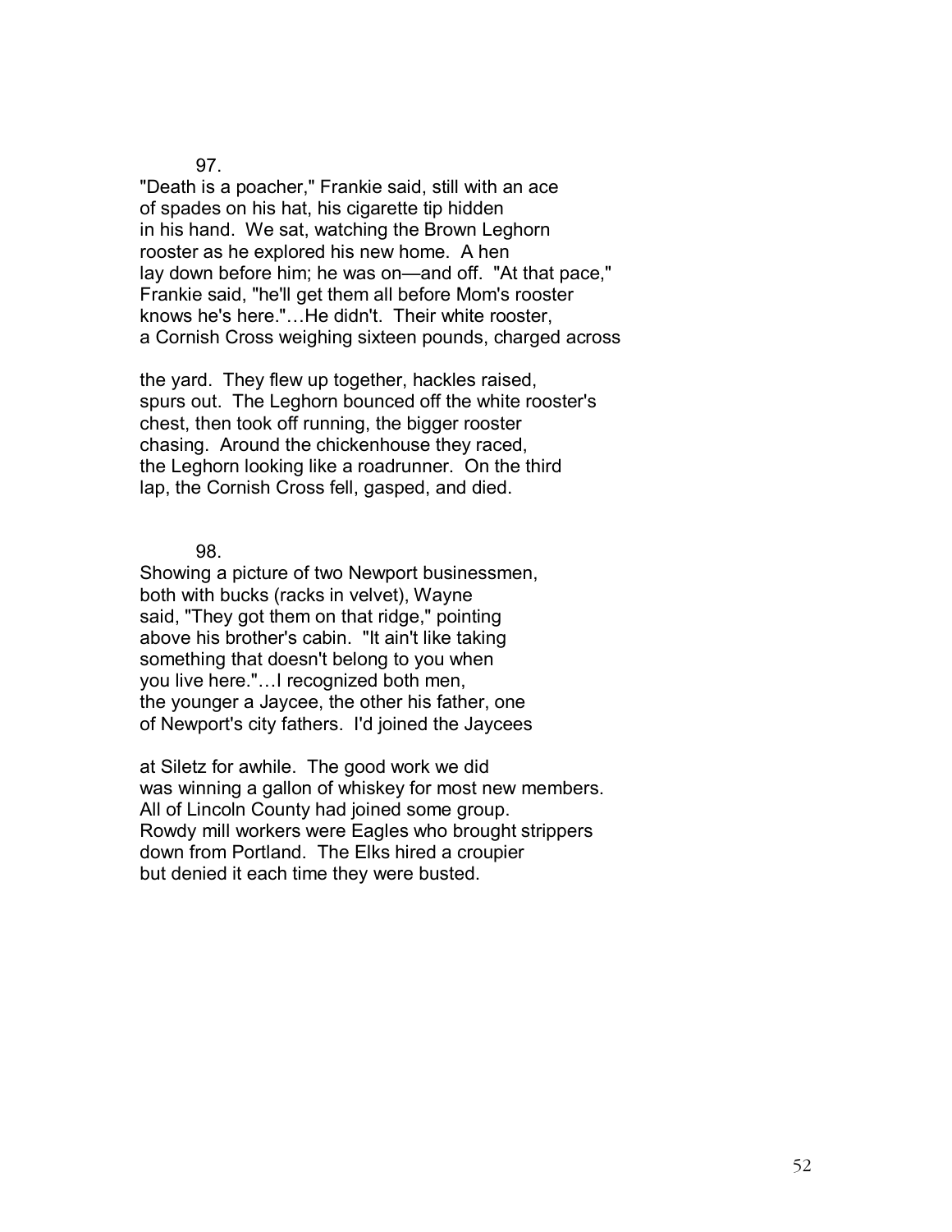97.

"Death is a poacher," Frankie said, still with an ace
of spades on his hat, his cigarette tip hidden
in his hand. We sat, watching the Brown Leghorn
rooster as he explored his new home. A hen
lay down before him; he was on—and off. "At that pace,"
Frankie said, "he'll get them all before Mom's rooster
knows he's here."…He didn't. Their white rooster,
a Cornish Cross weighing sixteen pounds, charged across

the yard. They flew up together, hackles raised,
spurs out. The Leghorn bounced off the white rooster's
chest, then took off running, the bigger rooster
chasing. Around the chickenhouse they raced,
the Leghorn looking like a roadrunner. On the third
lap, the Cornish Cross fell, gasped, and died.

98.

Showing a picture of two Newport businessmen,
both with bucks (racks in velvet), Wayne
said, "They got them on that ridge," pointing
above his brother's cabin. "It ain't like taking
something that doesn't belong to you when
you live here."…I recognized both men,
the younger a Jaycee, the other his father, one
of Newport's city fathers. I'd joined the Jaycees

at Siletz for awhile. The good work we did
was winning a gallon of whiskey for most new members.
All of Lincoln County had joined some group.
Rowdy mill workers were Eagles who brought strippers
down from Portland. The Elks hired a croupier
but denied it each time they were busted.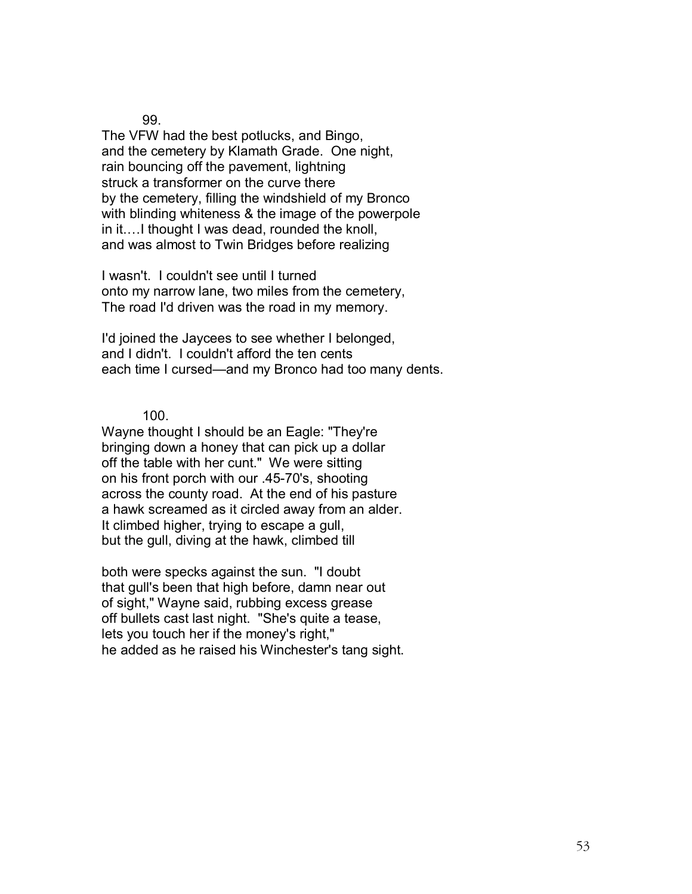99.

The VFW had the best potlucks, and Bingo,
and the cemetery by Klamath Grade. One night,
rain bouncing off the pavement, lightning
struck a transformer on the curve there
by the cemetery, filling the windshield of my Bronco
with blinding whiteness & the image of the powerpole
in it.…I thought I was dead, rounded the knoll,
and was almost to Twin Bridges before realizing

I wasn't. I couldn't see until I turned
onto my narrow lane, two miles from the cemetery,
The road I'd driven was the road in my memory.

I'd joined the Jaycees to see whether I belonged,
and I didn't. I couldn't afford the ten cents
each time I cursed—and my Bronco had too many dents.

100.

Wayne thought I should be an Eagle: "They're
bringing down a honey that can pick up a dollar
off the table with her cunt." We were sitting
on his front porch with our .45-70's, shooting
across the county road. At the end of his pasture
a hawk screamed as it circled away from an alder.
It climbed higher, trying to escape a gull,
but the gull, diving at the hawk, climbed till

both were specks against the sun. "I doubt
that gull's been that high before, damn near out
of sight," Wayne said, rubbing excess grease
off bullets cast last night. "She's quite a tease,
lets you touch her if the money's right,"
he added as he raised his Winchester's tang sight.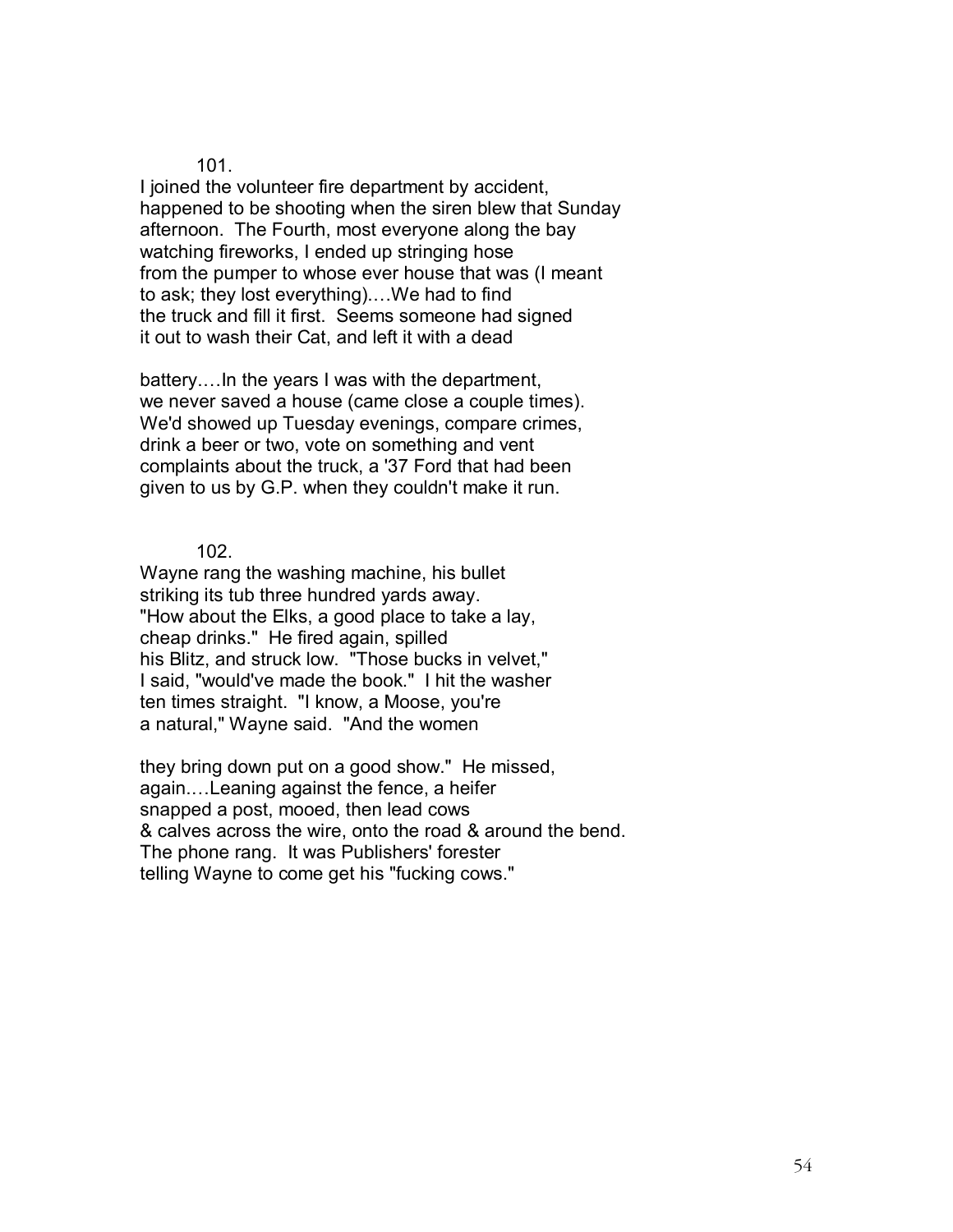101.

I joined the volunteer fire department by accident,
happened to be shooting when the siren blew that Sunday
afternoon. The Fourth, most everyone along the bay
watching fireworks, I ended up stringing hose
from the pumper to whose ever house that was (I meant
to ask; they lost everything).…We had to find
the truck and fill it first. Seems someone had signed
it out to wash their Cat, and left it with a dead

battery.…In the years I was with the department,
we never saved a house (came close a couple times).
We'd showed up Tuesday evenings, compare crimes,
drink a beer or two, vote on something and vent
complaints about the truck, a '37 Ford that had been
given to us by G.P. when they couldn't make it run.

102.

Wayne rang the washing machine, his bullet
striking its tub three hundred yards away.
"How about the Elks, a good place to take a lay,
cheap drinks." He fired again, spilled
his Blitz, and struck low. "Those bucks in velvet,"
I said, "would've made the book." I hit the washer
ten times straight. "I know, a Moose, you're
a natural," Wayne said. "And the women

they bring down put on a good show." He missed,
again.…Leaning against the fence, a heifer
snapped a post, mooed, then lead cows
& calves across the wire, onto the road & around the bend.
The phone rang. It was Publishers' forester
telling Wayne to come get his "fucking cows."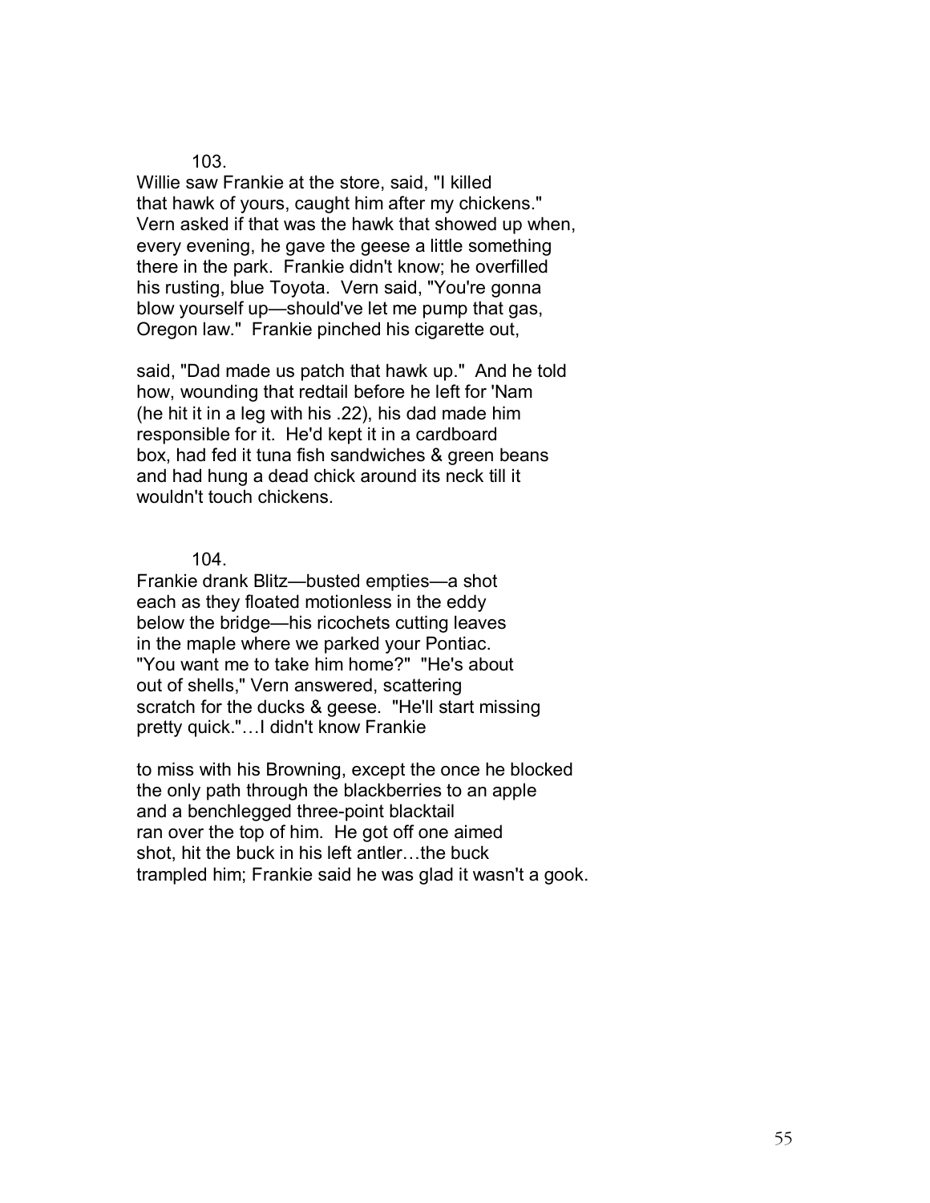103.

Willie saw Frankie at the store, said, "I killed
that hawk of yours, caught him after my chickens."
Vern asked if that was the hawk that showed up when,
every evening, he gave the geese a little something
there in the park. Frankie didn't know; he overfilled
his rusting, blue Toyota. Vern said, "You're gonna
blow yourself up—should've let me pump that gas,
Oregon law." Frankie pinched his cigarette out,

said, "Dad made us patch that hawk up." And he told
how, wounding that redtail before he left for 'Nam
(he hit it in a leg with his .22), his dad made him
responsible for it. He'd kept it in a cardboard
box, had fed it tuna fish sandwiches & green beans
and had hung a dead chick around its neck till it
wouldn't touch chickens.

104.

Frankie drank Blitz—busted empties—a shot
each as they floated motionless in the eddy
below the bridge—his ricochets cutting leaves
in the maple where we parked your Pontiac.
"You want me to take him home?" "He's about
out of shells," Vern answered, scattering
scratch for the ducks & geese. "He'll start missing
pretty quick."…I didn't know Frankie

to miss with his Browning, except the once he blocked
the only path through the blackberries to an apple
and a benchlegged three-point blacktail
ran over the top of him. He got off one aimed
shot, hit the buck in his left antler…the buck
trampled him; Frankie said he was glad it wasn't a gook.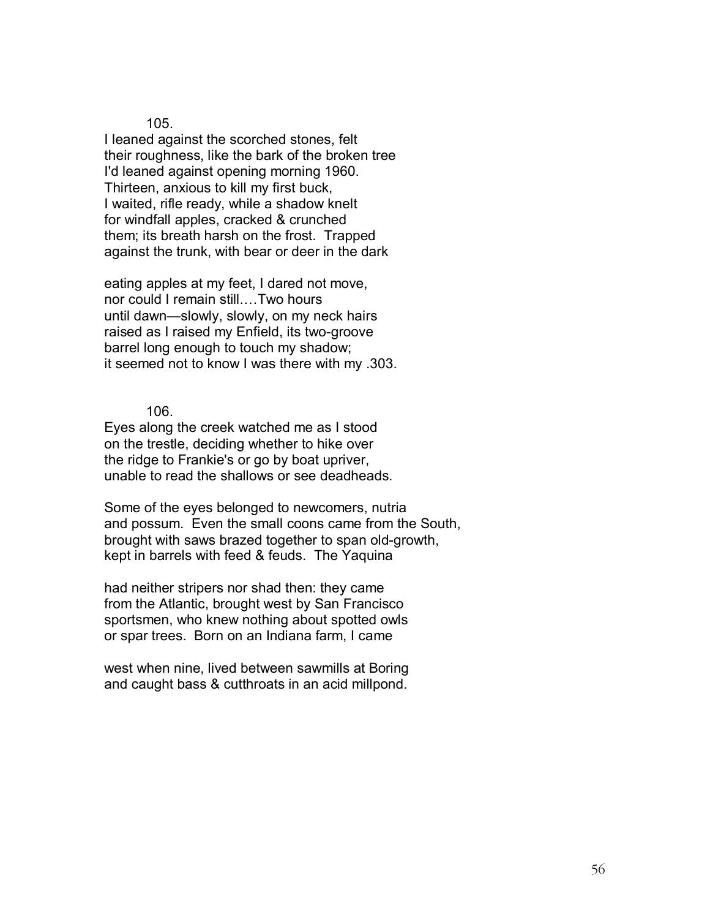105.

I leaned against the scorched stones, felt
their roughness, like the bark of the broken tree
I'd leaned against opening morning 1960.
Thirteen, anxious to kill my first buck,
I waited, rifle ready, while a shadow knelt
for windfall apples, cracked & crunched
them; its breath harsh on the frost. Trapped
against the trunk, with bear or deer in the dark

eating apples at my feet, I dared not move,
nor could I remain still.…Two hours
until dawn—slowly, slowly, on my neck hairs
raised as I raised my Enfield, its two-groove
barrel long enough to touch my shadow;
it seemed not to know I was there with my .303.

106.

Eyes along the creek watched me as I stood
on the trestle, deciding whether to hike over
the ridge to Frankie's or go by boat upriver,
unable to read the shallows or see deadheads.

Some of the eyes belonged to newcomers, nutria
and possum. Even the small coons came from the South,
brought with saws brazed together to span old-growth,
kept in barrels with feed & feuds. The Yaquina

had neither stripers nor shad then: they came
from the Atlantic, brought west by San Francisco
sportsmen, who knew nothing about spotted owls
or spar trees. Born on an Indiana farm, I came

west when nine, lived between sawmills at Boring
and caught bass & cutthroats in an acid millpond.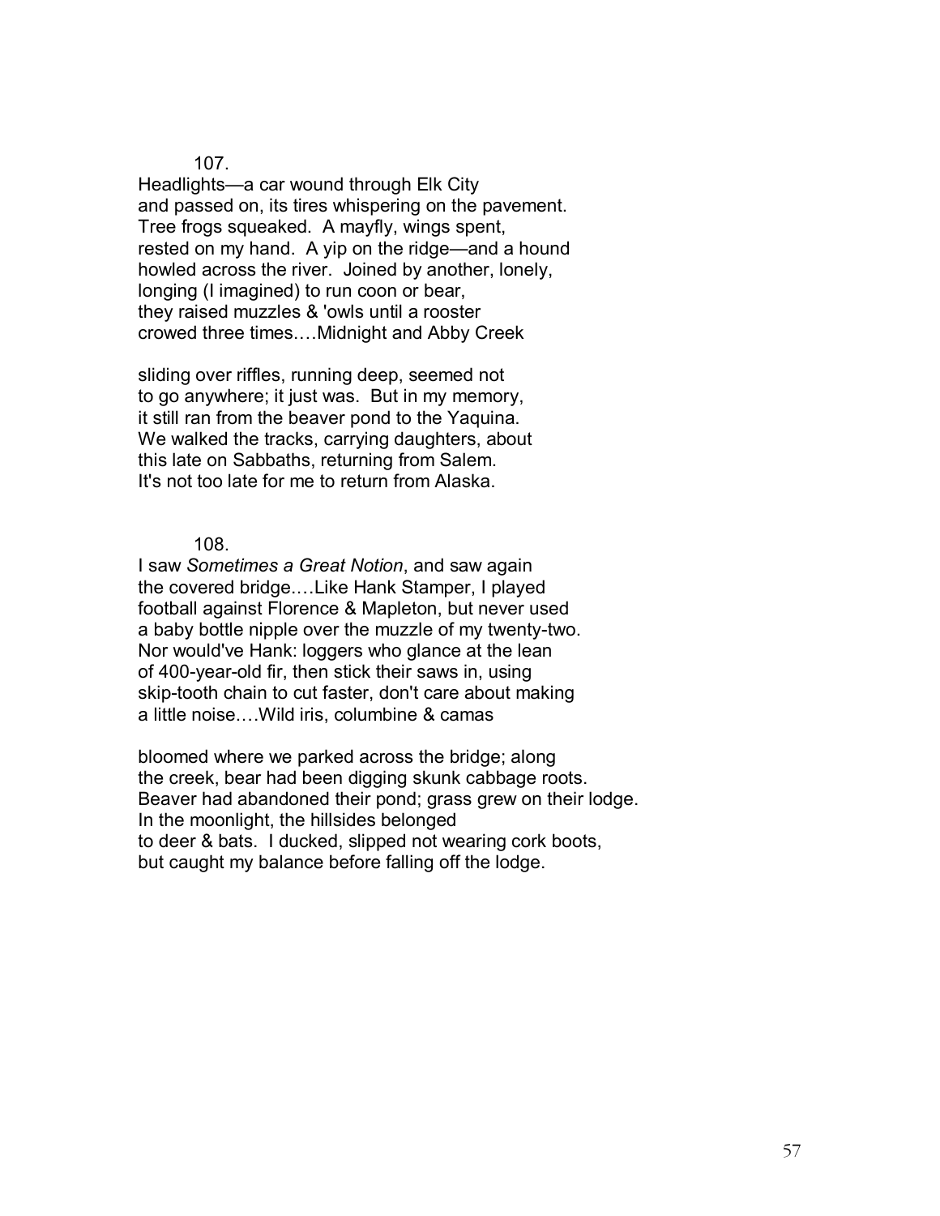107.

Headlights—a car wound through Elk City
and passed on, its tires whispering on the pavement.
Tree frogs squeaked. A mayfly, wings spent,
rested on my hand. A yip on the ridge—and a hound
howled across the river. Joined by another, lonely,
longing (I imagined) to run coon or bear,
they raised muzzles & 'owls until a rooster
crowed three times.…Midnight and Abby Creek

sliding over riffles, running deep, seemed not
to go anywhere; it just was. But in my memory,
it still ran from the beaver pond to the Yaquina.
We walked the tracks, carrying daughters, about
this late on Sabbaths, returning from Salem.
It's not too late for me to return from Alaska.

108.

I saw *Sometimes a Great Notion*, and saw again
the covered bridge.…Like Hank Stamper, I played
football against Florence & Mapleton, but never used
a baby bottle nipple over the muzzle of my twenty-two.
Nor would've Hank: loggers who glance at the lean
of 400-year-old fir, then stick their saws in, using
skip-tooth chain to cut faster, don't care about making
a little noise.…Wild iris, columbine & camas

bloomed where we parked across the bridge; along
the creek, bear had been digging skunk cabbage roots.
Beaver had abandoned their pond; grass grew on their lodge.
In the moonlight, the hillsides belonged
to deer & bats. I ducked, slipped not wearing cork boots,
but caught my balance before falling off the lodge.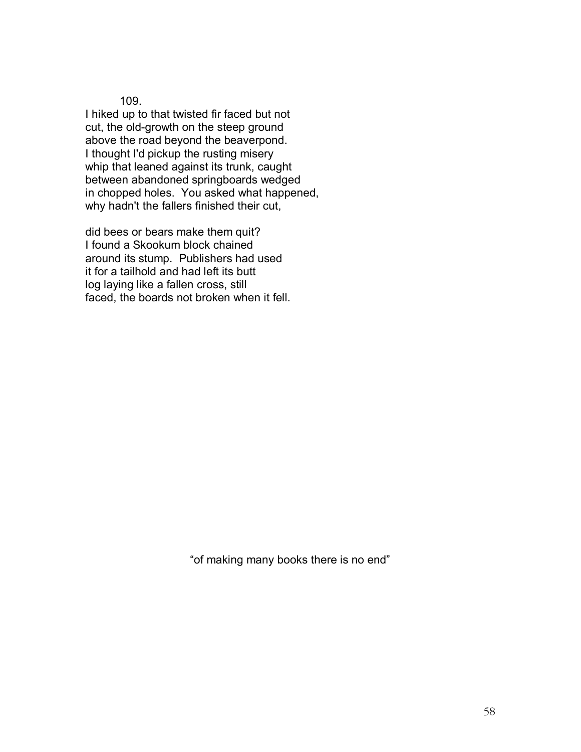109.

I hiked up to that twisted fir faced but not
cut, the old-growth on the steep ground
above the road beyond the beaverpond.
I thought I'd pickup the rusting misery
whip that leaned against its trunk, caught
between abandoned springboards wedged
in chopped holes.  You asked what happened,
why hadn't the fallers finished their cut,

did bees or bears make them quit?
I found a Skookum block chained
around its stump.  Publishers had used
it for a tailhold and had left its butt
log laying like a fallen cross, still
faced, the boards not broken when it fell.

"of making many books there is no end"